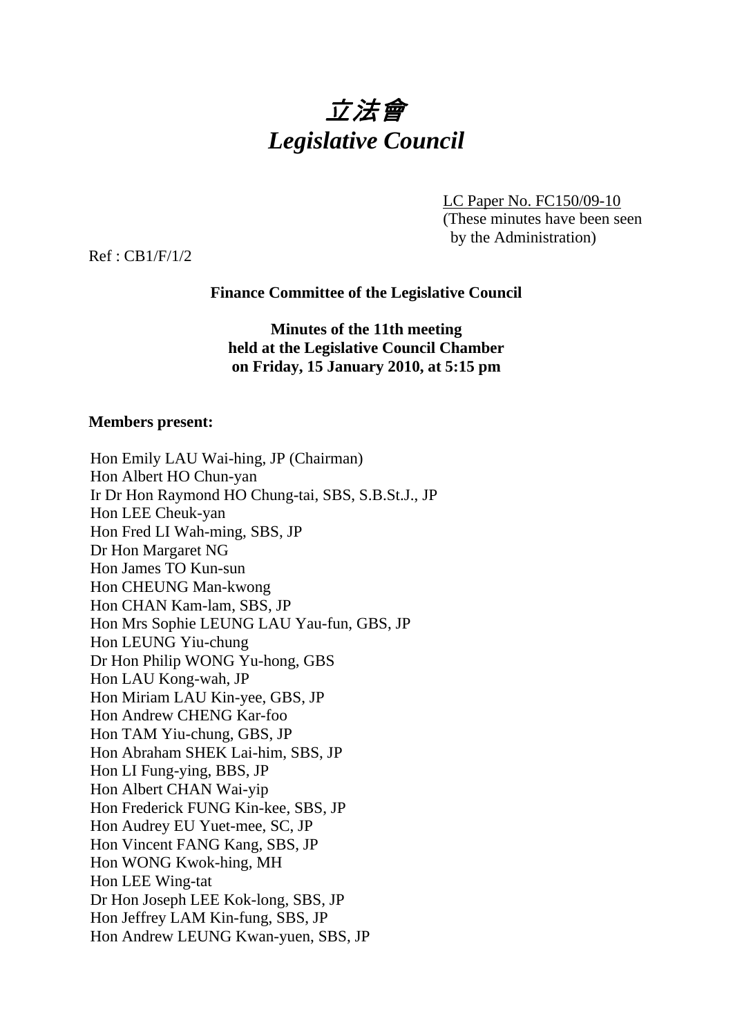# *立法會*
# *Legislative Council*

LC Paper No. FC150/09-10
(These minutes have been seen by the Administration)

Ref : CB1/F/1/2

**Finance Committee of the Legislative Council**

**Minutes of the 11th meeting held at the Legislative Council Chamber on Friday, 15 January 2010, at 5:15 pm**

**Members present:**

Hon Emily LAU Wai-hing, JP (Chairman)
Hon Albert HO Chun-yan
Ir Dr Hon Raymond HO Chung-tai, SBS, S.B.St.J., JP
Hon LEE Cheuk-yan
Hon Fred LI Wah-ming, SBS, JP
Dr Hon Margaret NG
Hon James TO Kun-sun
Hon CHEUNG Man-kwong
Hon CHAN Kam-lam, SBS, JP
Hon Mrs Sophie LEUNG LAU Yau-fun, GBS, JP
Hon LEUNG Yiu-chung
Dr Hon Philip WONG Yu-hong, GBS
Hon LAU Kong-wah, JP
Hon Miriam LAU Kin-yee, GBS, JP
Hon Andrew CHENG Kar-foo
Hon TAM Yiu-chung, GBS, JP
Hon Abraham SHEK Lai-him, SBS, JP
Hon LI Fung-ying, BBS, JP
Hon Albert CHAN Wai-yip
Hon Frederick FUNG Kin-kee, SBS, JP
Hon Audrey EU Yuet-mee, SC, JP
Hon Vincent FANG Kang, SBS, JP
Hon WONG Kwok-hing, MH
Hon LEE Wing-tat
Dr Hon Joseph LEE Kok-long, SBS, JP
Hon Jeffrey LAM Kin-fung, SBS, JP
Hon Andrew LEUNG Kwan-yuen, SBS, JP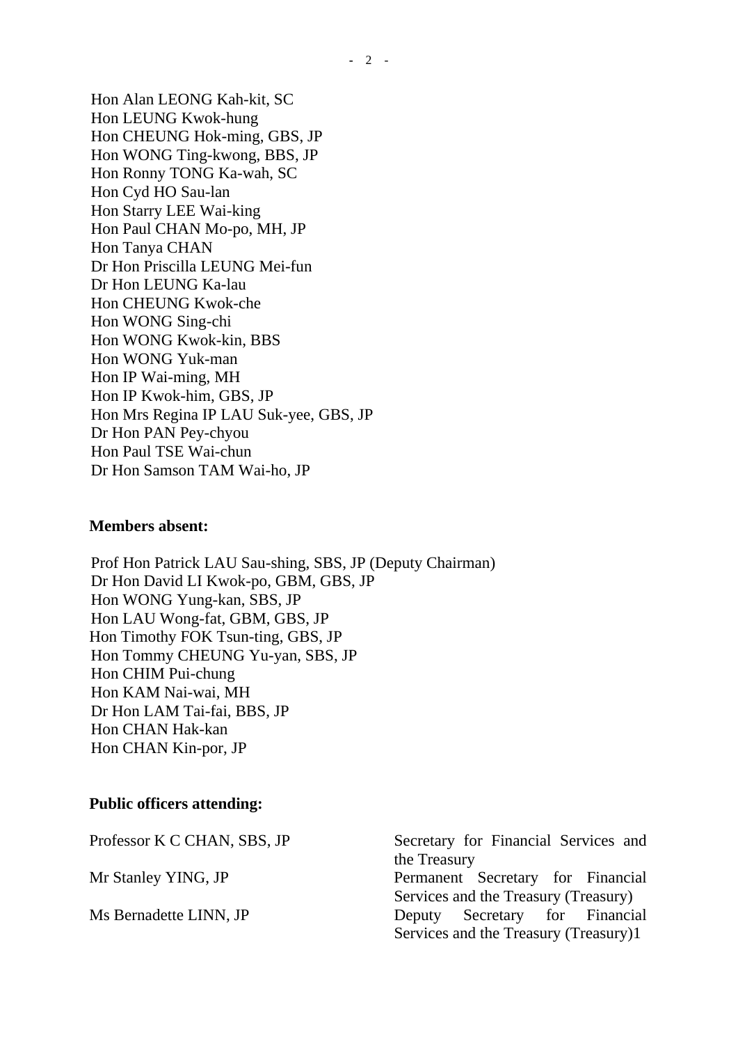Hon Alan LEONG Kah-kit, SC
Hon LEUNG Kwok-hung
Hon CHEUNG Hok-ming, GBS, JP
Hon WONG Ting-kwong, BBS, JP
Hon Ronny TONG Ka-wah, SC
Hon Cyd HO Sau-lan
Hon Starry LEE Wai-king
Hon Paul CHAN Mo-po, MH, JP
Hon Tanya CHAN
Dr Hon Priscilla LEUNG Mei-fun
Dr Hon LEUNG Ka-lau
Hon CHEUNG Kwok-che
Hon WONG Sing-chi
Hon WONG Kwok-kin, BBS
Hon WONG Yuk-man
Hon IP Wai-ming, MH
Hon IP Kwok-him, GBS, JP
Hon Mrs Regina IP LAU Suk-yee, GBS, JP
Dr Hon PAN Pey-chyou
Hon Paul TSE Wai-chun
Dr Hon Samson TAM Wai-ho, JP

**Members absent:**

Prof Hon Patrick LAU Sau-shing, SBS, JP (Deputy Chairman)
Dr Hon David LI Kwok-po, GBM, GBS, JP
Hon WONG Yung-kan, SBS, JP
Hon LAU Wong-fat, GBM, GBS, JP
Hon Timothy FOK Tsun-ting, GBS, JP
Hon Tommy CHEUNG Yu-yan, SBS, JP
Hon CHIM Pui-chung
Hon KAM Nai-wai, MH
Dr Hon LAM Tai-fai, BBS, JP
Hon CHAN Hak-kan
Hon CHAN Kin-por, JP

**Public officers attending:**

| | |
|---|---|
| Professor K C CHAN, SBS, JP | Secretary for Financial Services and the Treasury |
| Mr Stanley YING, JP | Permanent Secretary for Financial Services and the Treasury (Treasury) |
| Ms Bernadette LINN, JP | Deputy Secretary for Financial Services and the Treasury (Treasury)1 |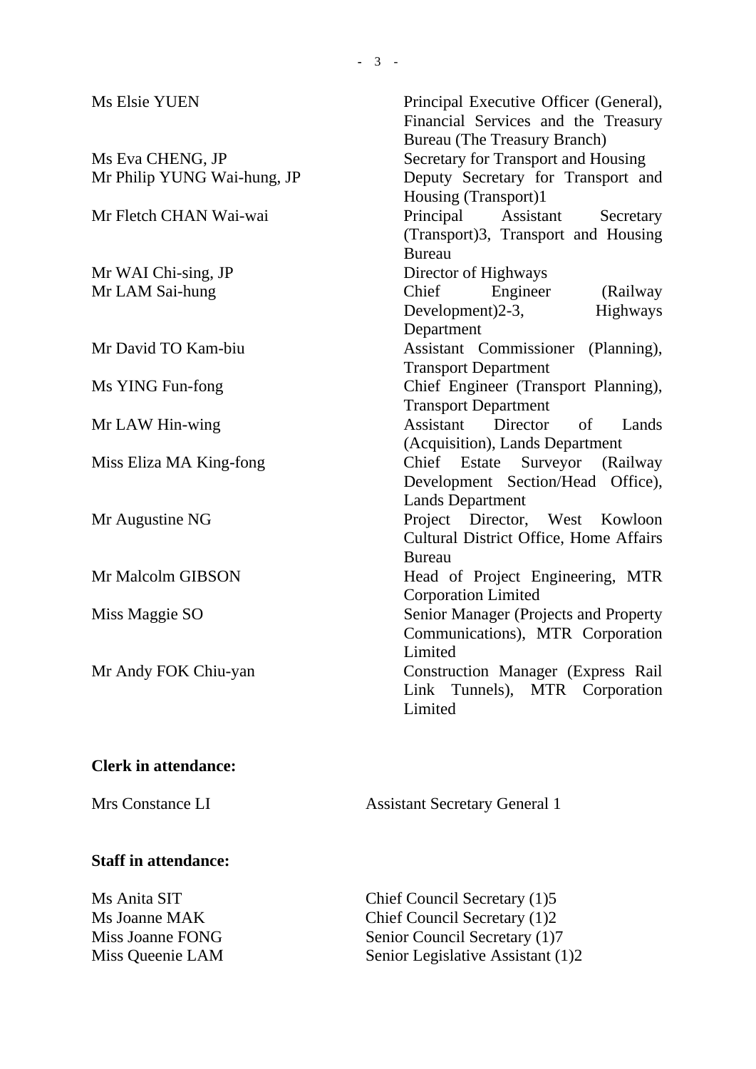| | |
|---|---|
| Ms Elsie YUEN | Principal Executive Officer (General), Financial Services and the Treasury Bureau (The Treasury Branch) |
| Ms Eva CHENG, JP | Secretary for Transport and Housing |
| Mr Philip YUNG Wai-hung, JP | Deputy Secretary for Transport and Housing (Transport)1 |
| Mr Fletch CHAN Wai-wai | Principal Assistant Secretary (Transport)3, Transport and Housing Bureau |
| Mr WAI Chi-sing, JP | Director of Highways |
| Mr LAM Sai-hung | Chief Engineer (Railway Development)2-3, Highways Department |
| Mr David TO Kam-biu | Assistant Commissioner (Planning), Transport Department |
| Ms YING Fun-fong | Chief Engineer (Transport Planning), Transport Department |
| Mr LAW Hin-wing | Assistant Director of Lands (Acquisition), Lands Department |
| Miss Eliza MA King-fong | Chief Estate Surveyor (Railway Development Section/Head Office), Lands Department |
| Mr Augustine NG | Project Director, West Kowloon Cultural District Office, Home Affairs Bureau |
| Mr Malcolm GIBSON | Head of Project Engineering, MTR Corporation Limited |
| Miss Maggie SO | Senior Manager (Projects and Property Communications), MTR Corporation Limited |
| Mr Andy FOK Chiu-yan | Construction Manager (Express Rail Link Tunnels), MTR Corporation Limited |

**Clerk in attendance:**

| | |
|---|---|
| Mrs Constance LI | Assistant Secretary General 1 |

**Staff in attendance:**

| | |
|---|---|
| Ms Anita SIT | Chief Council Secretary (1)5 |
| Ms Joanne MAK | Chief Council Secretary (1)2 |
| Miss Joanne FONG | Senior Council Secretary (1)7 |
| Miss Queenie LAM | Senior Legislative Assistant (1)2 |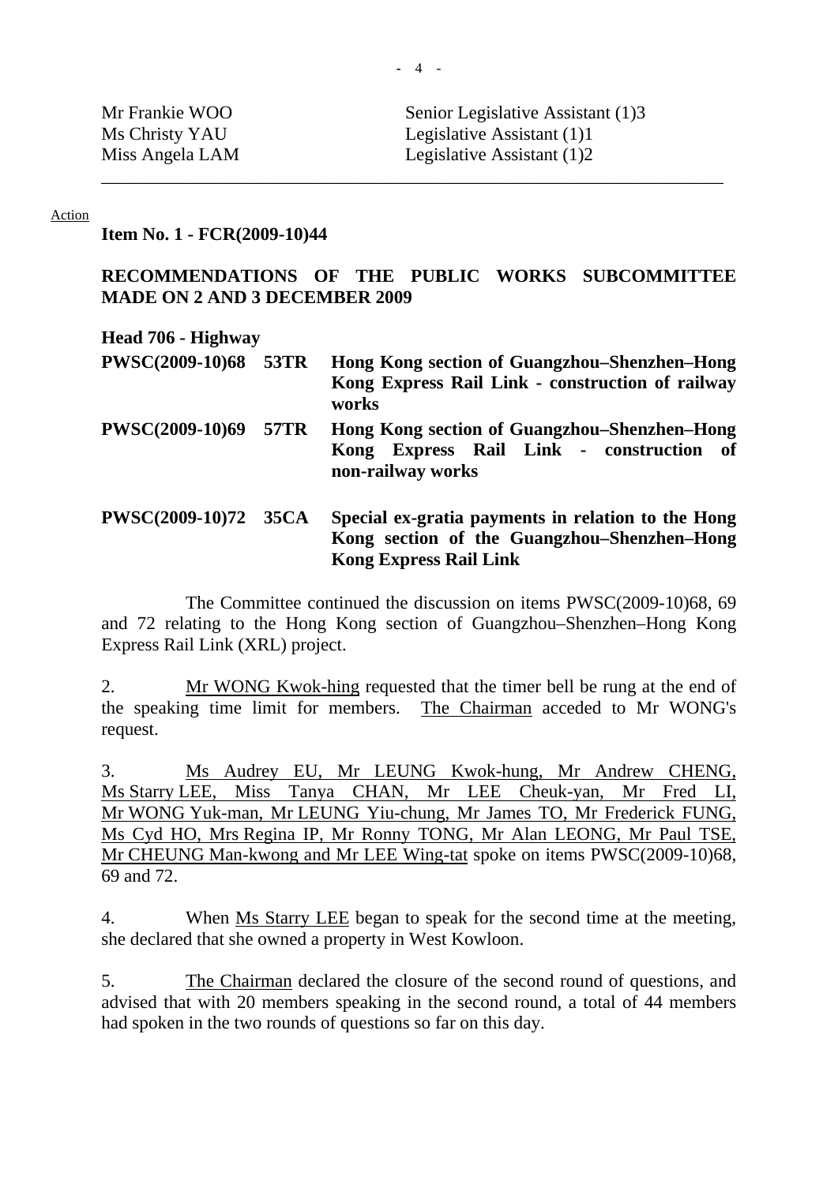| | |
|---|---|
| Mr Frankie WOO | Senior Legislative Assistant (1)3 |
| Ms Christy YAU | Legislative Assistant (1)1 |
| Miss Angela LAM | Legislative Assistant (1)2 |

---

Action

**Item No. 1 - FCR(2009-10)44**

**RECOMMENDATIONS OF THE PUBLIC WORKS SUBCOMMITTEE MADE ON 2 AND 3 DECEMBER 2009**

**Head 706 - Highway**

| | | |
|---|---|---|
| **PWSC(2009-10)68** | **53TR** | **Hong Kong section of Guangzhou–Shenzhen–Hong Kong Express Rail Link - construction of railway works** |
| **PWSC(2009-10)69** | **57TR** | **Hong Kong section of Guangzhou–Shenzhen–Hong Kong Express Rail Link - construction of non-railway works** |
| **PWSC(2009-10)72** | **35CA** | **Special ex-gratia payments in relation to the Hong Kong section of the Guangzhou–Shenzhen–Hong Kong Express Rail Link** |

The Committee continued the discussion on items PWSC(2009-10)68, 69 and 72 relating to the Hong Kong section of Guangzhou–Shenzhen–Hong Kong Express Rail Link (XRL) project.

2. Mr WONG Kwok-hing requested that the timer bell be rung at the end of the speaking time limit for members. The Chairman acceded to Mr WONG's request.

3. Ms Audrey EU, Mr LEUNG Kwok-hung, Mr Andrew CHENG, Ms Starry LEE, Miss Tanya CHAN, Mr LEE Cheuk-yan, Mr Fred LI, Mr WONG Yuk-man, Mr LEUNG Yiu-chung, Mr James TO, Mr Frederick FUNG, Ms Cyd HO, Mrs Regina IP, Mr Ronny TONG, Mr Alan LEONG, Mr Paul TSE, Mr CHEUNG Man-kwong and Mr LEE Wing-tat spoke on items PWSC(2009-10)68, 69 and 72.

4. When Ms Starry LEE began to speak for the second time at the meeting, she declared that she owned a property in West Kowloon.

5. The Chairman declared the closure of the second round of questions, and advised that with 20 members speaking in the second round, a total of 44 members had spoken in the two rounds of questions so far on this day.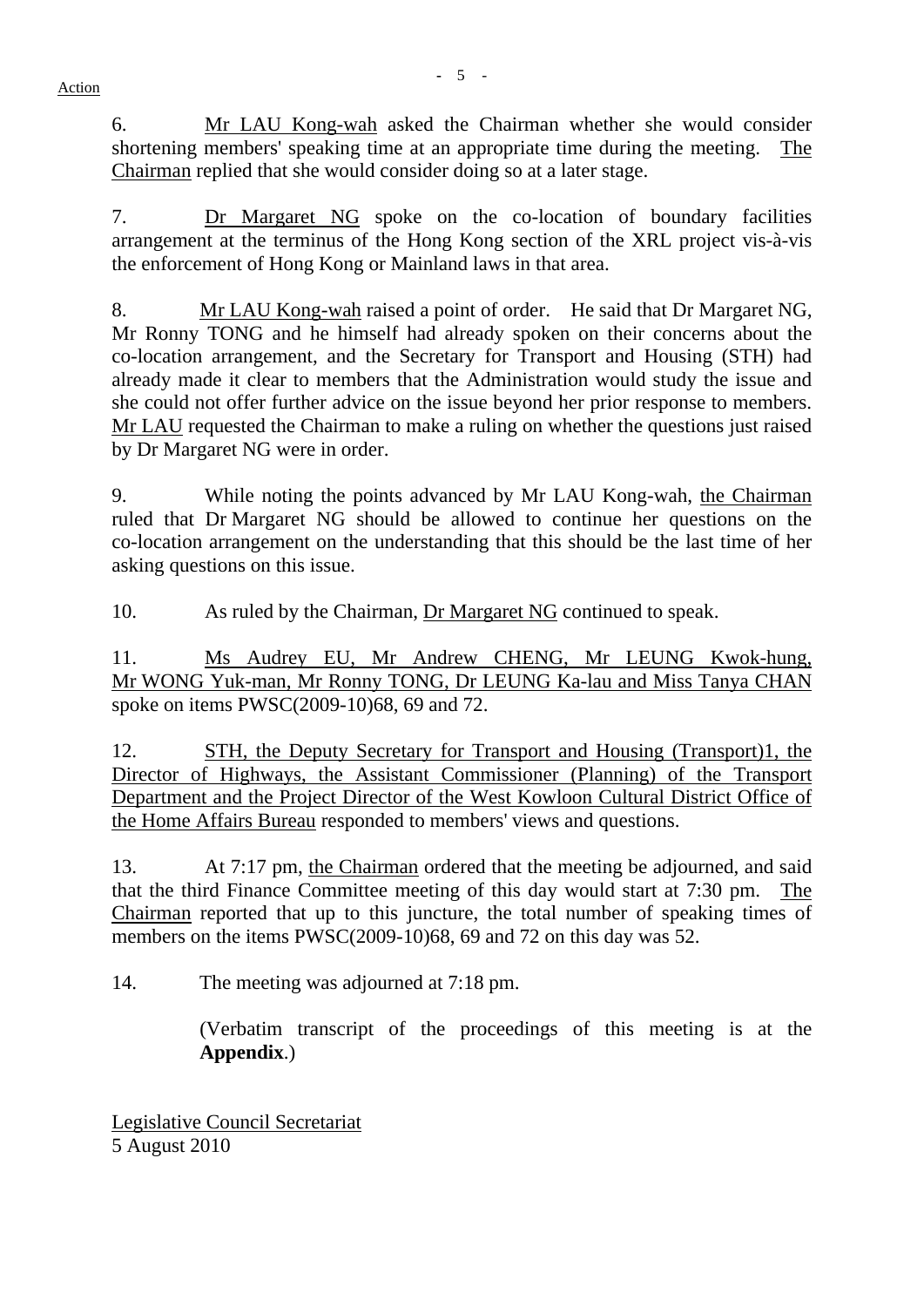6. Mr LAU Kong-wah asked the Chairman whether she would consider shortening members' speaking time at an appropriate time during the meeting. The Chairman replied that she would consider doing so at a later stage.

7. Dr Margaret NG spoke on the co-location of boundary facilities arrangement at the terminus of the Hong Kong section of the XRL project vis-à-vis the enforcement of Hong Kong or Mainland laws in that area.

8. Mr LAU Kong-wah raised a point of order. He said that Dr Margaret NG, Mr Ronny TONG and he himself had already spoken on their concerns about the co-location arrangement, and the Secretary for Transport and Housing (STH) had already made it clear to members that the Administration would study the issue and she could not offer further advice on the issue beyond her prior response to members. Mr LAU requested the Chairman to make a ruling on whether the questions just raised by Dr Margaret NG were in order.

9. While noting the points advanced by Mr LAU Kong-wah, the Chairman ruled that Dr Margaret NG should be allowed to continue her questions on the co-location arrangement on the understanding that this should be the last time of her asking questions on this issue.

10. As ruled by the Chairman, Dr Margaret NG continued to speak.

11. Ms Audrey EU, Mr Andrew CHENG, Mr LEUNG Kwok-hung, Mr WONG Yuk-man, Mr Ronny TONG, Dr LEUNG Ka-lau and Miss Tanya CHAN spoke on items PWSC(2009-10)68, 69 and 72.

12. STH, the Deputy Secretary for Transport and Housing (Transport)1, the Director of Highways, the Assistant Commissioner (Planning) of the Transport Department and the Project Director of the West Kowloon Cultural District Office of the Home Affairs Bureau responded to members' views and questions.

13. At 7:17 pm, the Chairman ordered that the meeting be adjourned, and said that the third Finance Committee meeting of this day would start at 7:30 pm. The Chairman reported that up to this juncture, the total number of speaking times of members on the items PWSC(2009-10)68, 69 and 72 on this day was 52.

14. The meeting was adjourned at 7:18 pm.

(Verbatim transcript of the proceedings of this meeting is at the **Appendix**.)

Legislative Council Secretariat
5 August 2010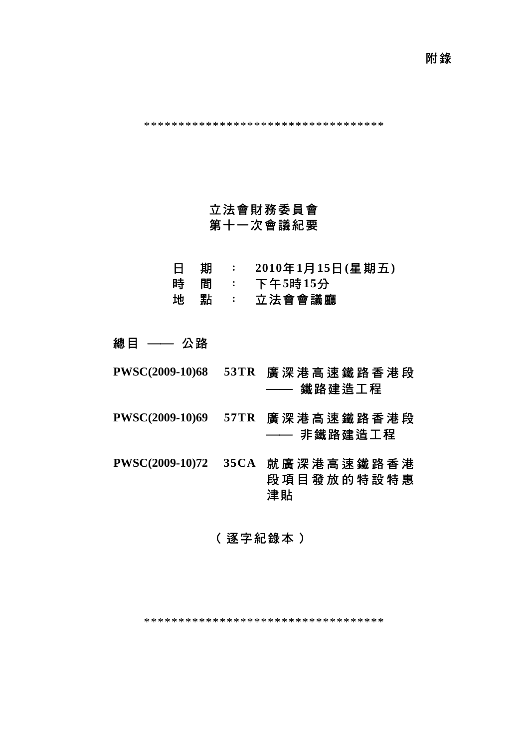附錄

************************************

# 立法會財務委員會
# 第十一次會議紀要

日　期　：　2010年1月15日(星期五)
時　間　：　下午5時15分
地　點　：　立法會會議廳

**總目 —— 公路**

| | | |
|---|---|---|
| **PWSC(2009-10)68** | **53TR** | **廣深港高速鐵路香港段 —— 鐵路建造工程** |
| **PWSC(2009-10)69** | **57TR** | **廣深港高速鐵路香港段 —— 非鐵路建造工程** |
| **PWSC(2009-10)72** | **35CA** | **就廣深港高速鐵路香港段項目發放的特設特惠津貼** |

**（逐字紀錄本）**

************************************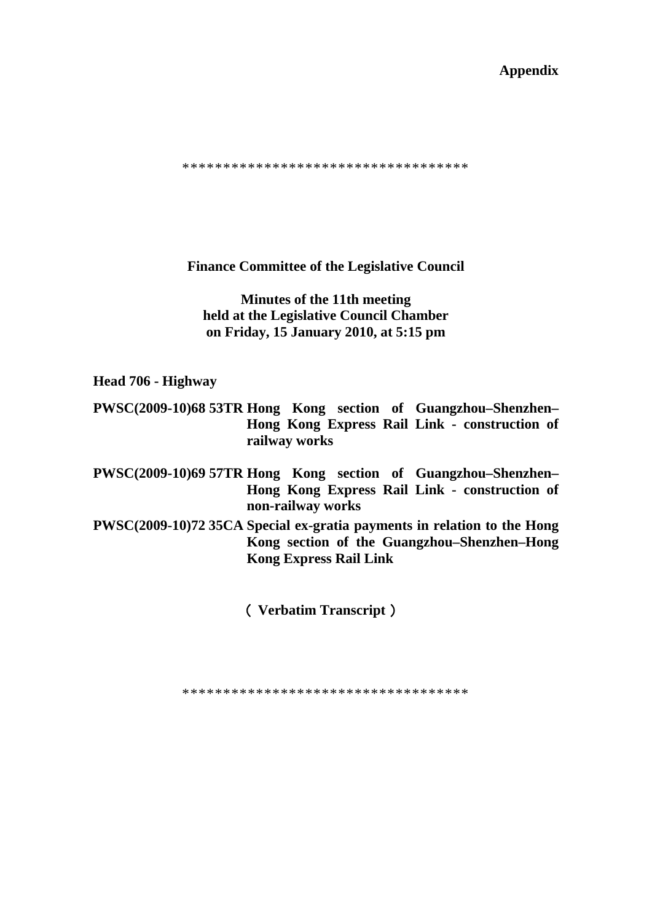**Appendix**

\*\*\*\*\*\*\*\*\*\*\*\*\*\*\*\*\*\*\*\*\*\*\*\*\*\*\*\*\*\*\*\*\*\*\*

**Finance Committee of the Legislative Council**

**Minutes of the 11th meeting**
**held at the Legislative Council Chamber**
**on Friday, 15 January 2010, at 5:15 pm**

**Head 706 - Highway**

**PWSC(2009-10)68 53TR Hong Kong section of Guangzhou–Shenzhen–Hong Kong Express Rail Link - construction of railway works**

**PWSC(2009-10)69 57TR Hong Kong section of Guangzhou–Shenzhen–Hong Kong Express Rail Link - construction of non-railway works**

**PWSC(2009-10)72 35CA Special ex-gratia payments in relation to the Hong Kong section of the Guangzhou–Shenzhen–Hong Kong Express Rail Link**

（ **Verbatim Transcript** ）

\*\*\*\*\*\*\*\*\*\*\*\*\*\*\*\*\*\*\*\*\*\*\*\*\*\*\*\*\*\*\*\*\*\*\*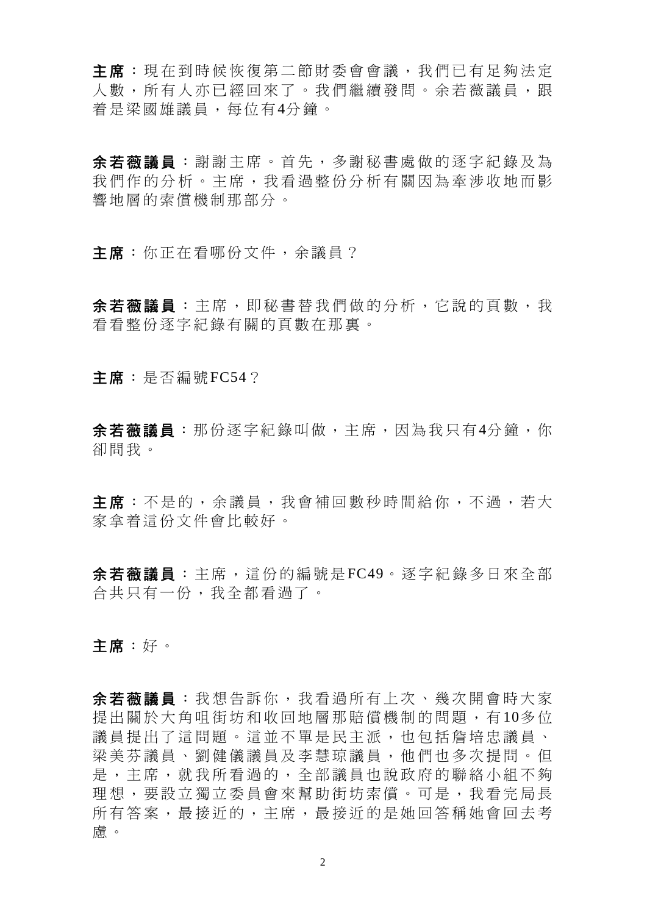**主席**：現在到時候恢復第二節財委會會議，我們已有足夠法定人數，所有人亦已經回來了。我們繼續發問。余若薇議員，跟着是梁國雄議員，每位有4分鐘。

**余若薇議員**：謝謝主席。首先，多謝秘書處做的逐字紀錄及為我們作的分析。主席，我看過整份分析有關因為牽涉收地而影響地層的索償機制那部分。

**主席**：你正在看哪份文件，余議員？

**余若薇議員**：主席，即秘書替我們做的分析，它說的頁數，我看看整份逐字紀錄有關的頁數在那裏。

**主席**：是否編號FC54？

**余若薇議員**：那份逐字紀錄叫做，主席，因為我只有4分鐘，你卻問我。

**主席**：不是的，余議員，我會補回數秒時間給你，不過，若大家拿着這份文件會比較好。

**余若薇議員**：主席，這份的編號是FC49。逐字紀錄多日來全部合共只有一份，我全都看過了。

**主席**：好。

**余若薇議員**：我想告訴你，我看過所有上次、幾次開會時大家提出關於大角咀街坊和收回地層那賠償機制的問題，有10多位議員提出了這問題。這並不單是民主派，也包括詹培忠議員、梁美芬議員、劉健儀議員及李慧琼議員，他們也多次提問。但是，主席，就我所看過的，全部議員也說政府的聯絡小組不夠理想，要設立獨立委員會來幫助街坊索償。可是，我看完局長所有答案，最接近的，主席，最接近的是她回答稱她會回去考慮。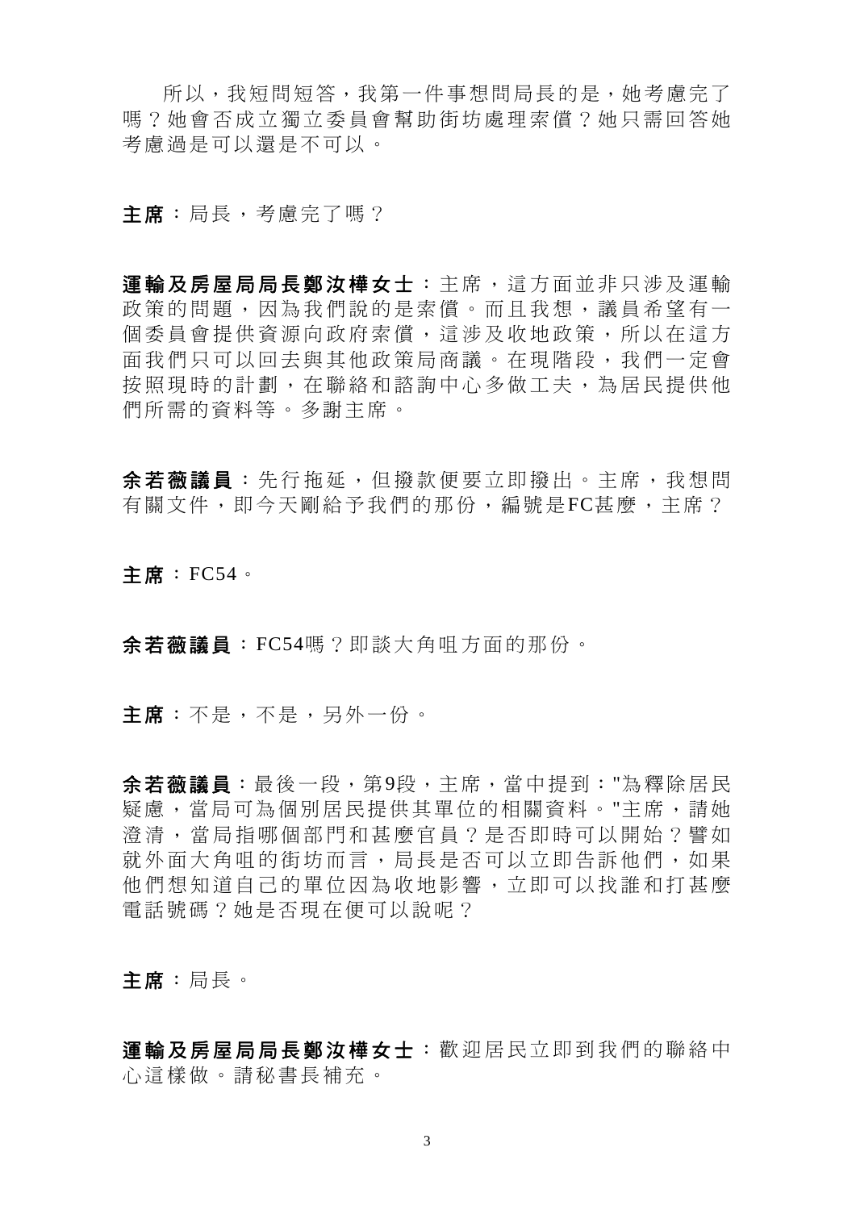所以，我短問短答，我第一件事想問局長的是，她考慮完了嗎？她會否成立獨立委員會幫助街坊處理索償？她只需回答她考慮過是可以還是不可以。

**主席**：局長，考慮完了嗎？

**運輸及房屋局局長鄭汝樺女士**：主席，這方面並非只涉及運輸政策的問題，因為我們說的是索償。而且我想，議員希望有一個委員會提供資源向政府索償，這涉及收地政策，所以在這方面我們只可以回去與其他政策局商議。在現階段，我們一定會按照現時的計劃，在聯絡和諮詢中心多做工夫，為居民提供他們所需的資料等。多謝主席。

**余若薇議員**：先行拖延，但撥款便要立即撥出。主席，我想問有關文件，即今天剛給予我們的那份，編號是FC甚麼，主席？

**主席**：FC54。

**余若薇議員**：FC54嗎？即談大角咀方面的那份。

**主席**：不是，不是，另外一份。

**余若薇議員**：最後一段，第9段，主席，當中提到："為釋除居民疑慮，當局可為個別居民提供其單位的相關資料。"主席，請她澄清，當局指哪個部門和甚麼官員？是否即時可以開始？譬如就外面大角咀的街坊而言，局長是否可以立即告訴他們，如果他們想知道自己的單位因為收地影響，立即可以找誰和打甚麼電話號碼？她是否現在便可以說呢？

**主席**：局長。

**運輸及房屋局局長鄭汝樺女士**：歡迎居民立即到我們的聯絡中心這樣做。請秘書長補充。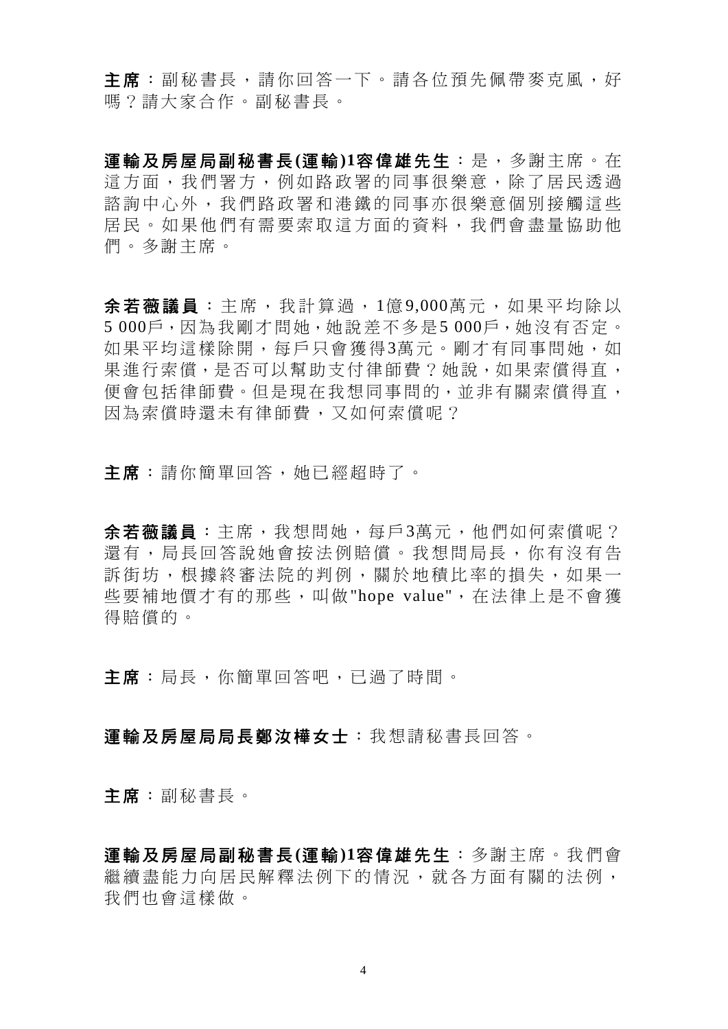**主席**：副秘書長，請你回答一下。請各位預先佩帶麥克風，好嗎？請大家合作。副秘書長。

**運輸及房屋局副秘書長(運輸)1容偉雄先生**：是，多謝主席。在這方面，我們署方，例如路政署的同事很樂意，除了居民透過諮詢中心外，我們路政署和港鐵的同事亦很樂意個別接觸這些居民。如果他們有需要索取這方面的資料，我們會盡量協助他們。多謝主席。

**余若薇議員**：主席，我計算過，1億9,000萬元，如果平均除以5 000戶，因為我剛才問她，她說差不多是5 000戶，她沒有否定。如果平均這樣除開，每戶只會獲得3萬元。剛才有同事問她，如果進行索償，是否可以幫助支付律師費？她說，如果索償得直，便會包括律師費。但是現在我想同事問的，並非有關索償得直，因為索償時還未有律師費，又如何索償呢？

**主席**：請你簡單回答，她已經超時了。

**余若薇議員**：主席，我想問她，每戶3萬元，他們如何索償呢？還有，局長回答說她會按法例賠償。我想問局長，你有沒有告訴街坊，根據終審法院的判例，關於地積比率的損失，如果一些要補地價才有的那些，叫做"hope value"，在法律上是不會獲得賠償的。

**主席**：局長，你簡單回答吧，已過了時間。

**運輸及房屋局局長鄭汝樺女士**：我想請秘書長回答。

**主席**：副秘書長。

**運輸及房屋局副秘書長(運輸)1容偉雄先生**：多謝主席。我們會繼續盡能力向居民解釋法例下的情況，就各方面有關的法例，我們也會這樣做。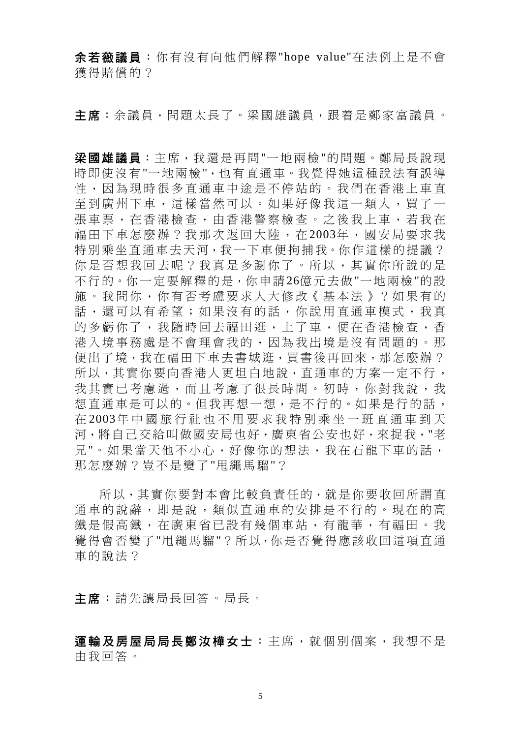**余若薇議員**：你有沒有向他們解釋"hope value"在法例上是不會獲得賠償的？

**主席**：余議員，問題太長了。梁國雄議員，跟着是鄭家富議員。

**梁國雄議員**：主席，我還是再問"一地兩檢"的問題。鄭局長說現時即使沒有"一地兩檢"，也有直通車。我覺得她這種說法有誤導性，因為現時很多直通車中途是不停站的。我們在香港上車直至到廣州下車，這樣當然可以。如果好像我這一類人，買了一張車票，在香港檢查，由香港警察檢查。之後我上車，若我在福田下車怎麼辦？我那次返回大陸，在2003年，國安局要求我特別乘坐直通車去天河，我一下車便拘捕我。你作這樣的提議？你是否想我回去呢？我真是多謝你了。所以，其實你所說的是不行的。你一定要解釋的是，你申請26億元去做"一地兩檢"的設施。我問你，你有否考慮要求人大修改《基本法》？如果有的話，還可以有希望；如果沒有的話，你說用直通車模式，我真的多虧你了，我隨時回去福田逛，上了車，便在香港檢查，香港入境事務處是不會理會我的，因為我出境是沒有問題的。那便出了境，我在福田下車去書城逛，買書後再回來，那怎麼辦？所以，其實你要向香港人更坦白地說，直通車的方案一定不行，我其實已考慮過，而且考慮了很長時間。初時，你對我說，我想直通車是可以的。但我再想一想，是不行的。如果是行的話，在2003年中國旅行社也不用要求我特別乘坐一班直通車到天河，將自己交給叫做國安局也好，廣東省公安也好，來捉我，"老兄"。如果當天他不小心，好像你的想法，我在石龍下車的話，那怎麼辦？豈不是變了"甩繩馬騮"？

所以，其實你要對本會比較負責任的，就是你要收回所謂直通車的說辭，即是說，類似直通車的安排是不行的。現在的高鐵是假高鐵，在廣東省已設有幾個車站，有龍華，有福田。我覺得會否變了"甩繩馬騮"？所以，你是否覺得應該收回這項直通車的說法？

**主席**：請先讓局長回答。局長。

**運輸及房屋局局長鄭汝樺女士**：主席，就個別個案，我想不是由我回答。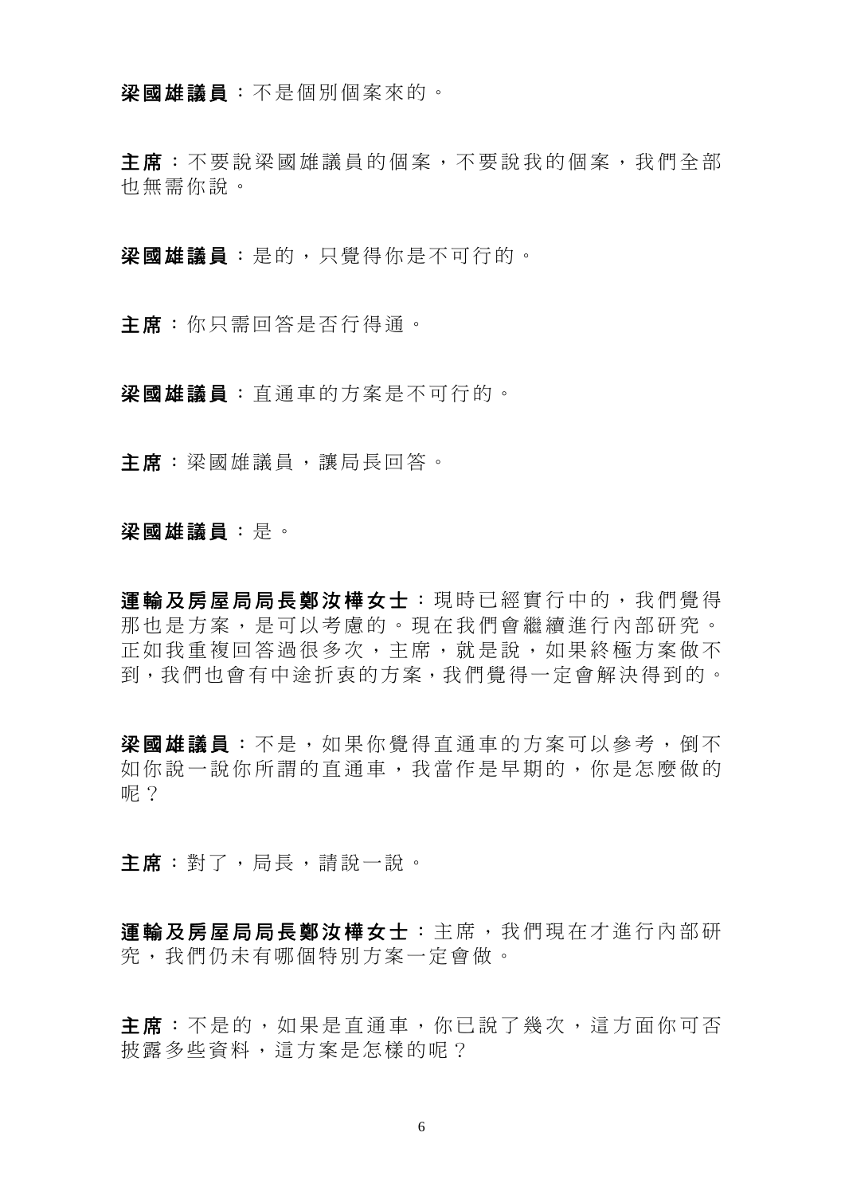**梁國雄議員**：不是個別個案來的。

**主席**：不要說梁國雄議員的個案，不要說我的個案，我們全部也無需你說。

**梁國雄議員**：是的，只覺得你是不可行的。

**主席**：你只需回答是否行得通。

**梁國雄議員**：直通車的方案是不可行的。

**主席**：梁國雄議員，讓局長回答。

**梁國雄議員**：是。

**運輸及房屋局局長鄭汝樺女士**：現時已經實行中的，我們覺得那也是方案，是可以考慮的。現在我們會繼續進行內部研究。正如我重複回答過很多次，主席，就是說，如果終極方案做不到，我們也會有中途折衷的方案，我們覺得一定會解決得到的。

**梁國雄議員**：不是，如果你覺得直通車的方案可以參考，倒不如你說一說你所謂的直通車，我當作是早期的，你是怎麼做的呢？

**主席**：對了，局長，請說一說。

**運輸及房屋局局長鄭汝樺女士**：主席，我們現在才進行內部研究，我們仍未有哪個特別方案一定會做。

**主席**：不是的，如果是直通車，你已說了幾次，這方面你可否披露多些資料，這方案是怎樣的呢？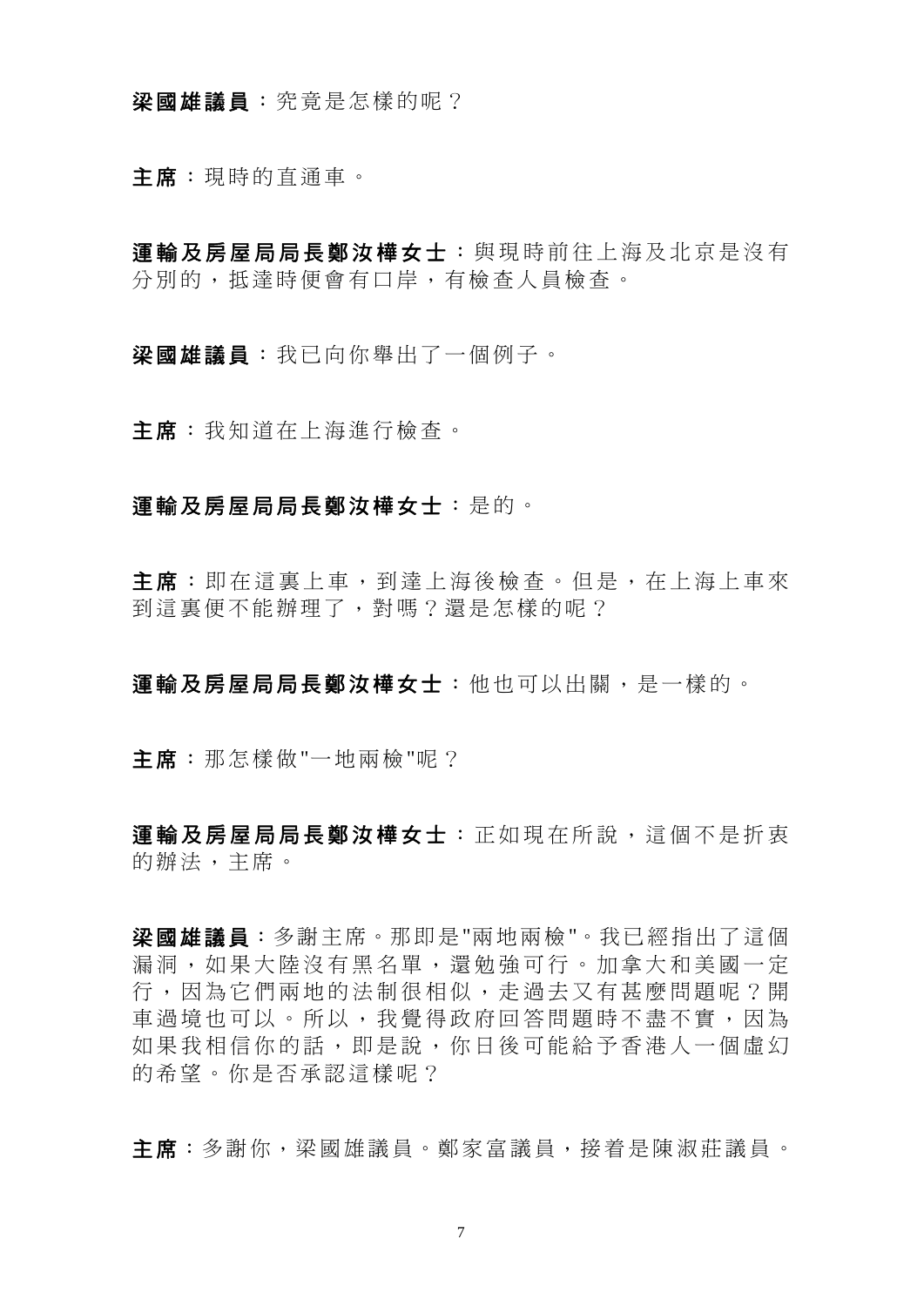**梁國雄議員**：究竟是怎樣的呢？

**主席**：現時的直通車。

**運輸及房屋局局長鄭汝樺女士**：與現時前往上海及北京是沒有分別的，抵達時便會有口岸，有檢查人員檢查。

**梁國雄議員**：我已向你舉出了一個例子。

**主席**：我知道在上海進行檢查。

**運輸及房屋局局長鄭汝樺女士**：是的。

**主席**：即在這裏上車，到達上海後檢查。但是，在上海上車來到這裏便不能辦理了，對嗎？還是怎樣的呢？

**運輸及房屋局局長鄭汝樺女士**：他也可以出關，是一樣的。

**主席**：那怎樣做"一地兩檢"呢？

**運輸及房屋局局長鄭汝樺女士**：正如現在所說，這個不是折衷的辦法，主席。

**梁國雄議員**：多謝主席。那即是"兩地兩檢"。我已經指出了這個漏洞，如果大陸沒有黑名單，還勉強可行。加拿大和美國一定行，因為它們兩地的法制很相似，走過去又有甚麼問題呢？開車過境也可以。所以，我覺得政府回答問題時不盡不實，因為如果我相信你的話，即是說，你日後可能給予香港人一個虛幻的希望。你是否承認這樣呢？

**主席**：多謝你，梁國雄議員。鄭家富議員，接着是陳淑莊議員。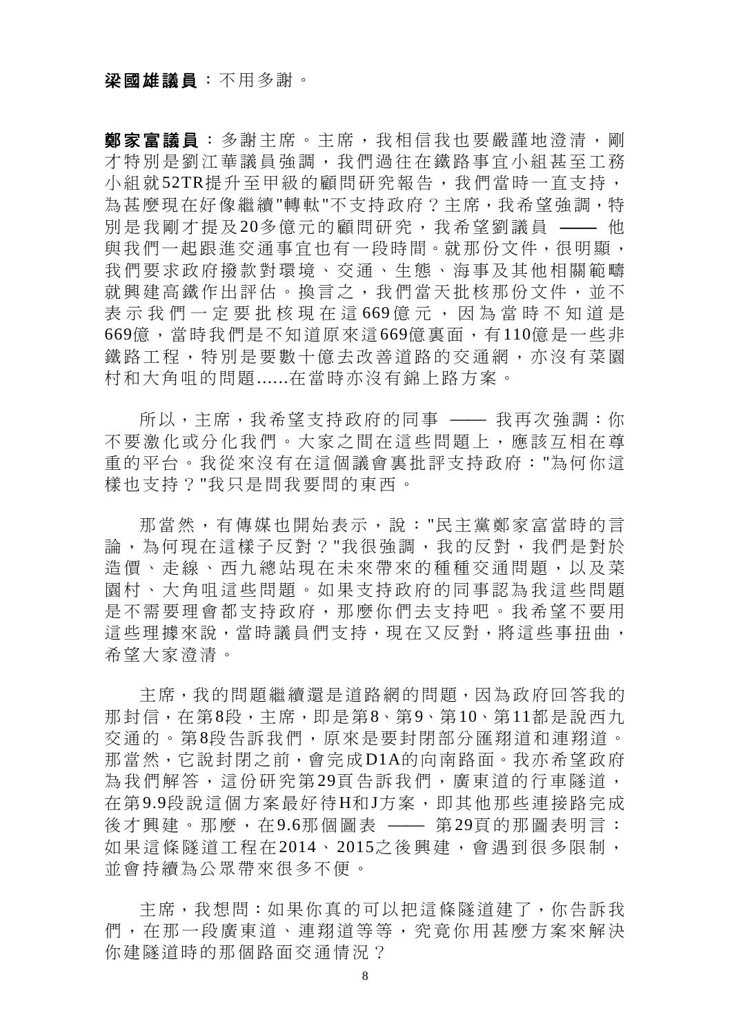**梁國雄議員**：不用多謝。

**鄭家富議員**：多謝主席。主席，我相信我也要嚴謹地澄清，剛才特別是劉江華議員強調，我們過往在鐵路事宜小組甚至工務小組就52TR提升至甲級的顧問研究報告，我們當時一直支持，為甚麼現在好像繼續"轉軚"不支持政府？主席，我希望強調，特別是我剛才提及20多億元的顧問研究，我希望劉議員 —— 他與我們一起跟進交通事宜也有一段時間。就那份文件，很明顯，我們要求政府撥款對環境、交通、生態、海事及其他相關範疇就興建高鐵作出評估。換言之，我們當天批核那份文件，並不表示我們一定要批核現在這669億元，因為當時不知道是669億，當時我們是不知道原來這669億裏面，有110億是一些非鐵路工程，特別是要數十億去改善道路的交通網，亦沒有菜園村和大角咀的問題......在當時亦沒有錦上路方案。

所以，主席，我希望支持政府的同事 —— 我再次強調：你不要激化或分化我們。大家之間在這些問題上，應該互相在尊重的平台。我從來沒有在這個議會裏批評支持政府："為何你這樣也支持？"我只是問我要問的東西。

那當然，有傳媒也開始表示，說："民主黨鄭家富當時的言論，為何現在這樣子反對？"我很強調，我的反對，我們是對於造價、走線、西九總站現在未來帶來的種種交通問題，以及菜園村、大角咀這些問題。如果支持政府的同事認為我這些問題是不需要理會都支持政府，那麼你們去支持吧。我希望不要用這些理據來說，當時議員們支持，現在又反對，將這些事扭曲，希望大家澄清。

主席，我的問題繼續還是道路網的問題，因為政府回答我的那封信，在第8段，主席，即是第8、第9、第10、第11都是說西九交通的。第8段告訴我們，原來是要封閉部分匯翔道和連翔道。那當然，它說封閉之前，會完成D1A的向南路面。我亦希望政府為我們解答，這份研究第29頁告訴我們，廣東道的行車隧道，在第9.9段說這個方案最好待H和J方案，即其他那些連接路完成後才興建。那麼，在9.6那個圖表 —— 第29頁的那圖表明言：如果這條隧道工程在2014、2015之後興建，會遇到很多限制，並會持續為公眾帶來很多不便。

主席，我想問：如果你真的可以把這條隧道建了，你告訴我們，在那一段廣東道、連翔道等等，究竟你用甚麼方案來解決你建隧道時的那個路面交通情況？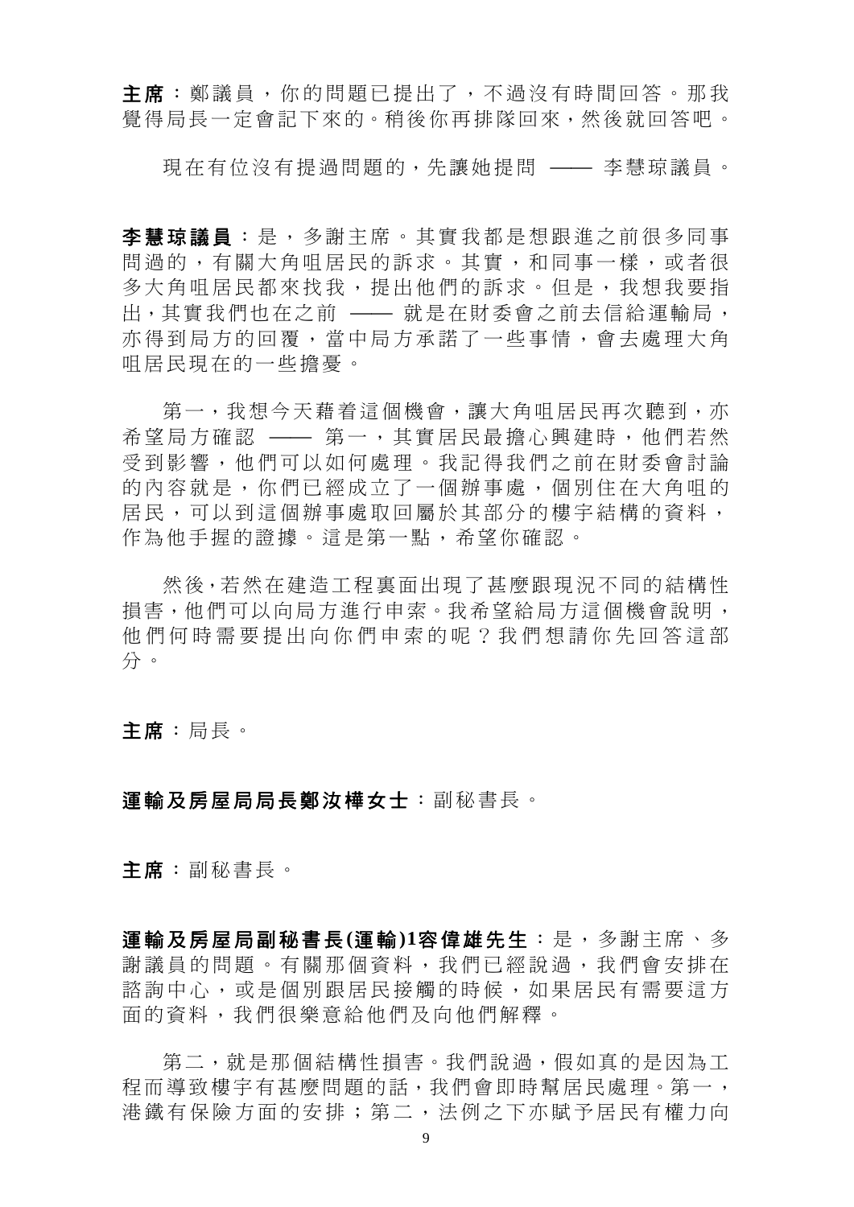**主席**：鄭議員，你的問題已提出了，不過沒有時間回答。那我覺得局長一定會記下來的。稍後你再排隊回來，然後就回答吧。

現在有位沒有提過問題的，先讓她提問 —— 李慧琼議員。

**李慧琼議員**：是，多謝主席。其實我都是想跟進之前很多同事問過的，有關大角咀居民的訴求。其實，和同事一樣，或者很多大角咀居民都來找我，提出他們的訴求。但是，我想我要指出，其實我們也在之前 —— 就是在財委會之前去信給運輸局，亦得到局方的回覆，當中局方承諾了一些事情，會去處理大角咀居民現在的一些擔憂。

第一，我想今天藉着這個機會，讓大角咀居民再次聽到，亦希望局方確認 —— 第一，其實居民最擔心興建時，他們若然受到影響，他們可以如何處理。我記得我們之前在財委會討論的內容就是，你們已經成立了一個辦事處，個別住在大角咀的居民，可以到這個辦事處取回屬於其部分的樓宇結構的資料，作為他手握的證據。這是第一點，希望你確認。

然後，若然在建造工程裏面出現了甚麼跟現況不同的結構性損害，他們可以向局方進行申索。我希望給局方這個機會說明，他們何時需要提出向你們申索的呢？我們想請你先回答這部分。

**主席**：局長。

**運輸及房屋局局長鄭汝樺女士**：副秘書長。

**主席**：副秘書長。

**運輸及房屋局副秘書長(運輸)1容偉雄先生**：是，多謝主席、多謝議員的問題。有關那個資料，我們已經說過，我們會安排在諮詢中心，或是個別跟居民接觸的時候，如果居民有需要這方面的資料，我們很樂意給他們及向他們解釋。

第二，就是那個結構性損害。我們說過，假如真的是因為工程而導致樓宇有甚麼問題的話，我們會即時幫居民處理。第一，港鐵有保險方面的安排；第二，法例之下亦賦予居民有權力向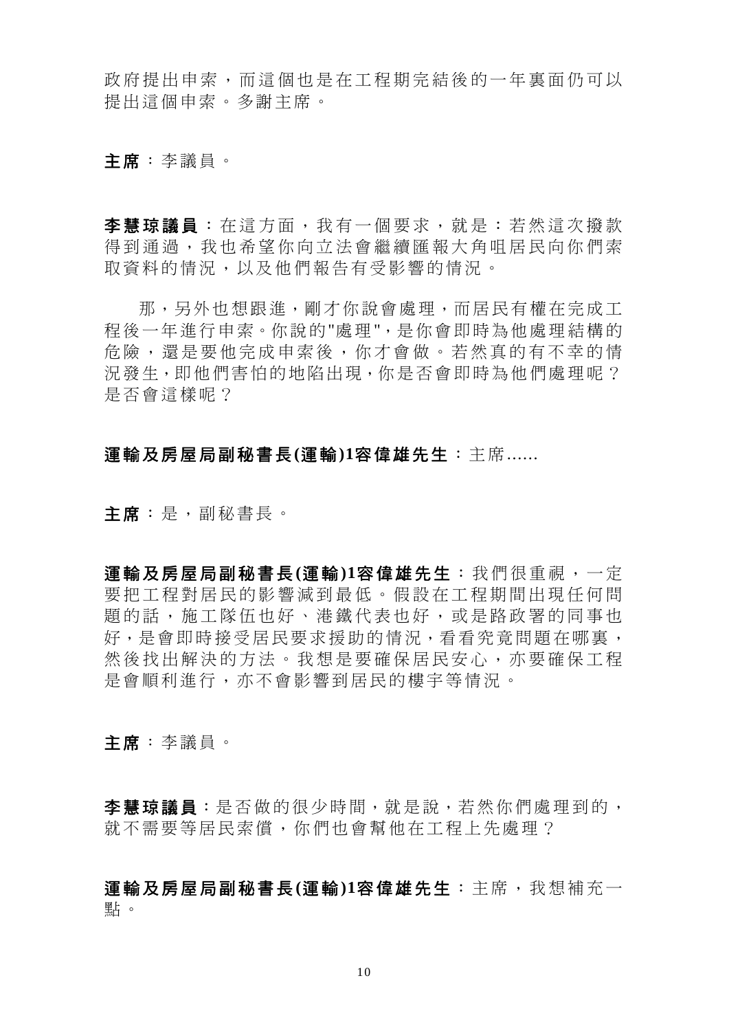政府提出申索，而這個也是在工程期完結後的一年裏面仍可以提出這個申索。多謝主席。

**主席**：李議員。

**李慧琼議員**：在這方面，我有一個要求，就是：若然這次撥款得到通過，我也希望你向立法會繼續匯報大角咀居民向你們索取資料的情況，以及他們報告有受影響的情況。

那，另外也想跟進，剛才你說會處理，而居民有權在完成工程後一年進行申索。你說的"處理"，是你會即時為他處理結構的危險，還是要他完成申索後，你才會做。若然真的有不幸的情況發生，即他們害怕的地陷出現，你是否會即時為他們處理呢？是否會這樣呢？

**運輸及房屋局副秘書長(運輸)1容偉雄先生**：主席......

**主席**：是，副秘書長。

**運輸及房屋局副秘書長(運輸)1容偉雄先生**：我們很重視，一定要把工程對居民的影響減到最低。假設在工程期間出現任何問題的話，施工隊伍也好、港鐵代表也好，或是路政署的同事也好，是會即時接受居民要求援助的情況，看看究竟問題在哪裏，然後找出解決的方法。我想是要確保居民安心，亦要確保工程是會順利進行，亦不會影響到居民的樓宇等情況。

**主席**：李議員。

**李慧琼議員**：是否做的很少時間，就是說，若然你們處理到的，就不需要等居民索償，你們也會幫他在工程上先處理？

**運輸及房屋局副秘書長(運輸)1容偉雄先生**：主席，我想補充一點。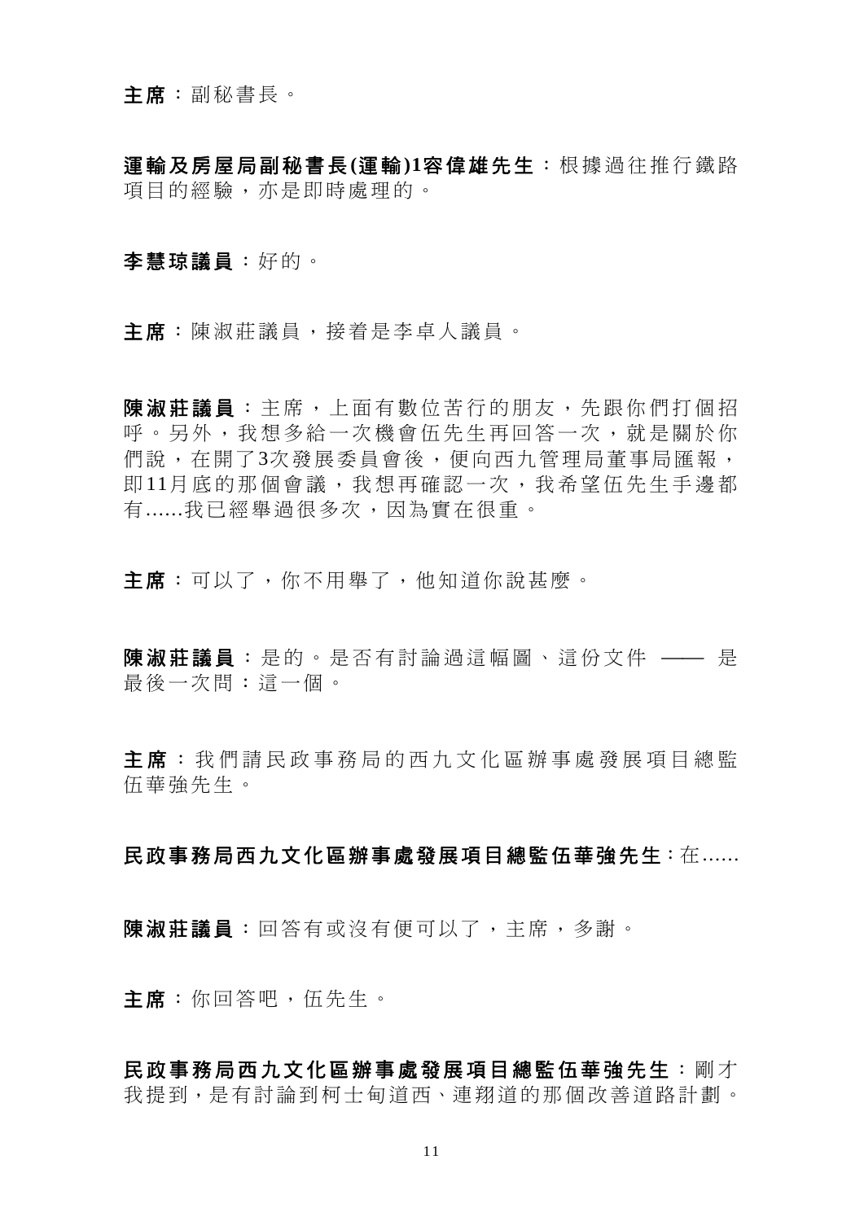**主席**：副秘書長。

**運輸及房屋局副秘書長(運輸)1容偉雄先生**：根據過往推行鐵路項目的經驗，亦是即時處理的。

**李慧琼議員**：好的。

**主席**：陳淑莊議員，接着是李卓人議員。

**陳淑莊議員**：主席，上面有數位苦行的朋友，先跟你們打個招呼。另外，我想多給一次機會伍先生再回答一次，就是關於你們說，在開了3次發展委員會後，便向西九管理局董事局匯報，即11月底的那個會議，我想再確認一次，我希望伍先生手邊都有......我已經舉過很多次，因為實在很重。

**主席**：可以了，你不用舉了，他知道你說甚麼。

**陳淑莊議員**：是的。是否有討論過這幅圖、這份文件 —— 是最後一次問：這一個。

**主席**：我們請民政事務局的西九文化區辦事處發展項目總監伍華強先生。

**民政事務局西九文化區辦事處發展項目總監伍華強先生**：在......

**陳淑莊議員**：回答有或沒有便可以了，主席，多謝。

**主席**：你回答吧，伍先生。

**民政事務局西九文化區辦事處發展項目總監伍華強先生**：剛才我提到，是有討論到柯士甸道西、連翔道的那個改善道路計劃。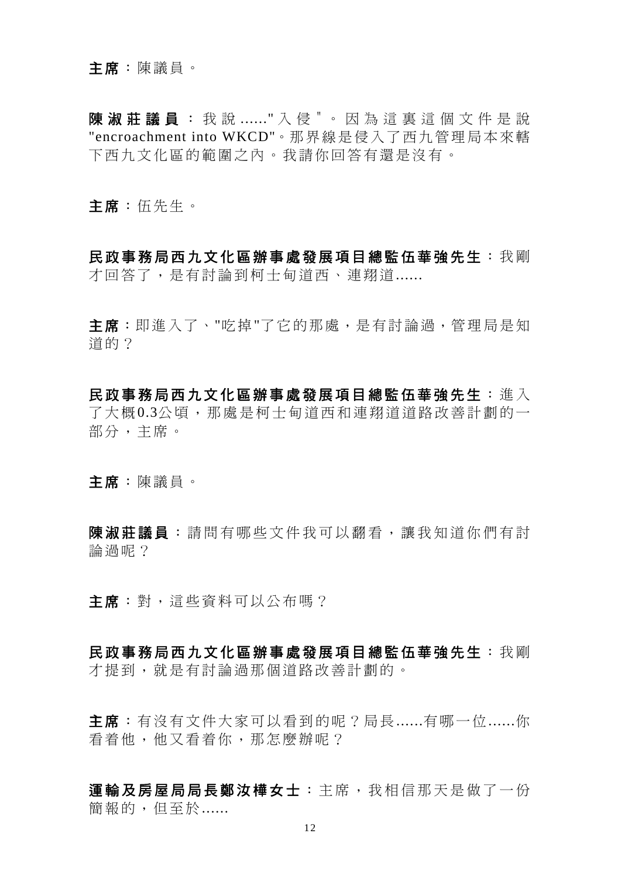**主席**：陳議員。

**陳淑莊議員**：我說......"入侵"。因為這裏這個文件是說"encroachment into WKCD"。那界線是侵入了西九管理局本來轄下西九文化區的範圍之內。我請你回答有還是沒有。

**主席**：伍先生。

**民政事務局西九文化區辦事處發展項目總監伍華強先生**：我剛才回答了，是有討論到柯士甸道西、連翔道......

**主席**：即進入了、"吃掉"了它的那處，是有討論過，管理局是知道的？

**民政事務局西九文化區辦事處發展項目總監伍華強先生**：進入了大概0.3公頃，那處是柯士甸道西和連翔道道路改善計劃的一部分，主席。

**主席**：陳議員。

**陳淑莊議員**：請問有哪些文件我可以翻看，讓我知道你們有討論過呢？

**主席**：對，這些資料可以公布嗎？

**民政事務局西九文化區辦事處發展項目總監伍華強先生**：我剛才提到，就是有討論過那個道路改善計劃的。

**主席**：有沒有文件大家可以看到的呢？局長......有哪一位......你看着他，他又看着你，那怎麼辦呢？

**運輸及房屋局局長鄭汝樺女士**：主席，我相信那天是做了一份簡報的，但至於......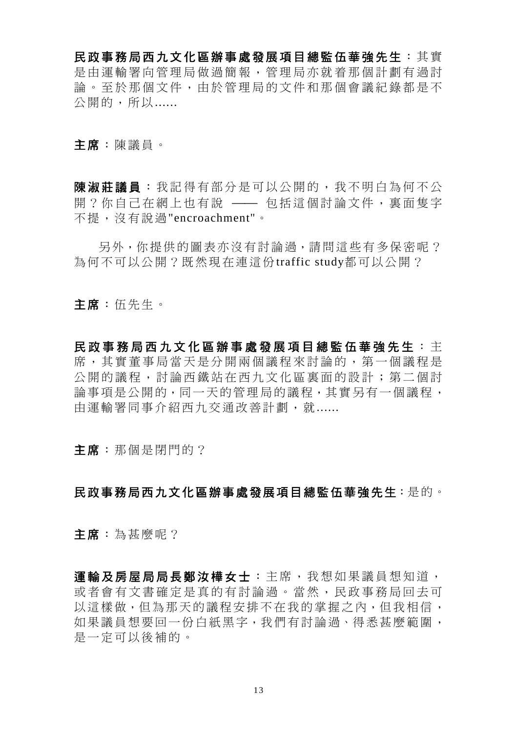**民政事務局西九文化區辦事處發展項目總監伍華強先生**：其實是由運輸署向管理局做過簡報，管理局亦就着那個計劃有過討論。至於那個文件，由於管理局的文件和那個會議紀錄都是不公開的，所以......

**主席**：陳議員。

**陳淑莊議員**：我記得有部分是可以公開的，我不明白為何不公開？你自己在網上也有說 —— 包括這個討論文件，裏面隻字不提，沒有說過"encroachment"。

另外，你提供的圖表亦沒有討論過，請問這些有多保密呢？為何不可以公開？既然現在連這份traffic study都可以公開？

**主席**：伍先生。

**民政事務局西九文化區辦事處發展項目總監伍華強先生**：主席，其實董事局當天是分開兩個議程來討論的，第一個議程是公開的議程，討論西鐵站在西九文化區裏面的設計；第二個討論事項是公開的，同一天的管理局的議程，其實另有一個議程，由運輸署同事介紹西九交通改善計劃，就......

**主席**：那個是閉門的？

**民政事務局西九文化區辦事處發展項目總監伍華強先生**：是的。

**主席**：為甚麼呢？

**運輸及房屋局局長鄭汝樺女士**：主席，我想如果議員想知道，或者會有文書確定是真的有討論過。當然，民政事務局回去可以這樣做，但為那天的議程安排不在我的掌握之內，但我相信，如果議員想要回一份白紙黑字，我們有討論過、得悉甚麼範圍，是一定可以後補的。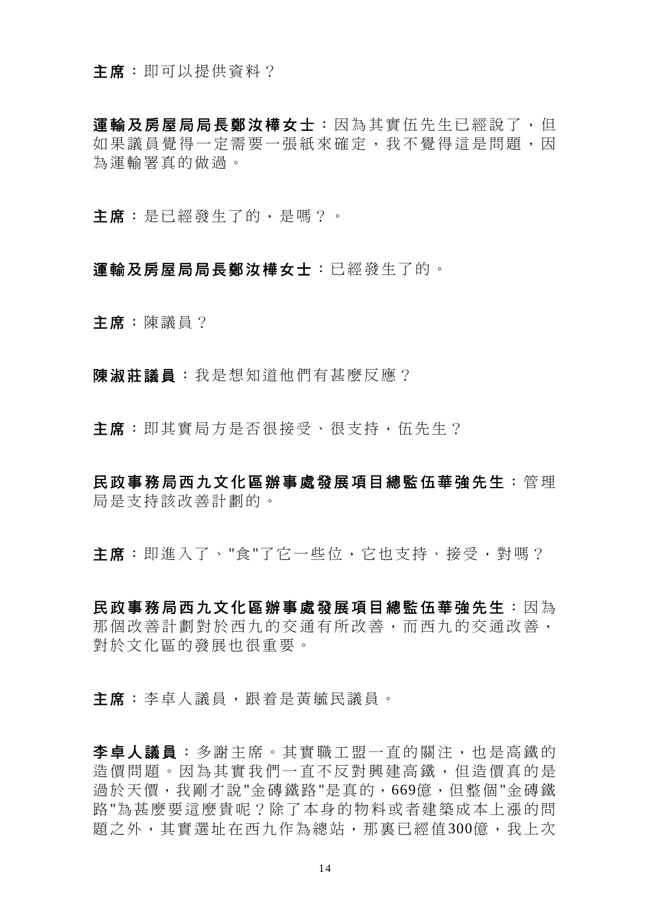**主席**：即可以提供資料？

**運輸及房屋局局長鄭汝樺女士**：因為其實伍先生已經說了，但如果議員覺得一定需要一張紙來確定，我不覺得這是問題，因為運輸署真的做過。

**主席**：是已經發生了的，是嗎？。

**運輸及房屋局局長鄭汝樺女士**：已經發生了的。

**主席**：陳議員？

**陳淑莊議員**：我是想知道他們有甚麼反應？

**主席**：即其實局方是否很接受、很支持，伍先生？

**民政事務局西九文化區辦事處發展項目總監伍華強先生**：管理局是支持該改善計劃的。

**主席**：即進入了、"食"了它一些位，它也支持、接受，對嗎？

**民政事務局西九文化區辦事處發展項目總監伍華強先生**：因為那個改善計劃對於西九的交通有所改善，而西九的交通改善，對於文化區的發展也很重要。

**主席**：李卓人議員，跟着是黃毓民議員。

**李卓人議員**：多謝主席。其實職工盟一直的關注，也是高鐵的造價問題。因為其實我們一直不反對興建高鐵，但造價真的是過於天價，我剛才說"金磚鐵路"是真的，669億，但整個"金磚鐵路"為甚麼要這麼貴呢？除了本身的物料或者建築成本上漲的問題之外，其實選址在西九作為總站，那裏已經值300億，我上次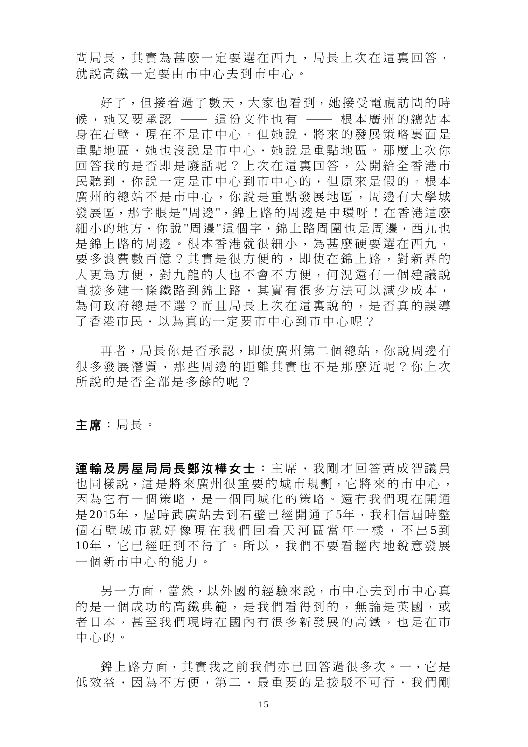問局長，其實為甚麼一定要選在西九，局長上次在這裏回答，就說高鐵一定要由市中心去到市中心。

好了，但接着過了數天，大家也看到，她接受電視訪問的時候，她又要承認 —— 這份文件也有 —— 根本廣州的總站本身在石壁，現在不是市中心。但她說，將來的發展策略裏面是重點地區，她也沒說是市中心，她說是重點地區。那麼上次你回答我的是否即是廢話呢？上次在這裏回答，公開給全香港市民聽到，你說一定是市中心到市中心的，但原來是假的。根本廣州的總站不是市中心，你說是重點發展地區，周邊有大學城發展區，那字眼是"周邊"，錦上路的周邊是中環呀！在香港這麼細小的地方，你說"周邊"這個字，錦上路周圍也是周邊，西九也是錦上路的周邊。根本香港就很細小，為甚麼硬要選在西九，要多浪費數百億？其實是很方便的，即使在錦上路，對新界的人更為方便，對九龍的人也不會不方便，何況還有一個建議說直接多建一條鐵路到錦上路，其實有很多方法可以減少成本，為何政府總是不選？而且局長上次在這裏說的，是否真的誤導了香港市民，以為真的一定要市中心到市中心呢？

再者，局長你是否承認，即使廣州第二個總站，你說周邊有很多發展潛質，那些周邊的距離其實也不是那麼近呢？你上次所說的是否全部是多餘的呢？

**主席**：局長。

**運輸及房屋局局長鄭汝樺女士**：主席，我剛才回答黃成智議員也同樣說，這是將來廣州很重要的城市規劃，它將來的市中心，因為它有一個策略，是一個同城化的策略。還有我們現在開通是2015年，屆時武廣站去到石壁已經開通了5年，我相信屆時整個石壁城市就好像現在我們回看天河區當年一樣，不出5到10年，它已經旺到不得了。所以，我們不要看輕內地銳意發展一個新市中心的能力。

另一方面，當然，以外國的經驗來說，市中心去到市中心真的是一個成功的高鐵典範，是我們看得到的，無論是英國，或者日本，甚至我們現時在國內有很多新發展的高鐵，也是在市中心的。

錦上路方面，其實我之前我們亦已回答過很多次。一，它是低效益，因為不方便，第二，最重要的是接駁不可行，我們剛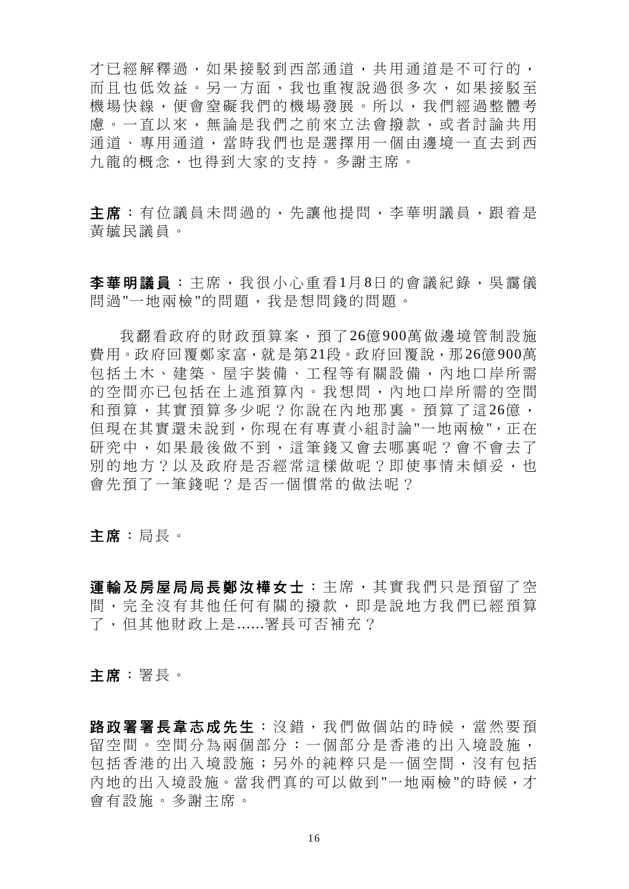才已經解釋過，如果接駁到西部通道，共用通道是不可行的，而且也低效益。另一方面，我也重複說過很多次，如果接駁至機場快線，便會窒礙我們的機場發展。所以，我們經過整體考慮。一直以來，無論是我們之前來立法會撥款，或者討論共用通道、專用通道，當時我們也是選擇用一個由邊境一直去到西九龍的概念，也得到大家的支持。多謝主席。

**主席**：有位議員未問過的，先讓他提問，李華明議員，跟着是黃毓民議員。

**李華明議員**：主席，我很小心重看1月8日的會議紀錄，吳靄儀問過"一地兩檢"的問題，我是想問錢的問題。

我翻看政府的財政預算案，預了26億900萬做邊境管制設施費用。政府回覆鄭家富，就是第21段。政府回覆說，那26億900萬包括土木、建築、屋宇裝備、工程等有關設備，內地口岸所需的空間亦已包括在上述預算內。我想問，內地口岸所需的空間和預算，其實預算多少呢？你說在內地那裏。預算了這26億，但現在其實還未說到，你現在有專責小組討論"一地兩檢"，正在研究中，如果最後做不到，這筆錢又會去哪裏呢？會不會去了別的地方？以及政府是否經常這樣做呢？即使事情未傾妥，也會先預了一筆錢呢？是否一個慣常的做法呢？

**主席**：局長。

**運輸及房屋局局長鄭汝樺女士**：主席，其實我們只是預留了空間，完全沒有其他任何有關的撥款，即是說地方我們已經預算了，但其他財政上是......署長可否補充？

**主席**：署長。

**路政署署長韋志成先生**：沒錯，我們做個站的時候，當然要預留空間。空間分為兩個部分：一個部分是香港的出入境設施，包括香港的出入境設施；另外的純粹只是一個空間，沒有包括內地的出入境設施。當我們真的可以做到"一地兩檢"的時候，才會有設施。多謝主席。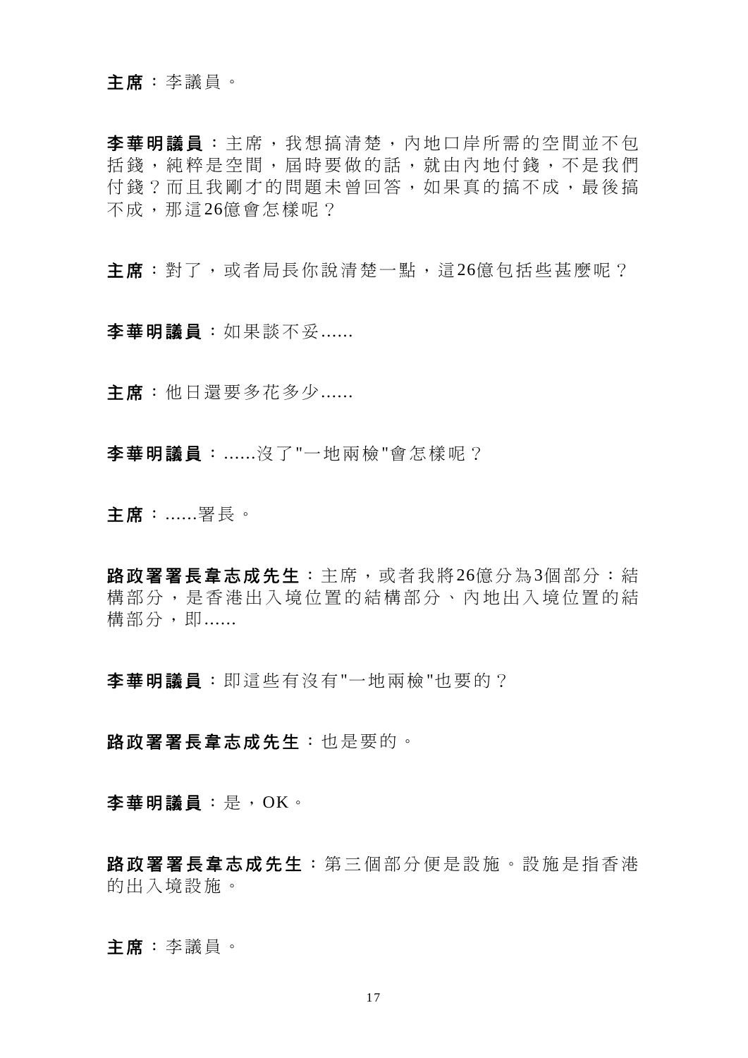**主席**：李議員。

**李華明議員**：主席，我想搞清楚，內地口岸所需的空間並不包括錢，純粹是空間，屆時要做的話，就由內地付錢，不是我們付錢？而且我剛才的問題未曾回答，如果真的搞不成，最後搞不成，那這26億會怎樣呢？

**主席**：對了，或者局長你說清楚一點，這26億包括些甚麼呢？

**李華明議員**：如果談不妥......

**主席**：他日還要多花多少......

**李華明議員**：......沒了"一地兩檢"會怎樣呢？

**主席**：......署長。

**路政署署長韋志成先生**：主席，或者我將26億分為3個部分：結構部分，是香港出入境位置的結構部分、內地出入境位置的結構部分，即......

**李華明議員**：即這些有沒有"一地兩檢"也要的？

**路政署署長韋志成先生**：也是要的。

**李華明議員**：是，OK。

**路政署署長韋志成先生**：第三個部分便是設施。設施是指香港的出入境設施。

**主席**：李議員。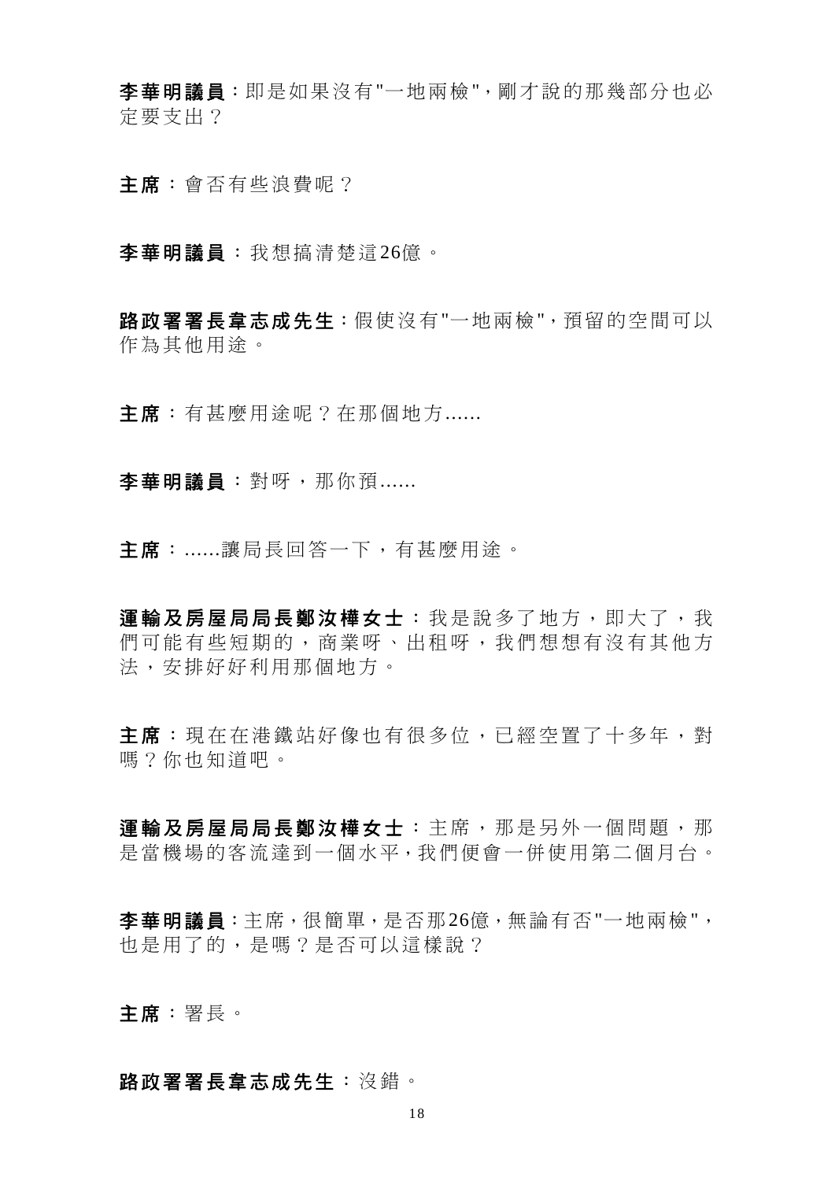**李華明議員**：即是如果沒有"一地兩檢"，剛才說的那幾部分也必定要支出？

**主席**：會否有些浪費呢？

**李華明議員**：我想搞清楚這26億。

**路政署署長韋志成先生**：假使沒有"一地兩檢"，預留的空間可以作為其他用途。

**主席**：有甚麼用途呢？在那個地方......

**李華明議員**：對呀，那你預......

**主席**：......讓局長回答一下，有甚麼用途。

**運輸及房屋局局長鄭汝樺女士**：我是說多了地方，即大了，我們可能有些短期的，商業呀、出租呀，我們想想有沒有其他方法，安排好好利用那個地方。

**主席**：現在在港鐵站好像也有很多位，已經空置了十多年，對嗎？你也知道吧。

**運輸及房屋局局長鄭汝樺女士**：主席，那是另外一個問題，那是當機場的客流達到一個水平，我們便會一併使用第二個月台。

**李華明議員**：主席，很簡單，是否那26億，無論有否"一地兩檢"，也是用了的，是嗎？是否可以這樣說？

**主席**：署長。

**路政署署長韋志成先生**：沒錯。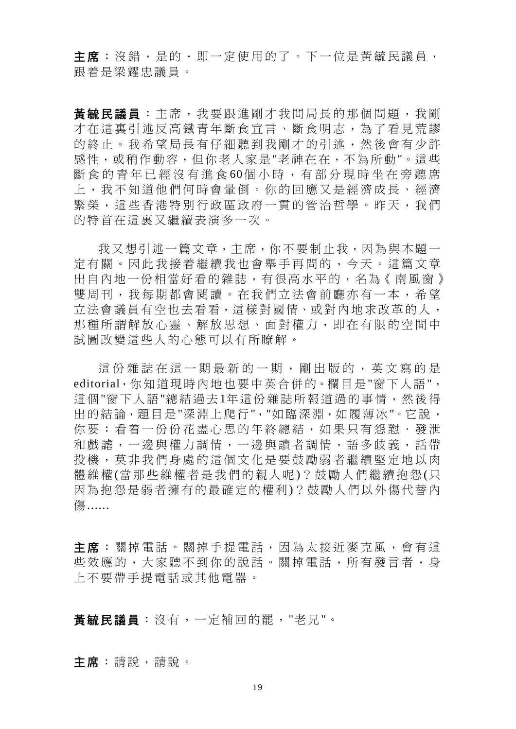**主席**：沒錯，是的，即一定使用的了。下一位是黃毓民議員，跟着是梁耀忠議員。

**黃毓民議員**：主席，我要跟進剛才我問局長的那個問題，我剛才在這裏引述反高鐵青年斷食宣言、斷食明志，為了看見荒謬的終止。我希望局長有仔細聽到我剛才的引述，然後會有少許感性，或稍作動容，但你老人家是"老神在在，不為所動"。這些斷食的青年已經沒有進食60個小時，有部分現時坐在旁聽席上，我不知道他們何時會暈倒。你的回應又是經濟成長、經濟繁榮，這些香港特別行政區政府一貫的管治哲學。昨天，我們的特首在這裏又繼續表演多一次。

我又想引述一篇文章，主席，你不要制止我，因為與本題一定有關。因此我接着繼續我也會舉手再問的，今天。這篇文章出自內地一份相當好看的雜誌，有很高水平的，名為《南風窗》雙周刊，我每期都會閱讀。在我們立法會前廳亦有一本，希望立法會議員有空也去看看，這樣對國情、或對內地求改革的人，那種所謂解放心靈、解放思想、面對權力，即在有限的空間中試圖改變這些人的心態可以有所瞭解。

這份雜誌在這一期最新的一期，剛出版的，英文寫的是editorial，你知道現時內地也要中英合併的。欄目是"窗下人語"，這個"窗下人語"總結過去1年這份雜誌所報道過的事情，然後得出的結論，題目是"深淵上爬行"，"如臨深淵，如履薄冰"。它說，你要：看着一份份花盡心思的年終總結，如果只有怨懟、發泄和戲謔，一邊與權力調情，一邊與讀者調情，語多歧義，話帶投機，莫非我們身處的這個文化是要鼓勵弱者繼續堅定地以肉體維權(當那些維權者是我們的親人呢)？鼓勵人們繼續抱怨(只因為抱怨是弱者擁有的最確定的權利)？鼓勵人們以外傷代替內傷......

**主席**：關掉電話。關掉手提電話，因為太接近麥克風，會有這些效應的，大家聽不到你的說話。關掉電話，所有發言者，身上不要帶手提電話或其他電器。

**黃毓民議員**：沒有，一定補回的罷，"老兄"。

**主席**：請說，請說。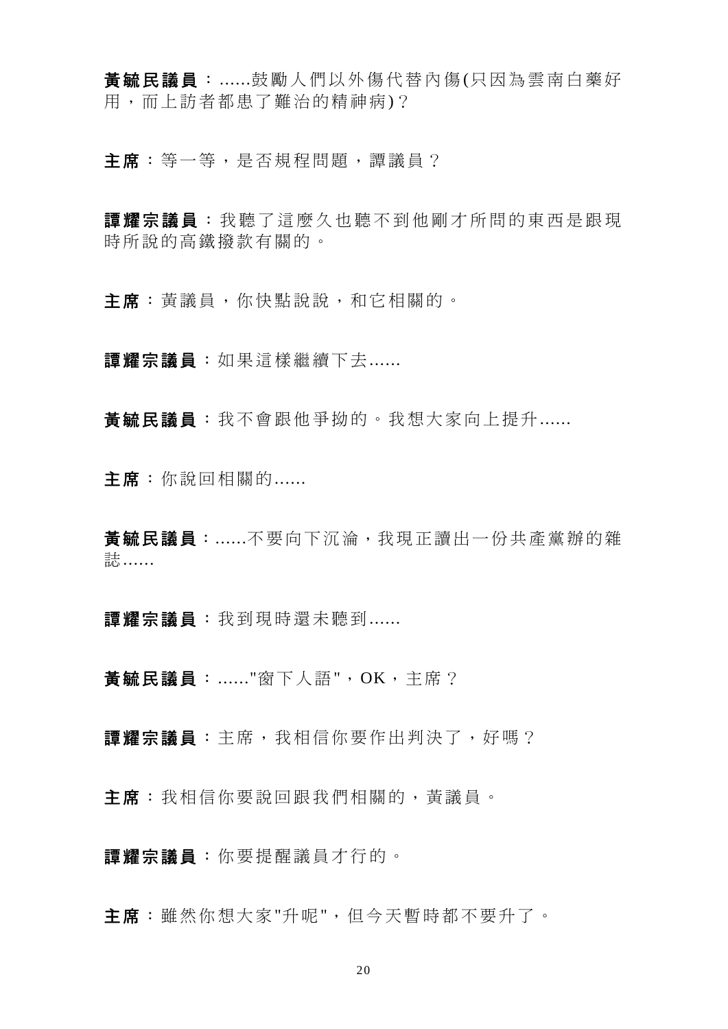**黃毓民議員**：......鼓勵人們以外傷代替內傷(只因為雲南白藥好用，而上訪者都患了難治的精神病)？

**主席**：等一等，是否規程問題，譚議員？

**譚耀宗議員**：我聽了這麼久也聽不到他剛才所問的東西是跟現時所說的高鐵撥款有關的。

**主席**：黃議員，你快點說說，和它相關的。

**譚耀宗議員**：如果這樣繼續下去......

**黃毓民議員**：我不會跟他爭拗的。我想大家向上提升......

**主席**：你說回相關的......

**黃毓民議員**：......不要向下沉淪，我現正讀出一份共產黨辦的雜誌......

**譚耀宗議員**：我到現時還未聽到......

**黃毓民議員**：......"窗下人語"，OK，主席？

**譚耀宗議員**：主席，我相信你要作出判決了，好嗎？

**主席**：我相信你要說回跟我們相關的，黃議員。

**譚耀宗議員**：你要提醒議員才行的。

**主席**：雖然你想大家"升呢"，但今天暫時都不要升了。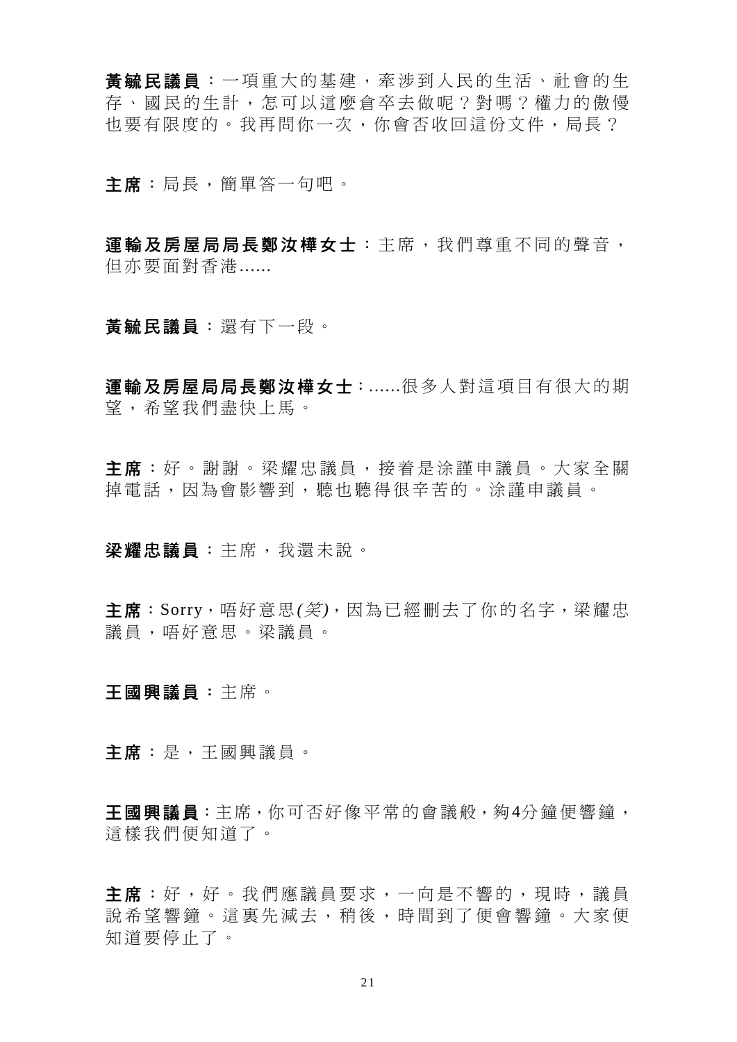**黃毓民議員**：一項重大的基建，牽涉到人民的生活、社會的生存、國民的生計，怎可以這麼倉卒去做呢？對嗎？權力的傲慢也要有限度的。我再問你一次，你會否收回這份文件，局長？

**主席**：局長，簡單答一句吧。

**運輸及房屋局局長鄭汝樺女士**：主席，我們尊重不同的聲音，但亦要面對香港......

**黃毓民議員**：還有下一段。

**運輸及房屋局局長鄭汝樺女士**：......很多人對這項目有很大的期望，希望我們盡快上馬。

**主席**：好。謝謝。梁耀忠議員，接着是涂謹申議員。大家全關掉電話，因為會影響到，聽也聽得很辛苦的。涂謹申議員。

**梁耀忠議員**：主席，我還未說。

**主席**：Sorry，唔好意思*(笑)*，因為已經刪去了你的名字，梁耀忠議員，唔好意思。梁議員。

**王國興議員**：主席。

**主席**：是，王國興議員。

**王國興議員**：主席，你可否好像平常的會議般，夠4分鐘便響鐘，這樣我們便知道了。

**主席**：好，好。我們應議員要求，一向是不響的，現時，議員說希望響鐘。這裏先減去，稍後，時間到了便會響鐘。大家便知道要停止了。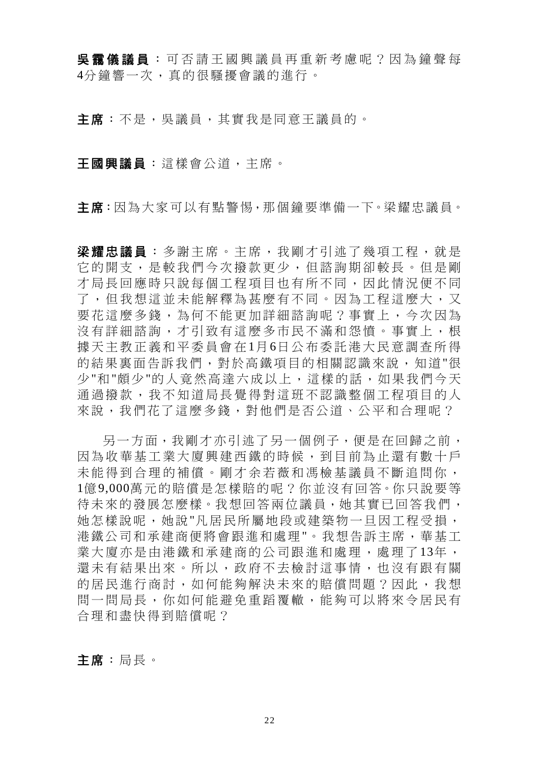**吳靄儀議員**：可否請王國興議員再重新考慮呢？因為鐘聲每4分鐘響一次，真的很騷擾會議的進行。

**主席**：不是，吳議員，其實我是同意王議員的。

**王國興議員**：這樣會公道，主席。

**主席**：因為大家可以有點警惕，那個鐘要準備一下。梁耀忠議員。

**梁耀忠議員**：多謝主席。主席，我剛才引述了幾項工程，就是它的開支，是較我們今次撥款更少，但諮詢期卻較長。但是剛才局長回應時只說每個工程項目也有所不同，因此情況便不同了，但我想這並未能解釋為甚麼有不同。因為工程這麼大，又要花這麼多錢，為何不能更加詳細諮詢呢？事實上，今次因為沒有詳細諮詢，才引致有這麼多市民不滿和怨憤。事實上，根據天主教正義和平委員會在1月6日公布委託港大民意調查所得的結果裏面告訴我們，對於高鐵項目的相關認識來說，知道"很少"和"頗少"的人竟然高達六成以上，這樣的話，如果我們今天通過撥款，我不知道局長覺得對這班不認識整個工程項目的人來說，我們花了這麼多錢，對他們是否公道、公平和合理呢？

另一方面，我剛才亦引述了另一個例子，便是在回歸之前，因為收華基工業大廈興建西鐵的時候，到目前為止還有數十戶未能得到合理的補償。剛才余若薇和馮檢基議員不斷追問你，1億9,000萬元的賠償是怎樣賠的呢？你並沒有回答。你只說要等待未來的發展怎麼樣。我想回答兩位議員，她其實已回答我們，她怎樣說呢，她說"凡居民所屬地段或建築物一旦因工程受損，港鐵公司和承建商便將會跟進和處理"。我想告訴主席，華基工業大廈亦是由港鐵和承建商的公司跟進和處理，處理了13年，還未有結果出來。所以，政府不去檢討這事情，也沒有跟有關的居民進行商討，如何能夠解決未來的賠償問題？因此，我想問一問局長，你如何能避免重蹈覆轍，能夠可以將來令居民有合理和盡快得到賠償呢？

**主席**：局長。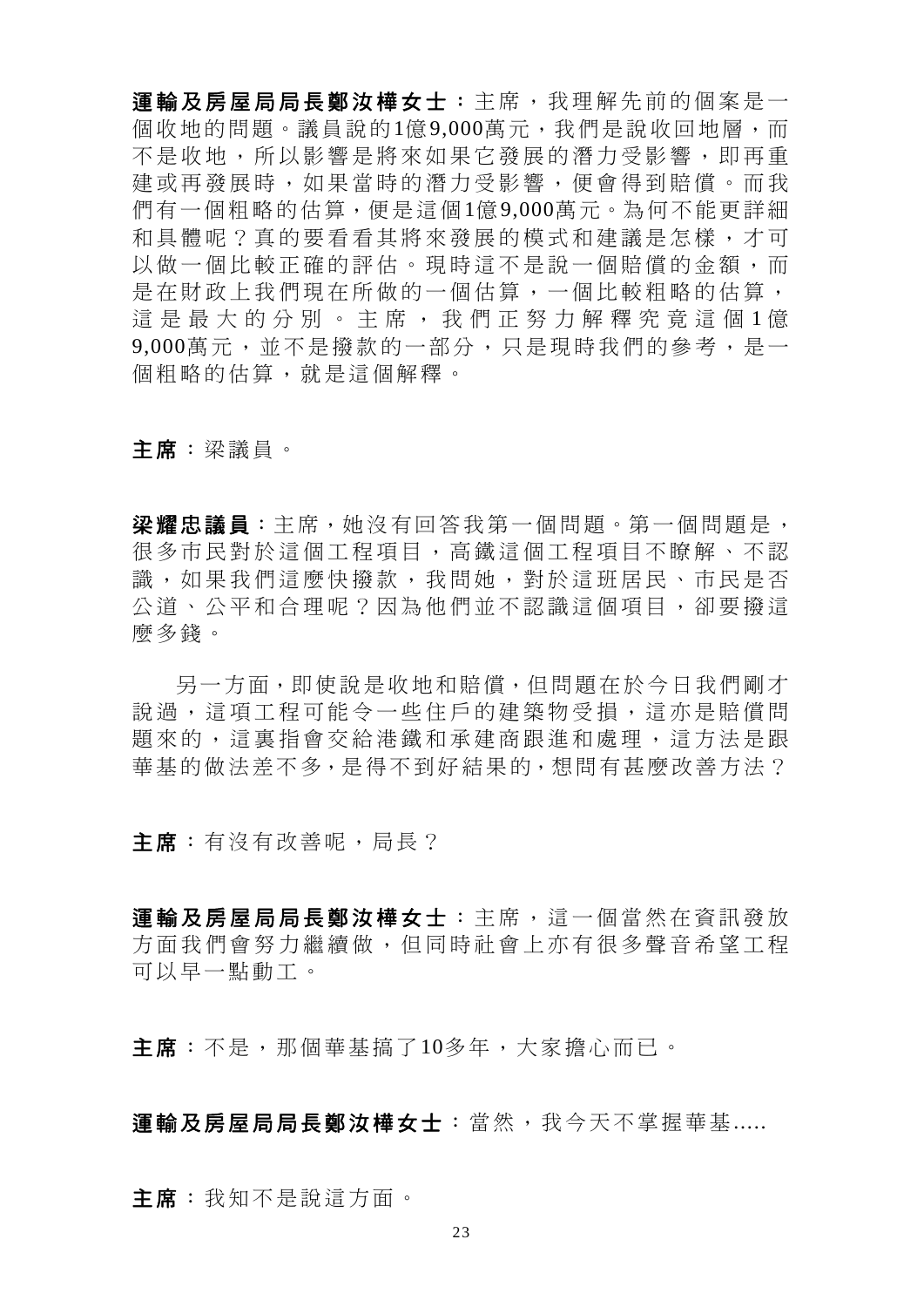**運輸及房屋局局長鄭汝樺女士**：主席，我理解先前的個案是一個收地的問題。議員說的1億9,000萬元，我們是說收回地層，而不是收地，所以影響是將來如果它發展的潛力受影響，即再重建或再發展時，如果當時的潛力受影響，便會得到賠償。而我們有一個粗略的估算，便是這個1億9,000萬元。為何不能更詳細和具體呢？真的要看看其將來發展的模式和建議是怎樣，才可以做一個比較正確的評估。現時這不是說一個賠償的金額，而是在財政上我們現在所做的一個估算，一個比較粗略的估算，這是最大的分別。主席，我們正努力解釋究竟這個1億9,000萬元，並不是撥款的一部分，只是現時我們的參考，是一個粗略的估算，就是這個解釋。

**主席**：梁議員。

**梁耀忠議員**：主席，她沒有回答我第一個問題。第一個問題是，很多市民對於這個工程項目，高鐵這個工程項目不瞭解、不認識，如果我們這麼快撥款，我問她，對於這班居民、市民是否公道、公平和合理呢？因為他們並不認識這個項目，卻要撥這麼多錢。

另一方面，即使說是收地和賠償，但問題在於今日我們剛才說過，這項工程可能令一些住戶的建築物受損，這亦是賠償問題來的，這裏指會交給港鐵和承建商跟進和處理，這方法是跟華基的做法差不多，是得不到好結果的，想問有甚麼改善方法？

**主席**：有沒有改善呢，局長？

**運輸及房屋局局長鄭汝樺女士**：主席，這一個當然在資訊發放方面我們會努力繼續做，但同時社會上亦有很多聲音希望工程可以早一點動工。

**主席**：不是，那個華基搞了10多年，大家擔心而已。

**運輸及房屋局局長鄭汝樺女士**：當然，我今天不掌握華基.....

**主席**：我知不是說這方面。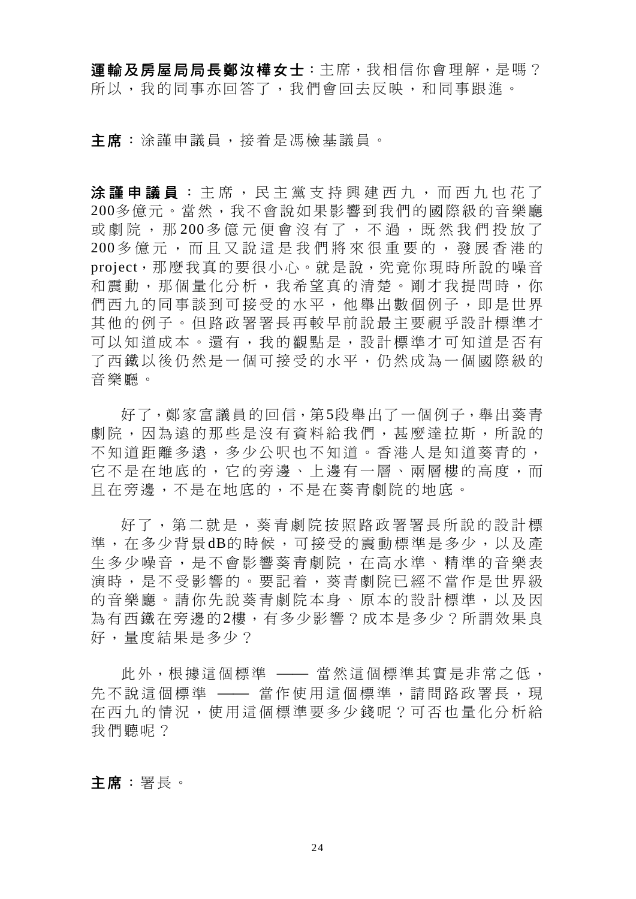**運輸及房屋局局長鄭汝樺女士**：主席，我相信你會理解，是嗎？所以，我的同事亦回答了，我們會回去反映，和同事跟進。

**主席**：涂謹申議員，接着是馮檢基議員。

**涂謹申議員**：主席，民主黨支持興建西九，而西九也花了200多億元。當然，我不會說如果影響到我們的國際級的音樂廳或劇院，那200多億元便會沒有了，不過，既然我們投放了200多億元，而且又說這是我們將來很重要的，發展香港的project，那麼我真的要很小心。就是說，究竟你現時所說的噪音和震動，那個量化分析，我希望真的清楚。剛才我提問時，你們西九的同事談到可接受的水平，他舉出數個例子，即是世界其他的例子。但路政署署長再較早前說最主要視乎設計標準才可以知道成本。還有，我的觀點是，設計標準才可知道是否有了西鐵以後仍然是一個可接受的水平，仍然成為一個國際級的音樂廳。

好了，鄭家富議員的回信，第5段舉出了一個例子，舉出葵青劇院，因為遠的那些是沒有資料給我們，甚麼達拉斯，所說的不知道距離多遠，多少公呎也不知道。香港人是知道葵青的，它不是在地底的，它的旁邊、上邊有一層、兩層樓的高度，而且在旁邊，不是在地底的，不是在葵青劇院的地底。

好了，第二就是，葵青劇院按照路政署署長所說的設計標準，在多少背景dB的時候，可接受的震動標準是多少，以及產生多少噪音，是不會影響葵青劇院，在高水準、精準的音樂表演時，是不受影響的。要記着，葵青劇院已經不當作是世界級的音樂廳。請你先說葵青劇院本身、原本的設計標準，以及因為有西鐵在旁邊的2樓，有多少影響？成本是多少？所謂效果良好，量度結果是多少？

此外，根據這個標準 —— 當然這個標準其實是非常之低，先不說這個標準 —— 當作使用這個標準，請問路政署長，現在西九的情況，使用這個標準要多少錢呢？可否也量化分析給我們聽呢？

**主席**：署長。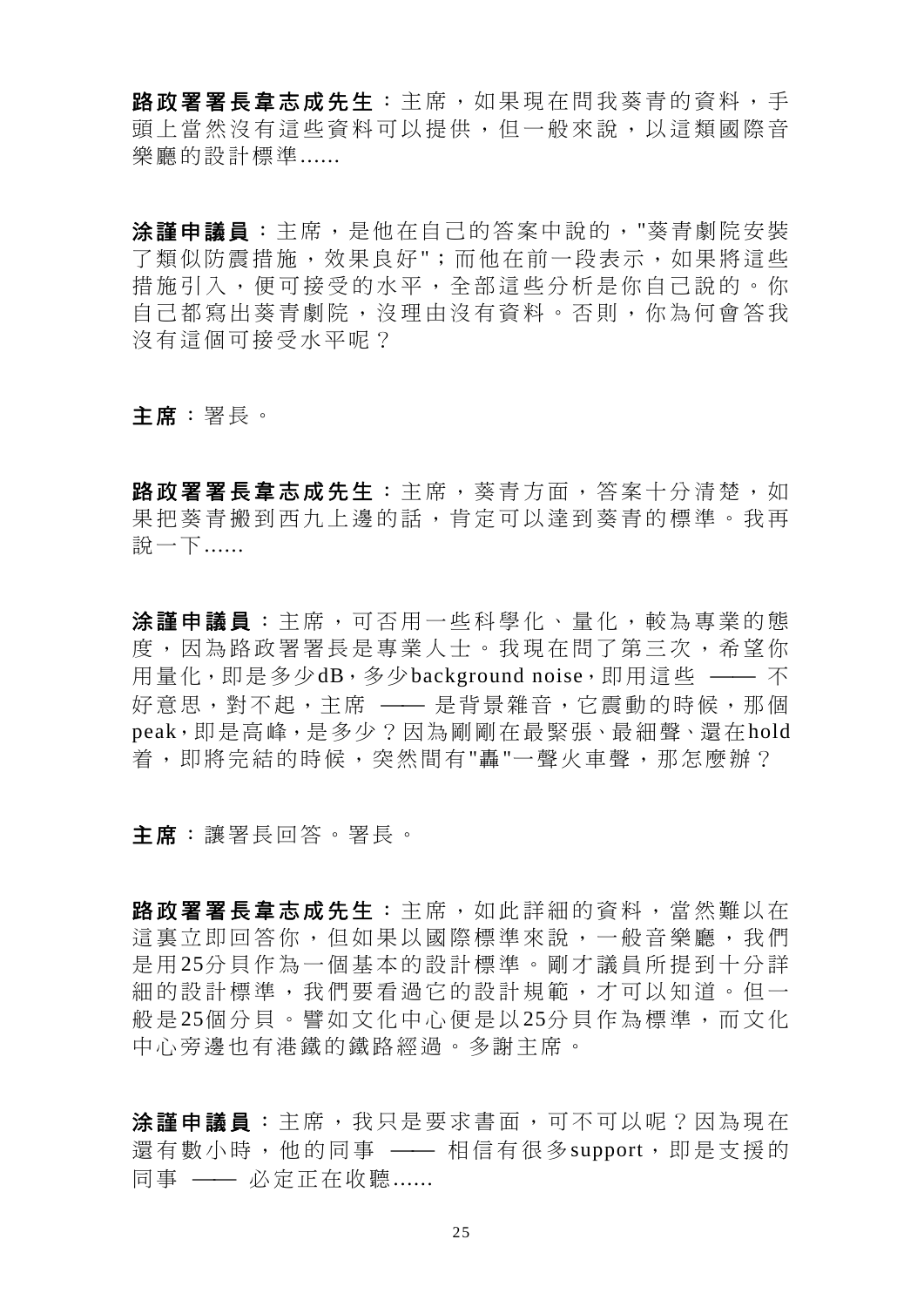**路政署署長韋志成先生**：主席，如果現在問我葵青的資料，手頭上當然沒有這些資料可以提供，但一般來說，以這類國際音樂廳的設計標準......

**涂謹申議員**：主席，是他在自己的答案中說的，"葵青劇院安裝了類似防震措施，效果良好"；而他在前一段表示，如果將這些措施引入，便可接受的水平，全部這些分析是你自己說的。你自己都寫出葵青劇院，沒理由沒有資料。否則，你為何會答我沒有這個可接受水平呢？

**主席**：署長。

**路政署署長韋志成先生**：主席，葵青方面，答案十分清楚，如果把葵青搬到西九上邊的話，肯定可以達到葵青的標準。我再說一下......

**涂謹申議員**：主席，可否用一些科學化、量化，較為專業的態度，因為路政署署長是專業人士。我現在問了第三次，希望你用量化，即是多少dB，多少background noise，即用這些 —— 不好意思，對不起，主席 —— 是背景雜音，它震動的時候，那個peak，即是高峰，是多少？因為剛剛在最緊張、最細聲、還在hold着，即將完結的時候，突然間有"轟"一聲火車聲，那怎麼辦？

**主席**：讓署長回答。署長。

**路政署署長韋志成先生**：主席，如此詳細的資料，當然難以在這裏立即回答你，但如果以國際標準來說，一般音樂廳，我們是用25分貝作為一個基本的設計標準。剛才議員所提到十分詳細的設計標準，我們要看過它的設計規範，才可以知道。但一般是25個分貝。譬如文化中心便是以25分貝作為標準，而文化中心旁邊也有港鐵的鐵路經過。多謝主席。

**涂謹申議員**：主席，我只是要求書面，可不可以呢？因為現在還有數小時，他的同事 —— 相信有很多support，即是支援的同事 —— 必定正在收聽......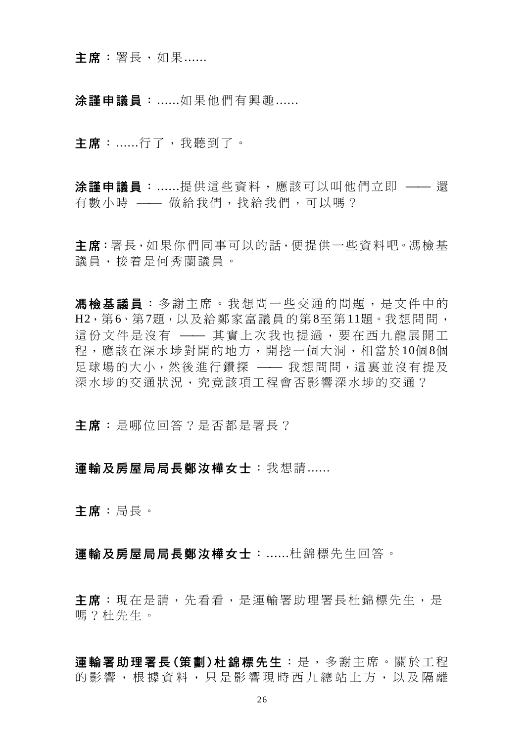**主席**：署長，如果......

**涂謹申議員**：......如果他們有興趣......

**主席**：......行了，我聽到了。

**涂謹申議員**：......提供這些資料，應該可以叫他們立即 —— 還有數小時 —— 做給我們，找給我們，可以嗎？

**主席**：署長，如果你們同事可以的話，便提供一些資料吧。馮檢基議員，接着是何秀蘭議員。

**馮檢基議員**：多謝主席。我想問一些交通的問題，是文件中的H2，第6、第7題，以及給鄭家富議員的第8至第11題。我想問問，這份文件是沒有 —— 其實上次我也提過，要在西九龍展開工程，應該在深水埗對開的地方，開挖一個大洞，相當於10個8個足球場的大小，然後進行鑽探 —— 我想問問，這裏並沒有提及深水埗的交通狀況，究竟該項工程會否影響深水埗的交通？

**主席**：是哪位回答？是否都是署長？

**運輸及房屋局局長鄭汝樺女士**：我想請......

**主席**：局長。

**運輸及房屋局局長鄭汝樺女士**：......杜錦標先生回答。

**主席**：現在是請，先看看，是運輸署助理署長杜錦標先生，是嗎？杜先生。

**運輸署助理署長(策劃)杜錦標先生**：是，多謝主席。關於工程的影響，根據資料，只是影響現時西九總站上方，以及隔離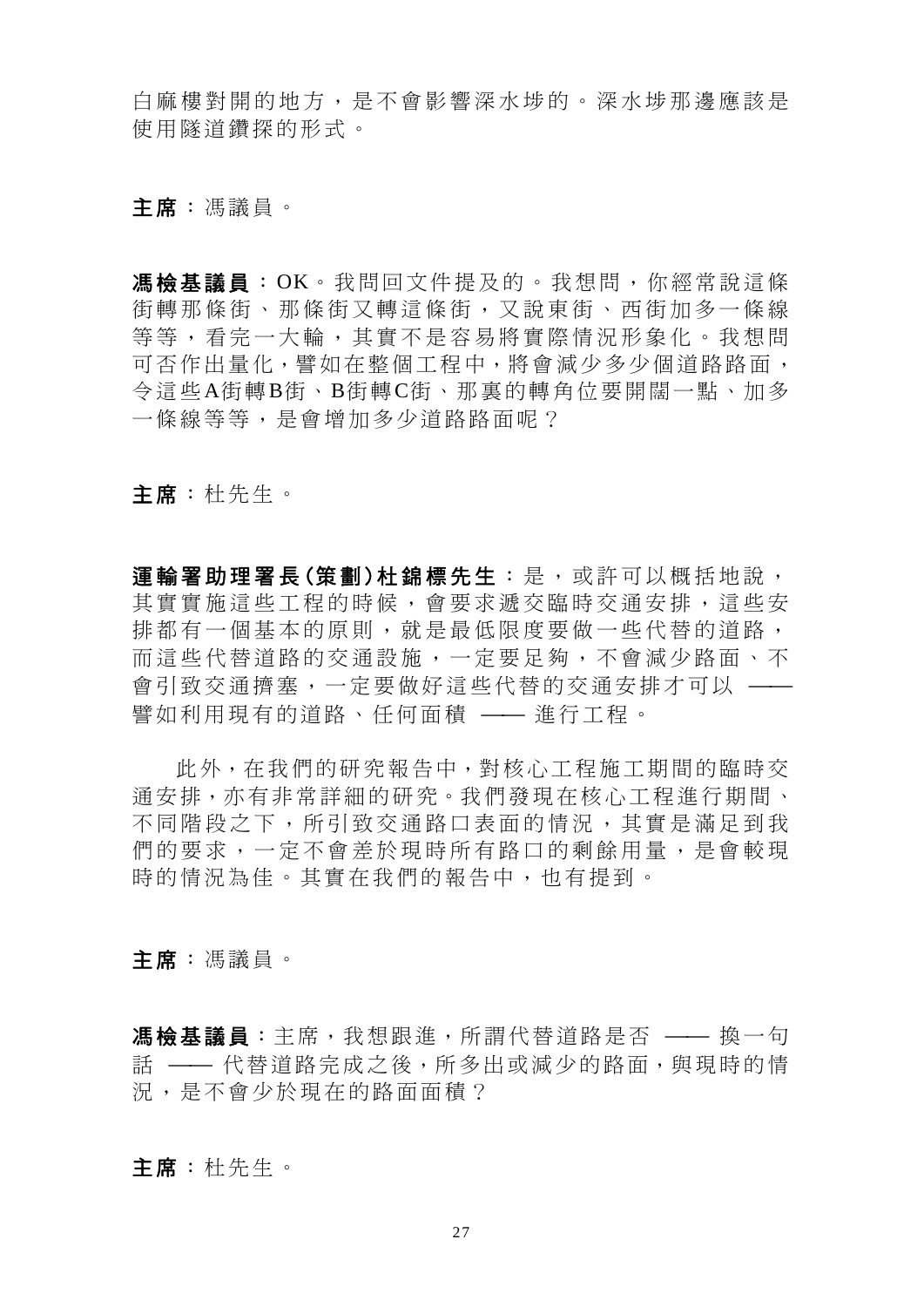白麻樓對開的地方，是不會影響深水埗的。深水埗那邊應該是使用隧道鑽探的形式。

**主席**：馮議員。

**馮檢基議員**：OK。我問回文件提及的。我想問，你經常說這條街轉那條街、那條街又轉這條街，又說東街、西街加多一條線等等，看完一大輪，其實不是容易將實際情況形象化。我想問可否作出量化，譬如在整個工程中，將會減少多少個道路路面，令這些A街轉B街、B街轉C街、那裏的轉角位要開闊一點、加多一條線等等，是會增加多少道路路面呢？

**主席**：杜先生。

**運輸署助理署長(策劃)杜錦標先生**：是，或許可以概括地說，其實實施這些工程的時候，會要求遞交臨時交通安排，這些安排都有一個基本的原則，就是最低限度要做一些代替的道路，而這些代替道路的交通設施，一定要足夠，不會減少路面、不會引致交通擠塞，一定要做好這些代替的交通安排才可以 —— 譬如利用現有的道路、任何面積 —— 進行工程。

此外，在我們的研究報告中，對核心工程施工期間的臨時交通安排，亦有非常詳細的研究。我們發現在核心工程進行期間、不同階段之下，所引致交通路口表面的情況，其實是滿足到我們的要求，一定不會差於現時所有路口的剩餘用量，是會較現時的情況為佳。其實在我們的報告中，也有提到。

**主席**：馮議員。

**馮檢基議員**：主席，我想跟進，所謂代替道路是否 —— 換一句話 —— 代替道路完成之後，所多出或減少的路面，與現時的情況，是不會少於現在的路面面積？

**主席**：杜先生。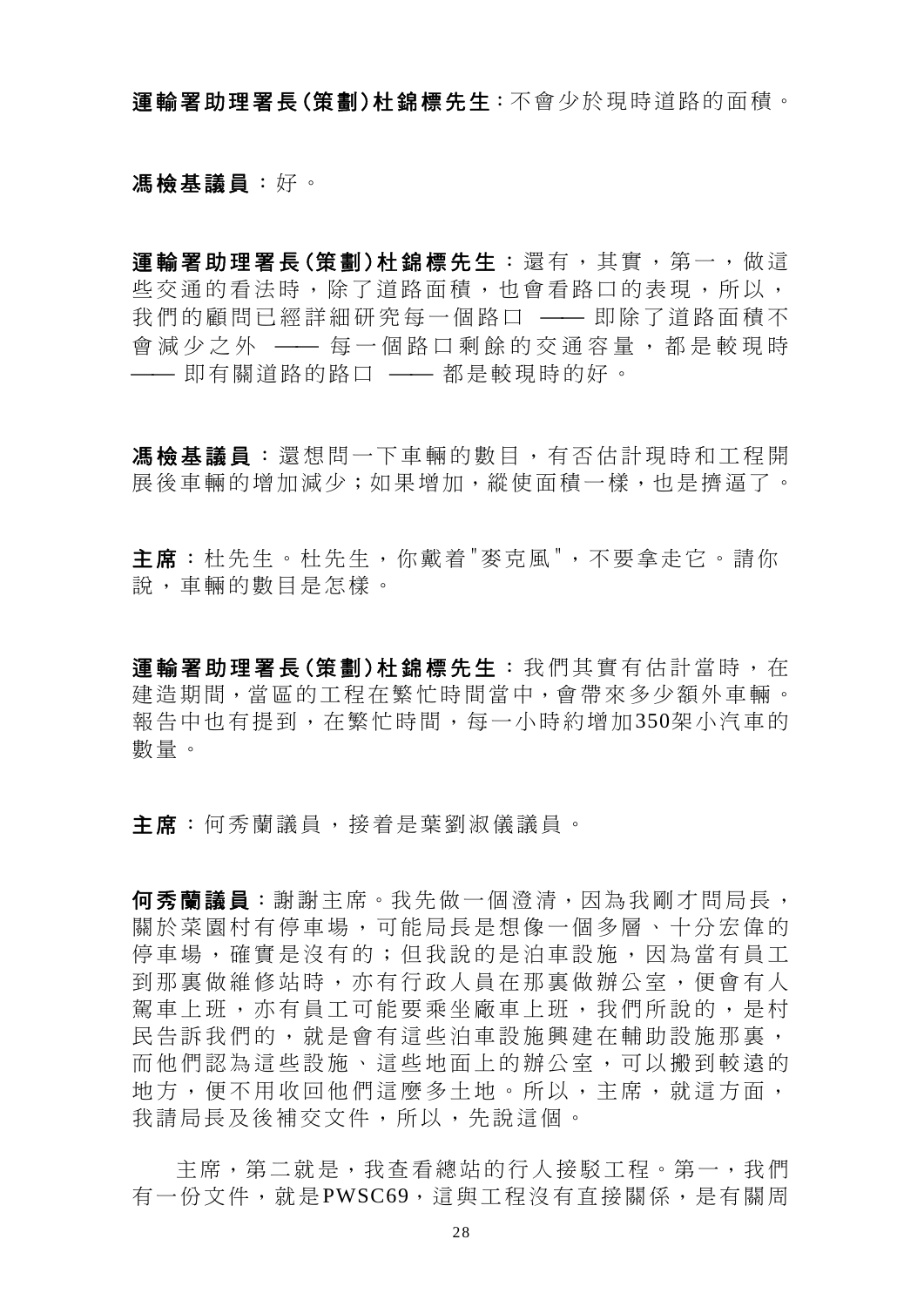**運輸署助理署長(策劃)杜錦標先生**：不會少於現時道路的面積。

**馮檢基議員**：好。

**運輸署助理署長(策劃)杜錦標先生**：還有，其實，第一，做這些交通的看法時，除了道路面積，也會看路口的表現，所以，我們的顧問已經詳細研究每一個路口 —— 即除了道路面積不會減少之外 —— 每一個路口剩餘的交通容量，都是較現時 —— 即有關道路的路口 —— 都是較現時的好。

**馮檢基議員**：還想問一下車輛的數目，有否估計現時和工程開展後車輛的增加減少；如果增加，縱使面積一樣，也是擠逼了。

**主席**：杜先生。杜先生，你戴着"麥克風"，不要拿走它。請你說，車輛的數目是怎樣。

**運輸署助理署長(策劃)杜錦標先生**：我們其實有估計當時，在建造期間，當區的工程在繁忙時間當中，會帶來多少額外車輛。報告中也有提到，在繁忙時間，每一小時約增加350架小汽車的數量。

**主席**：何秀蘭議員，接着是葉劉淑儀議員。

**何秀蘭議員**：謝謝主席。我先做一個澄清，因為我剛才問局長，關於菜園村有停車場，可能局長是想像一個多層、十分宏偉的停車場，確實是沒有的；但我說的是泊車設施，因為當有員工到那裏做維修站時，亦有行政人員在那裏做辦公室，便會有人駕車上班，亦有員工可能要乘坐廠車上班，我們所說的，是村民告訴我們的，就是會有這些泊車設施興建在輔助設施那裏，而他們認為這些設施、這些地面上的辦公室，可以搬到較遠的地方，便不用收回他們這麼多土地。所以，主席，就這方面，我請局長及後補交文件，所以，先說這個。

主席，第二就是，我查看總站的行人接駁工程。第一，我們有一份文件，就是PWSC69，這與工程沒有直接關係，是有關周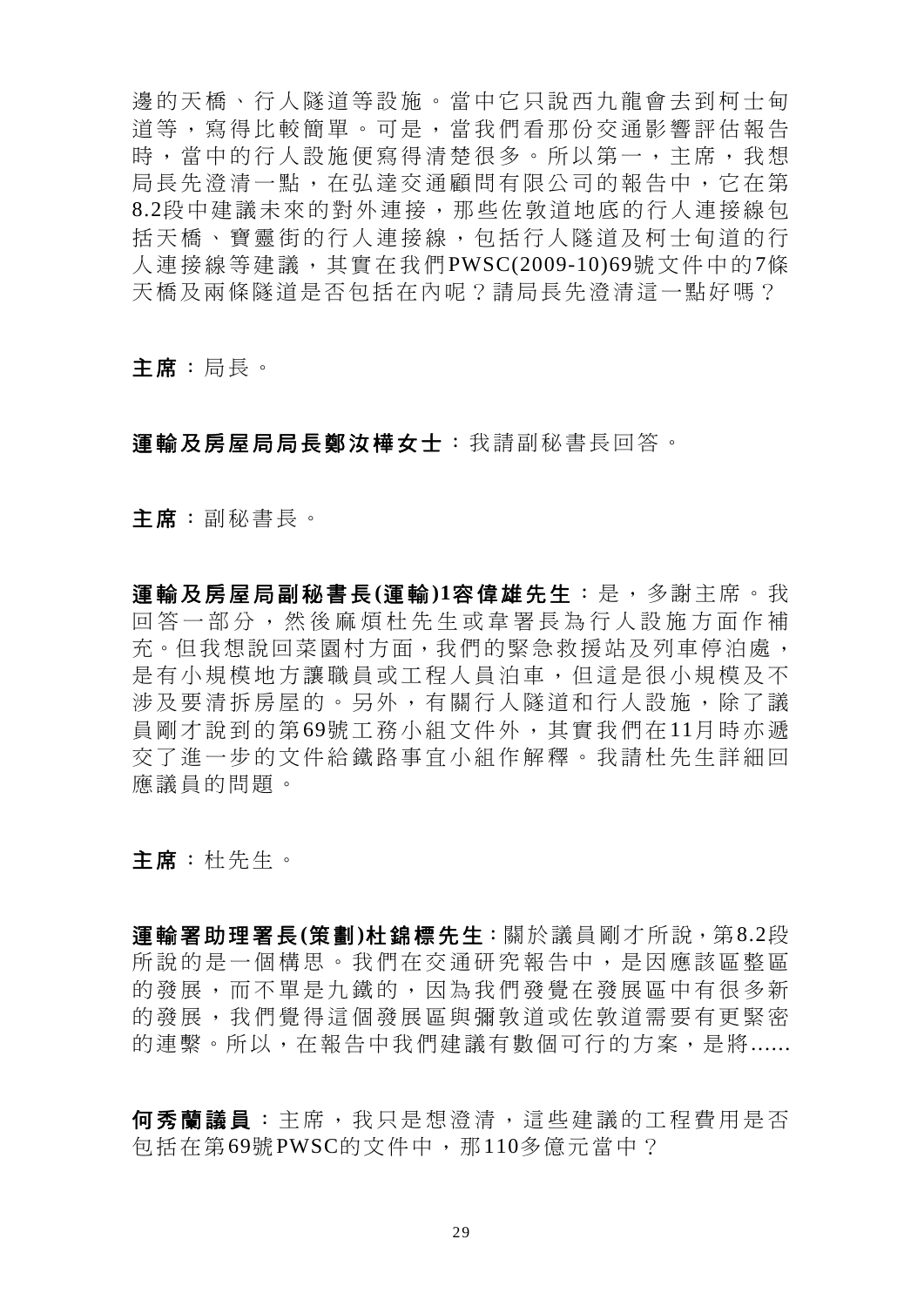邊的天橋、行人隧道等設施。當中它只說西九龍會去到柯士甸道等，寫得比較簡單。可是，當我們看那份交通影響評估報告時，當中的行人設施便寫得清楚很多。所以第一，主席，我想局長先澄清一點，在弘達交通顧問有限公司的報告中，它在第8.2段中建議未來的對外連接，那些佐敦道地底的行人連接線包括天橋、寶靈街的行人連接線，包括行人隧道及柯士甸道的行人連接線等建議，其實在我們PWSC(2009-10)69號文件中的7條天橋及兩條隧道是否包括在內呢？請局長先澄清這一點好嗎？

**主席**：局長。

**運輸及房屋局局長鄭汝樺女士**：我請副秘書長回答。

**主席**：副秘書長。

**運輸及房屋局副秘書長(運輸)1容偉雄先生**：是，多謝主席。我回答一部分，然後麻煩杜先生或韋署長為行人設施方面作補充。但我想說回菜園村方面，我們的緊急救援站及列車停泊處，是有小規模地方讓職員或工程人員泊車，但這是很小規模及不涉及要清拆房屋的。另外，有關行人隧道和行人設施，除了議員剛才說到的第69號工務小組文件外，其實我們在11月時亦遞交了進一步的文件給鐵路事宜小組作解釋。我請杜先生詳細回應議員的問題。

**主席**：杜先生。

**運輸署助理署長(策劃)杜錦標先生**：關於議員剛才所說，第8.2段所說的是一個構思。我們在交通研究報告中，是因應該區整區的發展，而不單是九鐵的，因為我們發覺在發展區中有很多新的發展，我們覺得這個發展區與彌敦道或佐敦道需要有更緊密的連繫。所以，在報告中我們建議有數個可行的方案，是將......

**何秀蘭議員**：主席，我只是想澄清，這些建議的工程費用是否包括在第69號PWSC的文件中，那110多億元當中？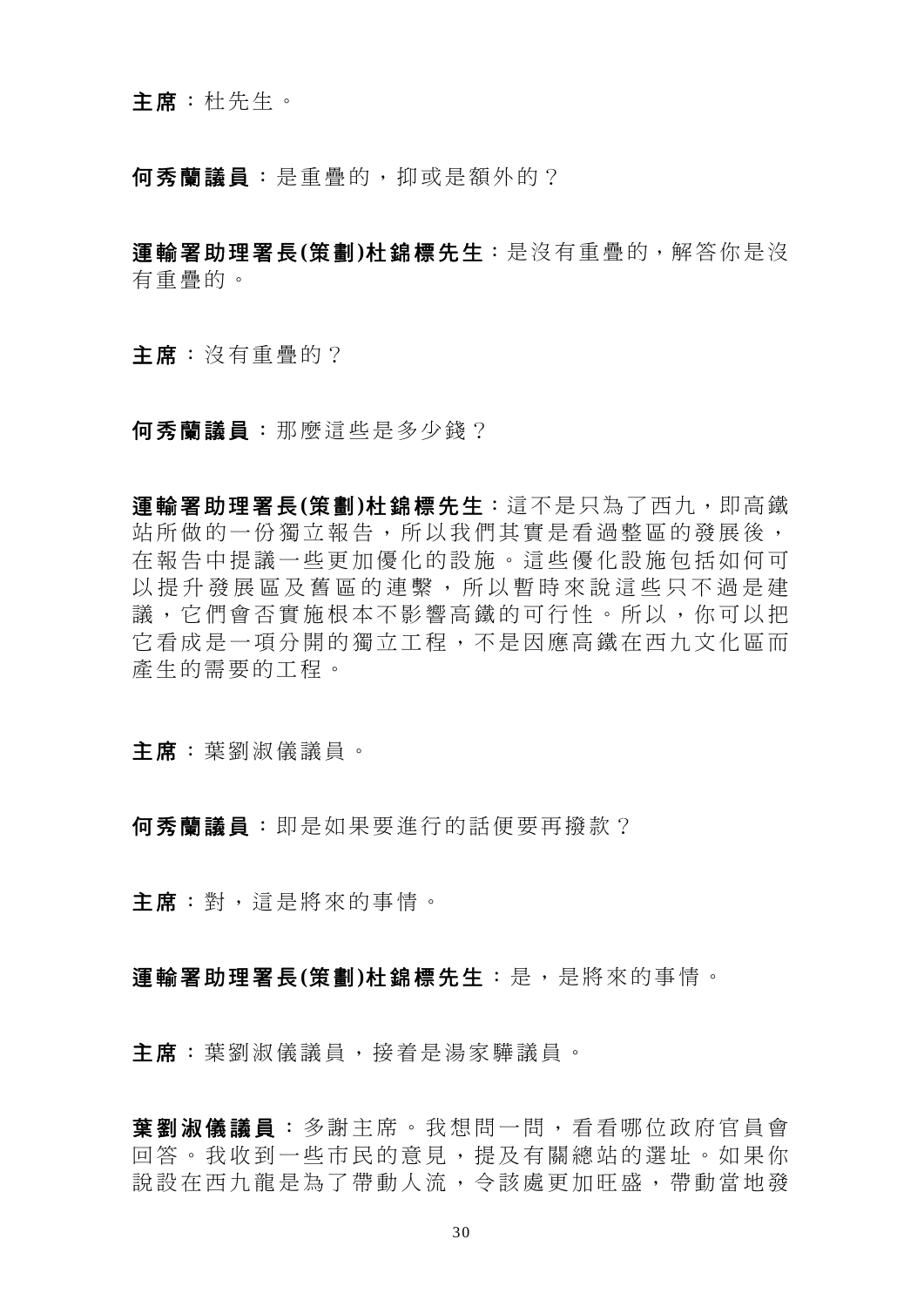**主席**：杜先生。

**何秀蘭議員**：是重疊的，抑或是額外的？

**運輸署助理署長(策劃)杜錦標先生**：是沒有重疊的，解答你是沒有重疊的。

**主席**：沒有重疊的？

**何秀蘭議員**：那麼這些是多少錢？

**運輸署助理署長(策劃)杜錦標先生**：這不是只為了西九，即高鐵站所做的一份獨立報告，所以我們其實是看過整區的發展後，在報告中提議一些更加優化的設施。這些優化設施包括如何可以提升發展區及舊區的連繫，所以暫時來說這些只不過是建議，它們會否實施根本不影響高鐵的可行性。所以，你可以把它看成是一項分開的獨立工程，不是因應高鐵在西九文化區而產生的需要的工程。

**主席**：葉劉淑儀議員。

**何秀蘭議員**：即是如果要進行的話便要再撥款？

**主席**：對，這是將來的事情。

**運輸署助理署長(策劃)杜錦標先生**：是，是將來的事情。

**主席**：葉劉淑儀議員，接着是湯家驊議員。

**葉劉淑儀議員**：多謝主席。我想問一問，看看哪位政府官員會回答。我收到一些市民的意見，提及有關總站的選址。如果你說設在西九龍是為了帶動人流，令該處更加旺盛，帶動當地發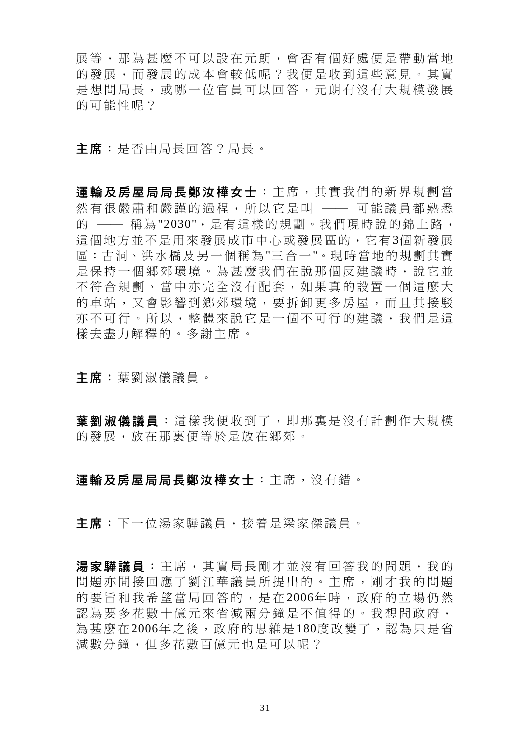展等，那為甚麼不可以設在元朗，會否有個好處便是帶動當地的發展，而發展的成本會較低呢？我便是收到這些意見。其實是想問局長，或哪一位官員可以回答，元朗有沒有大規模發展的可能性呢？

**主席**：是否由局長回答？局長。

**運輸及房屋局局長鄭汝樺女士**：主席，其實我們的新界規劃當然有很嚴肅和嚴謹的過程，所以它是叫 —— 可能議員都熟悉的 —— 稱為"2030"，是有這樣的規劃。我們現時說的錦上路，這個地方並不是用來發展成市中心或發展區的，它有3個新發展區：古洞、洪水橋及另一個稱為"三合一"。現時當地的規劃其實是保持一個鄉郊環境。為甚麼我們在說那個反建議時，說它並不符合規劃、當中亦完全沒有配套，如果真的設置一個這麼大的車站，又會影響到鄉郊環境，要拆卸更多房屋，而且其接駁亦不可行。所以，整體來說它是一個不可行的建議，我們是這樣去盡力解釋的。多謝主席。

**主席**：葉劉淑儀議員。

**葉劉淑儀議員**：這樣我便收到了，即那裏是沒有計劃作大規模的發展，放在那裏便等於是放在鄉郊。

**運輸及房屋局局長鄭汝樺女士**：主席，沒有錯。

**主席**：下一位湯家驊議員，接着是梁家傑議員。

**湯家驊議員**：主席，其實局長剛才並沒有回答我的問題，我的問題亦間接回應了劉江華議員所提出的。主席，剛才我的問題的要旨和我希望當局回答的，是在2006年時，政府的立場仍然認為要多花數十億元來省減兩分鐘是不值得的。我想問政府，為甚麼在2006年之後，政府的思維是180度改變了，認為只是省減數分鐘，但多花數百億元也是可以呢？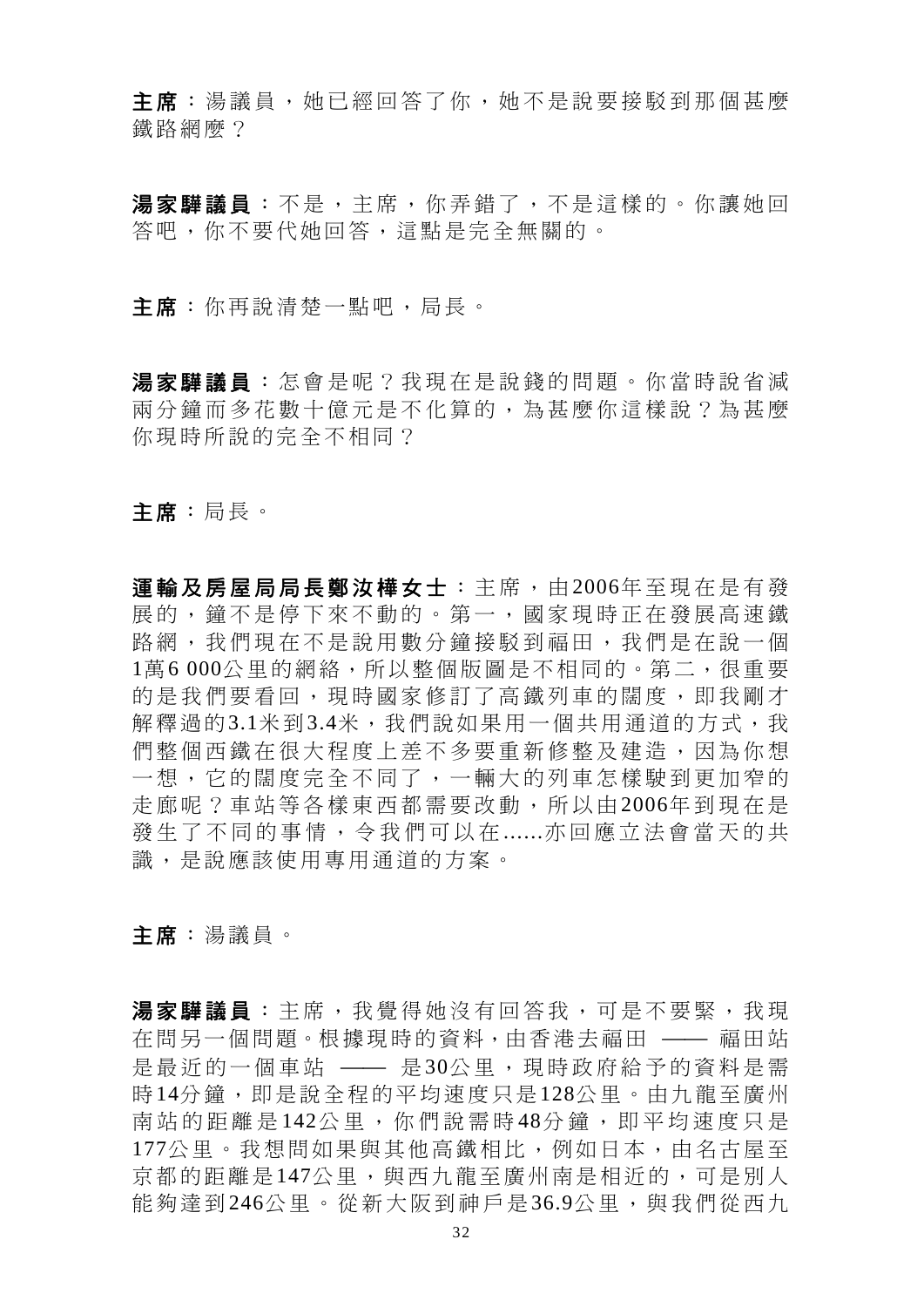**主席**：湯議員，她已經回答了你，她不是說要接駁到那個甚麼鐵路網麼？

**湯家驊議員**：不是，主席，你弄錯了，不是這樣的。你讓她回答吧，你不要代她回答，這點是完全無關的。

**主席**：你再說清楚一點吧，局長。

**湯家驊議員**：怎會是呢？我現在是說錢的問題。你當時說省減兩分鐘而多花數十億元是不化算的，為甚麼你這樣說？為甚麼你現時所說的完全不相同？

**主席**：局長。

**運輸及房屋局局長鄭汝樺女士**：主席，由2006年至現在是有發展的，鐘不是停下來不動的。第一，國家現時正在發展高速鐵路網，我們現在不是說用數分鐘接駁到福田，我們是在說一個1萬6 000公里的網絡，所以整個版圖是不相同的。第二，很重要的是我們要看回，現時國家修訂了高鐵列車的闊度，即我剛才解釋過的3.1米到3.4米，我們說如果用一個共用通道的方式，我們整個西鐵在很大程度上差不多要重新修整及建造，因為你想一想，它的闊度完全不同了，一輛大的列車怎樣駛到更加窄的走廊呢？車站等各樣東西都需要改動，所以由2006年到現在是發生了不同的事情，令我們可以在......亦回應立法會當天的共識，是說應該使用專用通道的方案。

**主席**：湯議員。

**湯家驊議員**：主席，我覺得她沒有回答我，可是不要緊，我現在問另一個問題。根據現時的資料，由香港去福田 —— 福田站是最近的一個車站 —— 是30公里，現時政府給予的資料是需時14分鐘，即是說全程的平均速度只是128公里。由九龍至廣州南站的距離是142公里，你們說需時48分鐘，即平均速度只是177公里。我想問如果與其他高鐵相比，例如日本，由名古屋至京都的距離是147公里，與西九龍至廣州南是相近的，可是別人能夠達到246公里。從新大阪到神戶是36.9公里，與我們從西九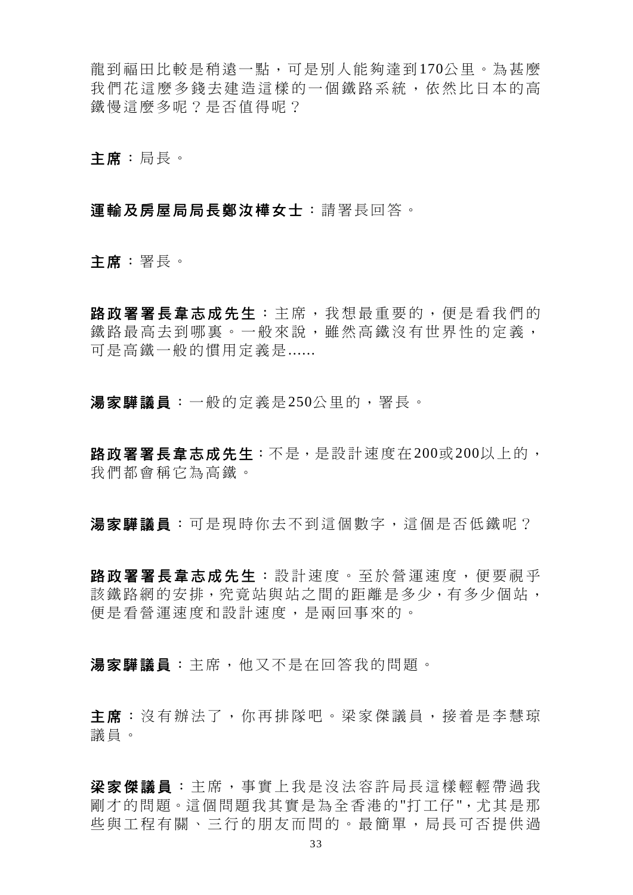龍到福田比較是稍遠一點，可是別人能夠達到170公里。為甚麼我們花這麼多錢去建造這樣的一個鐵路系統，依然比日本的高鐵慢這麼多呢？是否值得呢？

**主席**：局長。

**運輸及房屋局局長鄭汝樺女士**：請署長回答。

**主席**：署長。

**路政署署長韋志成先生**：主席，我想最重要的，便是看我們的鐵路最高去到哪裏。一般來說，雖然高鐵沒有世界性的定義，可是高鐵一般的慣用定義是......

**湯家驊議員**：一般的定義是250公里的，署長。

**路政署署長韋志成先生**：不是，是設計速度在200或200以上的，我們都會稱它為高鐵。

**湯家驊議員**：可是現時你去不到這個數字，這個是否低鐵呢？

**路政署署長韋志成先生**：設計速度。至於營運速度，便要視乎該鐵路網的安排，究竟站與站之間的距離是多少，有多少個站，便是看營運速度和設計速度，是兩回事來的。

**湯家驊議員**：主席，他又不是在回答我的問題。

**主席**：沒有辦法了，你再排隊吧。梁家傑議員，接着是李慧琼議員。

**梁家傑議員**：主席，事實上我是沒法容許局長這樣輕輕帶過我剛才的問題。這個問題我其實是為全香港的"打工仔"，尤其是那些與工程有關、三行的朋友而問的。最簡單，局長可否提供過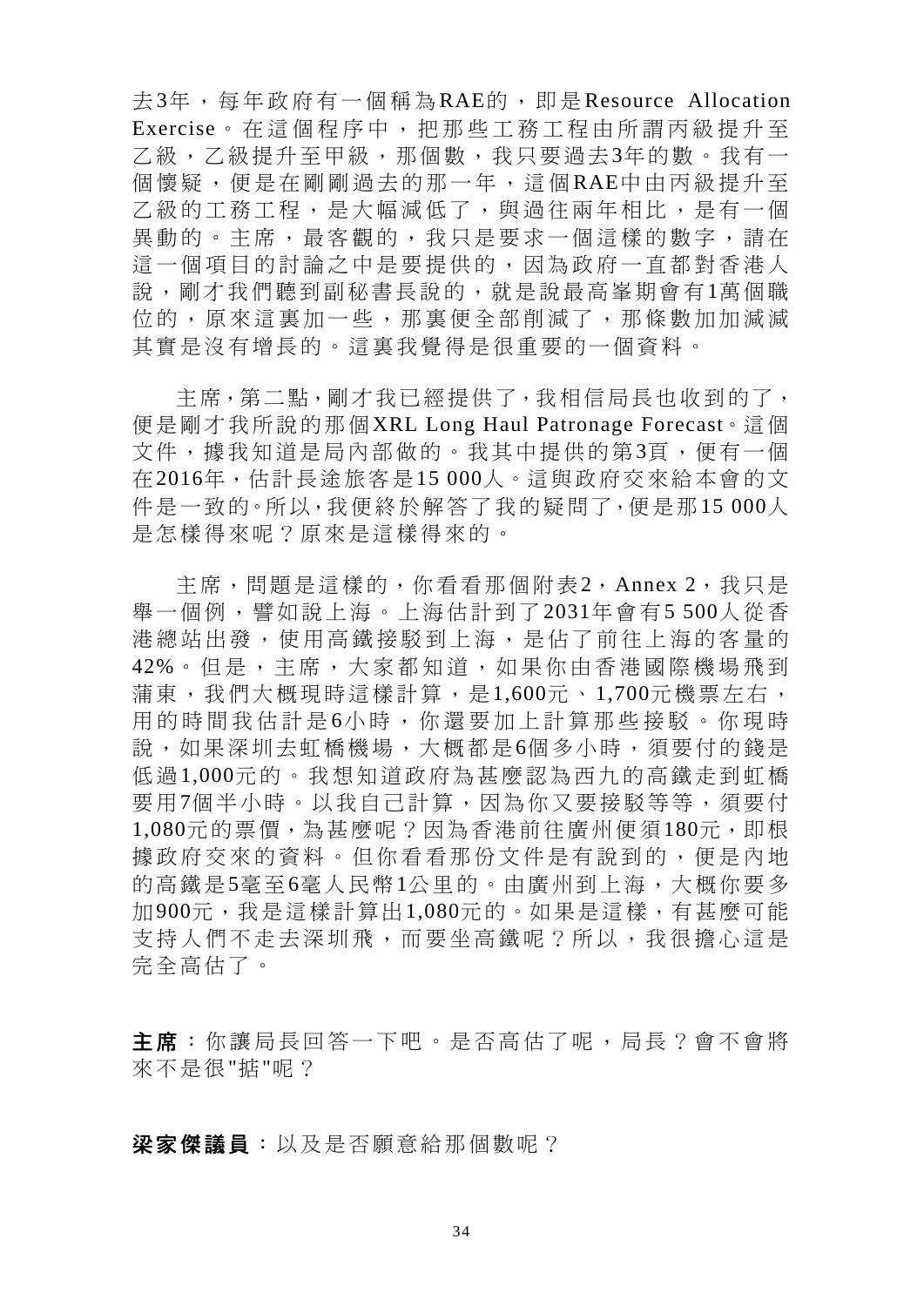去3年，每年政府有一個稱為RAE的，即是Resource Allocation Exercise。在這個程序中，把那些工務工程由所謂丙級提升至乙級，乙級提升至甲級，那個數，我只要過去3年的數。我有一個懷疑，便是在剛剛過去的那一年，這個RAE中由丙級提升至乙級的工務工程，是大幅減低了，與過往兩年相比，是有一個異動的。主席，最客觀的，我只是要求一個這樣的數字，請在這一個項目的討論之中是要提供的，因為政府一直都對香港人說，剛才我們聽到副秘書長說的，就是說最高峯期會有1萬個職位的，原來這裏加一些，那裏便全部削減了，那條數加加減減其實是沒有增長的。這裏我覺得是很重要的一個資料。

主席，第二點，剛才我已經提供了，我相信局長也收到的了，便是剛才我所說的那個XRL Long Haul Patronage Forecast。這個文件，據我知道是局內部做的。我其中提供的第3頁，便有一個在2016年，估計長途旅客是15 000人。這與政府交來給本會的文件是一致的。所以，我便終於解答了我的疑問了，便是那15 000人是怎樣得來呢？原來是這樣得來的。

主席，問題是這樣的，你看看那個附表2，Annex 2，我只是舉一個例，譬如說上海。上海估計到了2031年會有5 500人從香港總站出發，使用高鐵接駁到上海，是佔了前往上海的客量的42%。但是，主席，大家都知道，如果你由香港國際機場飛到蒲東，我們大概現時這樣計算，是1,600元、1,700元機票左右，用的時間我估計是6小時，你還要加上計算那些接駁。你現時說，如果深圳去虹橋機場，大概都是6個多小時，須要付的錢是低過1,000元的。我想知道政府為甚麼認為西九的高鐵走到虹橋要用7個半小時。以我自己計算，因為你又要接駁等等，須要付1,080元的票價，為甚麼呢？因為香港前往廣州便須180元，即根據政府交來的資料。但你看看那份文件是有說到的，便是內地的高鐵是5毫至6毫人民幣1公里的。由廣州到上海，大概你要多加900元，我是這樣計算出1,080元的。如果是這樣，有甚麼可能支持人們不走去深圳飛，而要坐高鐵呢？所以，我很擔心這是完全高估了。

**主席**：你讓局長回答一下吧。是否高估了呢，局長？會不會將來不是很"掂"呢？

**梁家傑議員**：以及是否願意給那個數呢？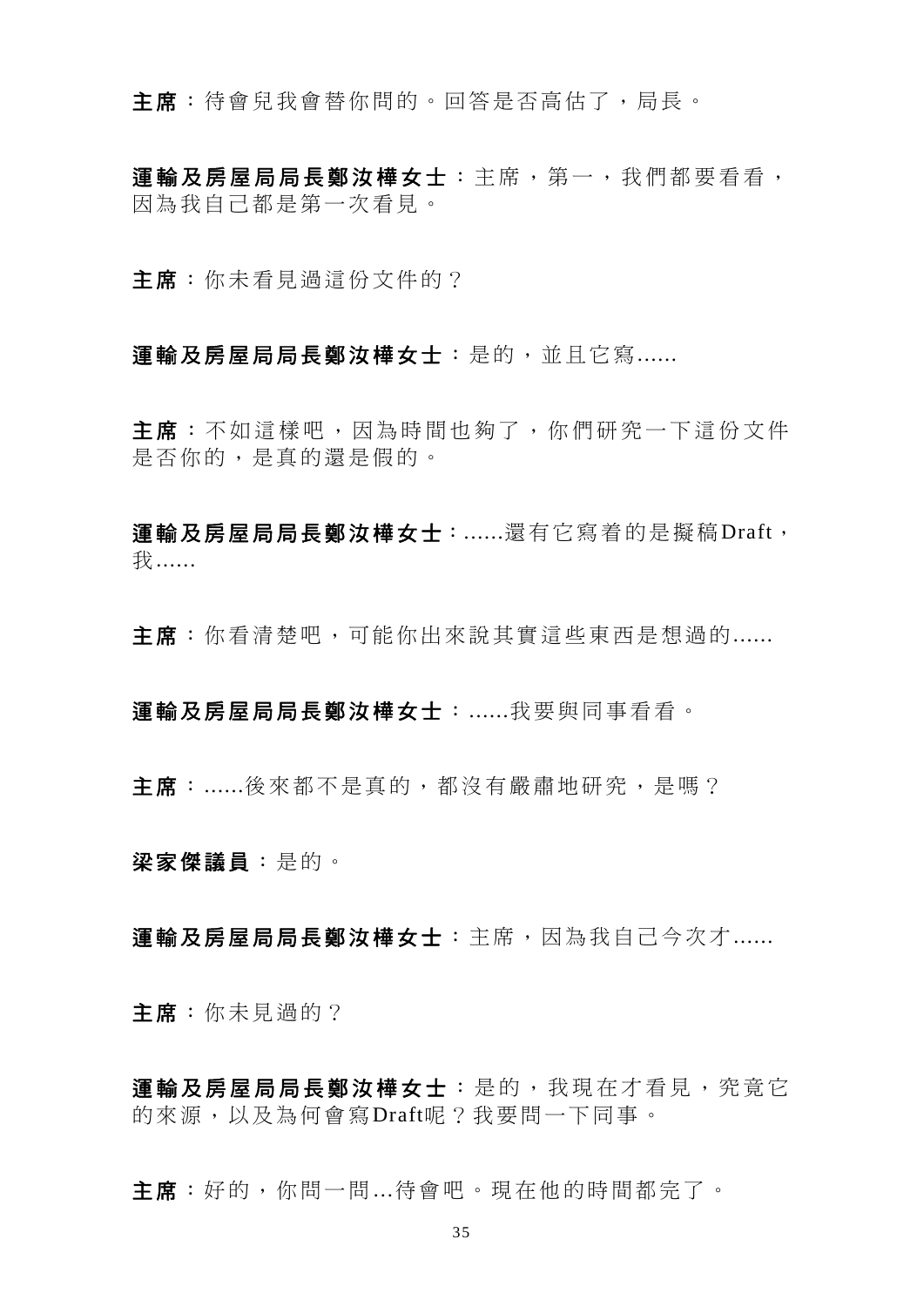**主席**：待會兒我會替你問的。回答是否高估了，局長。

**運輸及房屋局局長鄭汝樺女士**：主席，第一，我們都要看看，因為我自己都是第一次看見。

**主席**：你未看見過這份文件的？

**運輸及房屋局局長鄭汝樺女士**：是的，並且它寫......

**主席**：不如這樣吧，因為時間也夠了，你們研究一下這份文件是否你的，是真的還是假的。

**運輸及房屋局局長鄭汝樺女士**：......還有它寫着的是擬稿Draft，我......

**主席**：你看清楚吧，可能你出來說其實這些東西是想過的......

**運輸及房屋局局長鄭汝樺女士**：......我要與同事看看。

**主席**：......後來都不是真的，都沒有嚴肅地研究，是嗎？

**梁家傑議員**：是的。

**運輸及房屋局局長鄭汝樺女士**：主席，因為我自己今次才......

**主席**：你未見過的？

**運輸及房屋局局長鄭汝樺女士**：是的，我現在才看見，究竟它的來源，以及為何會寫Draft呢？我要問一下同事。

**主席**：好的，你問一問...待會吧。現在他的時間都完了。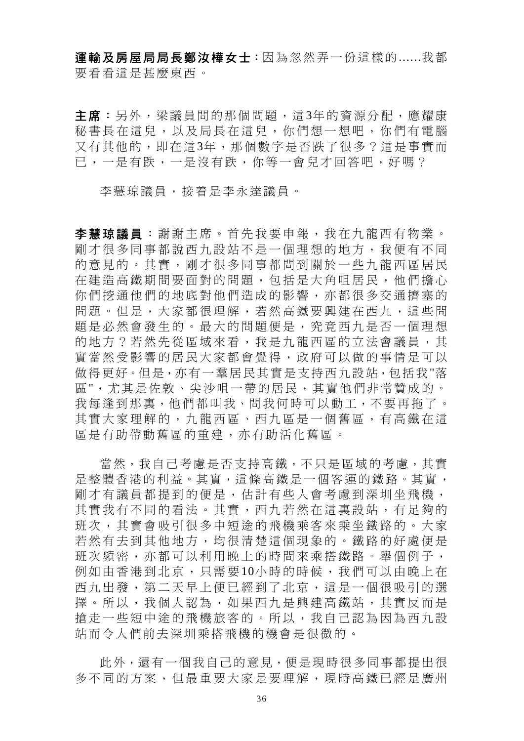**運輸及房屋局局長鄭汝樺女士**：因為忽然弄一份這樣的......我都要看看這是甚麼東西。

**主席**：另外，梁議員問的那個問題，這3年的資源分配，應耀康秘書長在這兒，以及局長在這兒，你們想一想吧，你們有電腦又有其他的，即在這3年，那個數字是否跌了很多？這是事實而已，一是有跌，一是沒有跌，你等一會兒才回答吧，好嗎？

李慧琼議員，接着是李永達議員。

**李慧琼議員**：謝謝主席。首先我要申報，我在九龍西有物業。剛才很多同事都說西九設站不是一個理想的地方，我便有不同的意見的。其實，剛才很多同事都問到關於一些九龍西區居民在建造高鐵期間要面對的問題，包括是大角咀居民，他們擔心你們挖通他們的地底對他們造成的影響，亦都很多交通擠塞的問題。但是，大家都很理解，若然高鐵要興建在西九，這些問題是必然會發生的。最大的問題便是，究竟西九是否一個理想的地方？若然先從區域來看，我是九龍西區的立法會議員，其實當然受影響的居民大家都會覺得，政府可以做的事情是可以做得更好。但是，亦有一羣居民其實是支持西九設站，包括我"落區"，尤其是佐敦、尖沙咀一帶的居民，其實他們非常贊成的。我每逢到那裏，他們都叫我、問我何時可以動工，不要再拖了。其實大家理解的，九龍西區、西九區是一個舊區，有高鐵在這區是有助帶動舊區的重建，亦有助活化舊區。

當然，我自己考慮是否支持高鐵，不只是區域的考慮，其實是整體香港的利益。其實，這條高鐵是一個客運的鐵路。其實，剛才有議員都提到的便是，估計有些人會考慮到深圳坐飛機，其實我有不同的看法。其實，西九若然在這裏設站，有足夠的班次，其實會吸引很多中短途的飛機乘客來乘坐鐵路的。大家若然有去到其他地方，均很清楚這個現象的。鐵路的好處便是班次頻密，亦都可以利用晚上的時間來乘搭鐵路。舉個例子，例如由香港到北京，只需要10小時的時候，我們可以由晚上在西九出發，第二天早上便已經到了北京，這是一個很吸引的選擇。所以，我個人認為，如果西九是興建高鐵站，其實反而是搶走一些短中途的飛機旅客的。所以，我自己認為因為西九設站而令人們前去深圳乘搭飛機的機會是很微的。

此外，還有一個我自己的意見，便是現時很多同事都提出很多不同的方案，但最重要大家是要理解，現時高鐵已經是廣州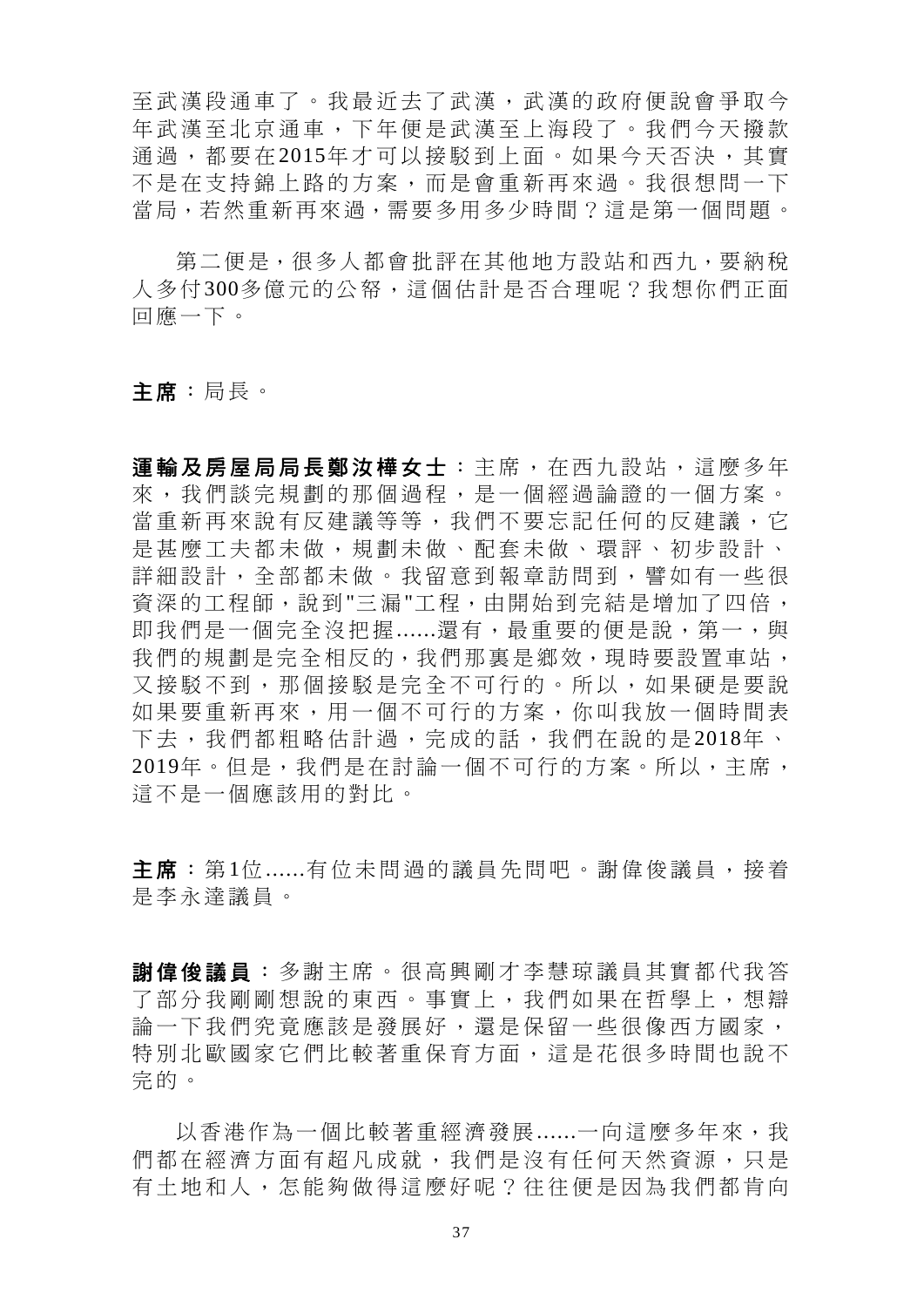至武漢段通車了。我最近去了武漢，武漢的政府便說會爭取今年武漢至北京通車，下年便是武漢至上海段了。我們今天撥款通過，都要在2015年才可以接駁到上面。如果今天否決，其實不是在支持錦上路的方案，而是會重新再來過。我很想問一下當局，若然重新再來過，需要多用多少時間？這是第一個問題。

第二便是，很多人都會批評在其他地方設站和西九，要納稅人多付300多億元的公帑，這個估計是否合理呢？我想你們正面回應一下。

**主席**：局長。

**運輸及房屋局局長鄭汝樺女士**：主席，在西九設站，這麼多年來，我們談完規劃的那個過程，是一個經過論證的一個方案。當重新再來說有反建議等等，我們不要忘記任何的反建議，它是甚麼工夫都未做，規劃未做、配套未做、環評、初步設計、詳細設計，全部都未做。我留意到報章訪問到，譬如有一些很資深的工程師，說到"三漏"工程，由開始到完結是增加了四倍，即我們是一個完全沒把握......還有，最重要的便是說，第一，與我們的規劃是完全相反的，我們那裏是鄉效，現時要設置車站，又接駁不到，那個接駁是完全不可行的。所以，如果硬是要說如果要重新再來，用一個不可行的方案，你叫我放一個時間表下去，我們都粗略估計過，完成的話，我們在說的是2018年、2019年。但是，我們是在討論一個不可行的方案。所以，主席，這不是一個應該用的對比。

**主席**：第1位......有位未問過的議員先問吧。謝偉俊議員，接着是李永達議員。

**謝偉俊議員**：多謝主席。很高興剛才李慧琼議員其實都代我答了部分我剛剛想說的東西。事實上，我們如果在哲學上，想辯論一下我們究竟應該是發展好，還是保留一些很像西方國家，特別北歐國家它們比較著重保育方面，這是花很多時間也說不完的。

以香港作為一個比較著重經濟發展......一向這麼多年來，我們都在經濟方面有超凡成就，我們是沒有任何天然資源，只是有土地和人，怎能夠做得這麼好呢？往往便是因為我們都肯向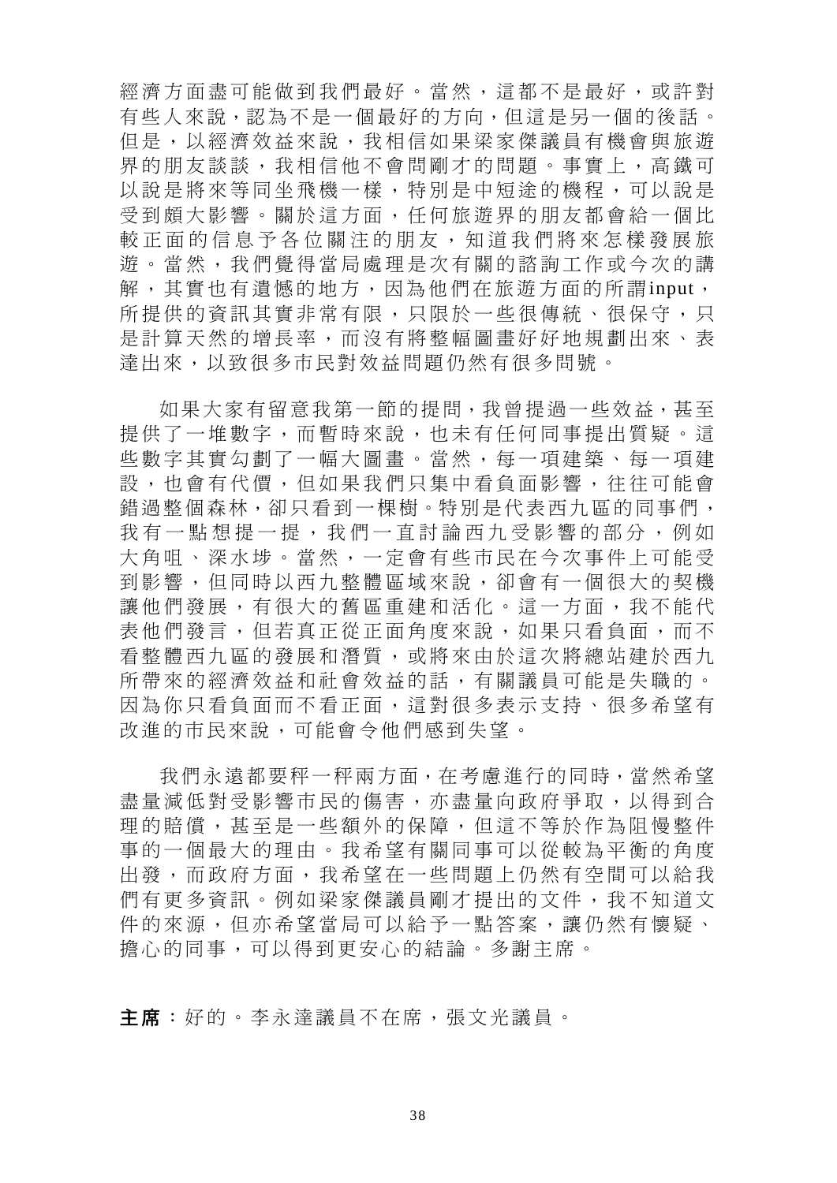經濟方面盡可能做到我們最好。當然，這都不是最好，或許對有些人來說，認為不是一個最好的方向，但這是另一個的後話。但是，以經濟效益來說，我相信如果梁家傑議員有機會與旅遊界的朋友談談，我相信他不會問剛才的問題。事實上，高鐵可以說是將來等同坐飛機一樣，特別是中短途的機程，可以說是受到頗大影響。關於這方面，任何旅遊界的朋友都會給一個比較正面的信息予各位關注的朋友，知道我們將來怎樣發展旅遊。當然，我們覺得當局處理是次有關的諮詢工作或今次的講解，其實也有遺憾的地方，因為他們在旅遊方面的所謂input，所提供的資訊其實非常有限，只限於一些很傳統、很保守，只是計算天然的增長率，而沒有將整幅圖畫好好地規劃出來、表達出來，以致很多市民對效益問題仍然有很多問號。

如果大家有留意我第一節的提問，我曾提過一些效益，甚至提供了一堆數字，而暫時來說，也未有任何同事提出質疑。這些數字其實勾劃了一幅大圖畫。當然，每一項建築、每一項建設，也會有代價，但如果我們只集中看負面影響，往往可能會錯過整個森林，卻只看到一棵樹。特別是代表西九區的同事們，我有一點想提一提，我們一直討論西九受影響的部分，例如大角咀、深水埗。當然，一定會有些市民在今次事件上可能受到影響，但同時以西九整體區域來說，卻會有一個很大的契機讓他們發展，有很大的舊區重建和活化。這一方面，我不能代表他們發言，但若真正從正面角度來說，如果只看負面，而不看整體西九區的發展和潛質，或將來由於這次將總站建於西九所帶來的經濟效益和社會效益的話，有關議員可能是失職的。因為你只看負面而不看正面，這對很多表示支持、很多希望有改進的市民來說，可能會令他們感到失望。

我們永遠都要秤一秤兩方面，在考慮進行的同時，當然希望盡量減低對受影響市民的傷害，亦盡量向政府爭取，以得到合理的賠償，甚至是一些額外的保障，但這不等於作為阻慢整件事的一個最大的理由。我希望有關同事可以從較為平衡的角度出發，而政府方面，我希望在一些問題上仍然有空間可以給我們有更多資訊。例如梁家傑議員剛才提出的文件，我不知道文件的來源，但亦希望當局可以給予一點答案，讓仍然有懷疑、擔心的同事，可以得到更安心的結論。多謝主席。

**主席**：好的。李永達議員不在席，張文光議員。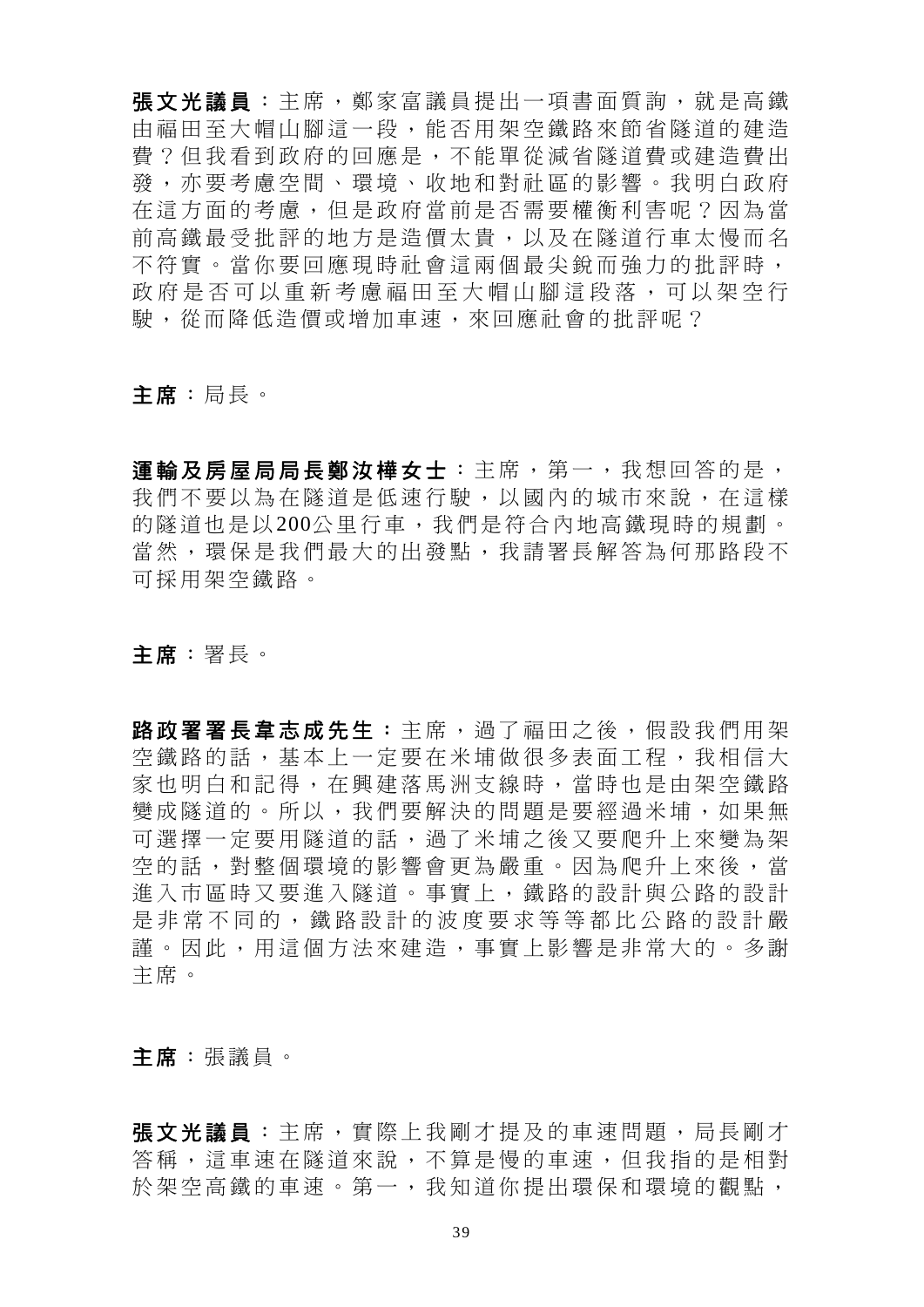**張文光議員**：主席，鄭家富議員提出一項書面質詢，就是高鐵由福田至大帽山腳這一段，能否用架空鐵路來節省隧道的建造費？但我看到政府的回應是，不能單從減省隧道費或建造費出發，亦要考慮空間、環境、收地和對社區的影響。我明白政府在這方面的考慮，但是政府當前是否需要權衡利害呢？因為當前高鐵最受批評的地方是造價太貴，以及在隧道行車太慢而名不符實。當你要回應現時社會這兩個最尖銳而強力的批評時，政府是否可以重新考慮福田至大帽山腳這段落，可以架空行駛，從而降低造價或增加車速，來回應社會的批評呢？

**主席**：局長。

**運輸及房屋局局長鄭汝樺女士**：主席，第一，我想回答的是，我們不要以為在隧道是低速行駛，以國內的城市來說，在這樣的隧道也是以200公里行車，我們是符合內地高鐵現時的規劃。當然，環保是我們最大的出發點，我請署長解答為何那路段不可採用架空鐵路。

**主席**：署長。

**路政署署長韋志成先生**：主席，過了福田之後，假設我們用架空鐵路的話，基本上一定要在米埔做很多表面工程，我相信大家也明白和記得，在興建落馬洲支線時，當時也是由架空鐵路變成隧道的。所以，我們要解決的問題是要經過米埔，如果無可選擇一定要用隧道的話，過了米埔之後又要爬升上來變為架空的話，對整個環境的影響會更為嚴重。因為爬升上來後，當進入市區時又要進入隧道。事實上，鐵路的設計與公路的設計是非常不同的，鐵路設計的波度要求等等都比公路的設計嚴謹。因此，用這個方法來建造，事實上影響是非常大的。多謝主席。

**主席**：張議員。

**張文光議員**：主席，實際上我剛才提及的車速問題，局長剛才答稱，這車速在隧道來說，不算是慢的車速，但我指的是相對於架空高鐵的車速。第一，我知道你提出環保和環境的觀點，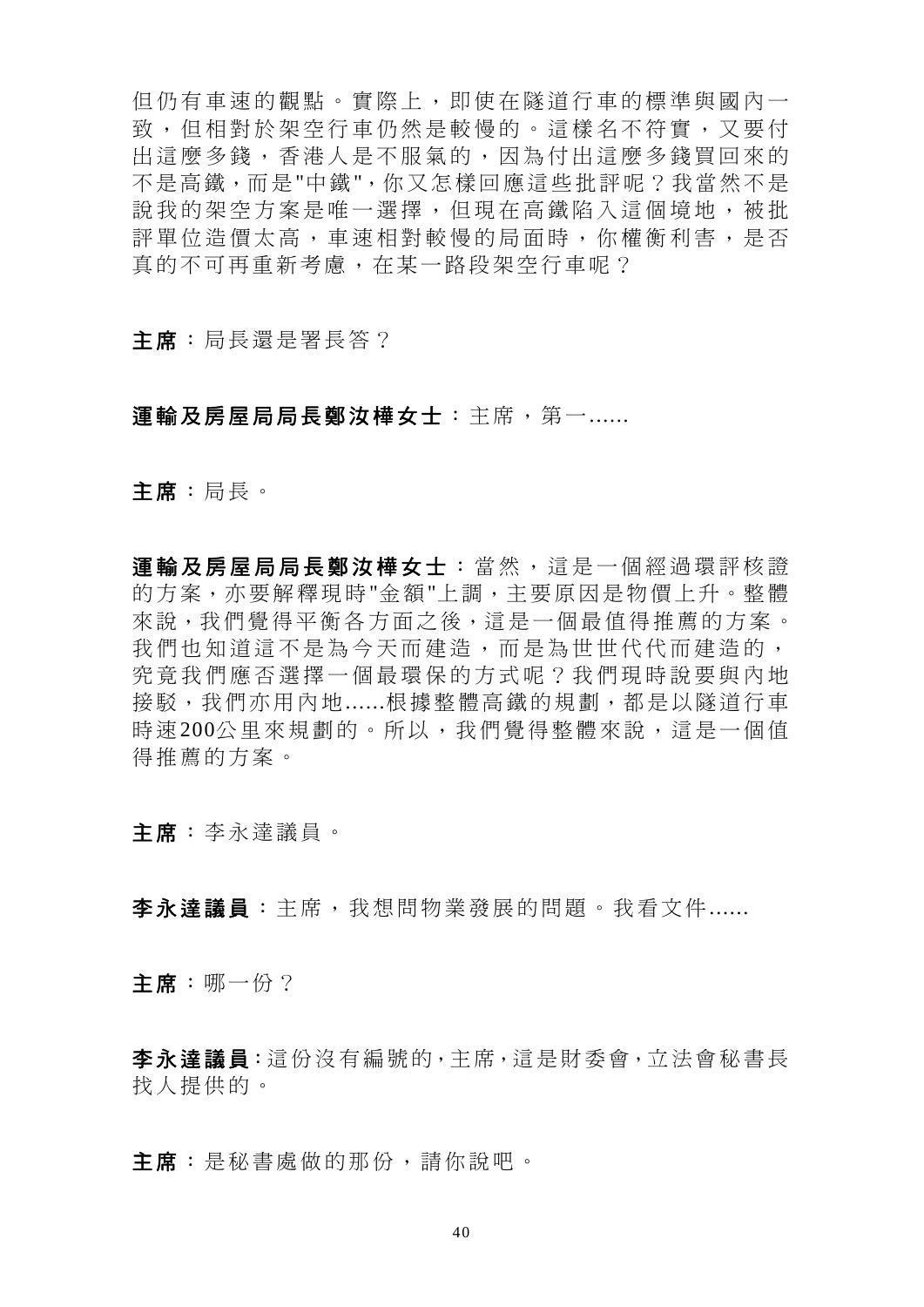但仍有車速的觀點。實際上，即使在隧道行車的標準與國內一致，但相對於架空行車仍然是較慢的。這樣名不符實，又要付出這麼多錢，香港人是不服氣的，因為付出這麼多錢買回來的不是高鐵，而是"中鐵"，你又怎樣回應這些批評呢？我當然不是說我的架空方案是唯一選擇，但現在高鐵陷入這個境地，被批評單位造價太高，車速相對較慢的局面時，你權衡利害，是否真的不可再重新考慮，在某一路段架空行車呢？

**主席**：局長還是署長答？

**運輸及房屋局局長鄭汝樺女士**：主席，第一......

**主席**：局長。

**運輸及房屋局局長鄭汝樺女士**：當然，這是一個經過環評核證的方案，亦要解釋現時"金額"上調，主要原因是物價上升。整體來說，我們覺得平衡各方面之後，這是一個最值得推薦的方案。我們也知道這不是為今天而建造，而是為世世代代而建造的，究竟我們應否選擇一個最環保的方式呢？我們現時說要與內地接駁，我們亦用內地......根據整體高鐵的規劃，都是以隧道行車時速200公里來規劃的。所以，我們覺得整體來說，這是一個值得推薦的方案。

**主席**：李永達議員。

**李永達議員**：主席，我想問物業發展的問題。我看文件......

**主席**：哪一份？

**李永達議員**：這份沒有編號的，主席，這是財委會，立法會秘書長找人提供的。

**主席**：是秘書處做的那份，請你說吧。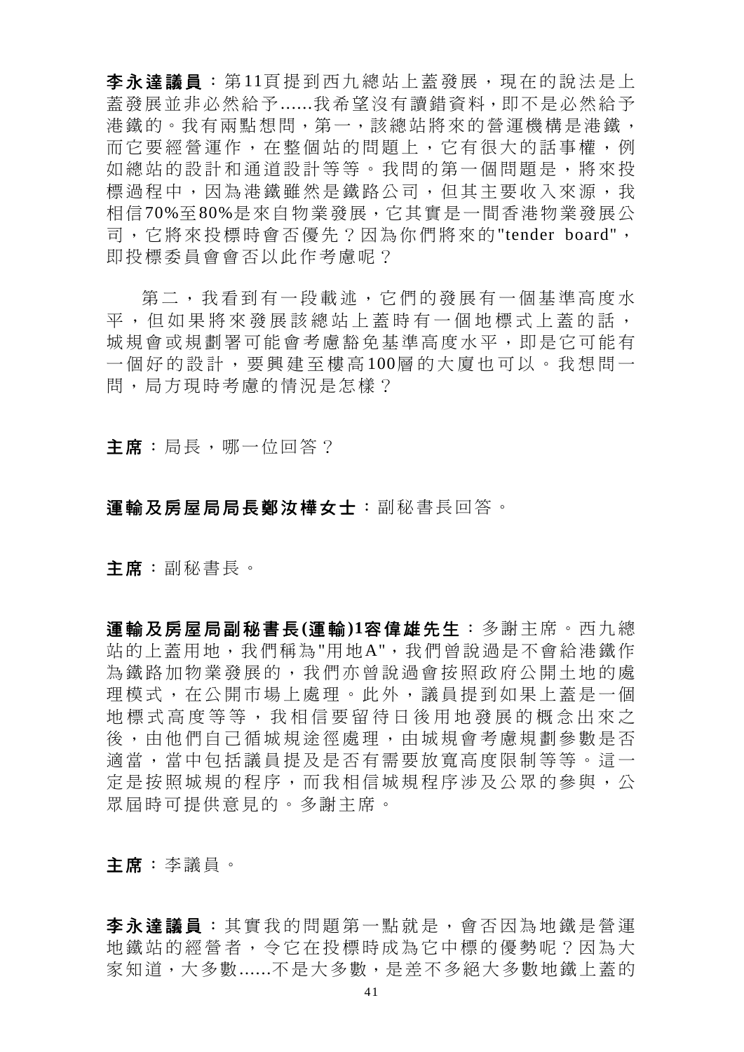**李永達議員**：第11頁提到西九總站上蓋發展，現在的說法是上蓋發展並非必然給予......我希望沒有讀錯資料，即不是必然給予港鐵的。我有兩點想問，第一，該總站將來的營運機構是港鐵，而它要經營運作，在整個站的問題上，它有很大的話事權，例如總站的設計和通道設計等等。我問的第一個問題是，將來投標過程中，因為港鐵雖然是鐵路公司，但其主要收入來源，我相信70%至80%是來自物業發展，它其實是一間香港物業發展公司，它將來投標時會否優先？因為你們將來的"tender board"，即投標委員會會否以此作考慮呢？

第二，我看到有一段載述，它們的發展有一個基準高度水平，但如果將來發展該總站上蓋時有一個地標式上蓋的話，城規會或規劃署可能會考慮豁免基準高度水平，即是它可能有一個好的設計，要興建至樓高100層的大廈也可以。我想問一問，局方現時考慮的情況是怎樣？

**主席**：局長，哪一位回答？

**運輸及房屋局局長鄭汝樺女士**：副秘書長回答。

**主席**：副秘書長。

**運輸及房屋局副秘書長(運輸)1容偉雄先生**：多謝主席。西九總站的上蓋用地，我們稱為"用地A"，我們曾說過是不會給港鐵作為鐵路加物業發展的，我們亦曾說過會按照政府公開土地的處理模式，在公開市場上處理。此外，議員提到如果上蓋是一個地標式高度等等，我相信要留待日後用地發展的概念出來之後，由他們自己循城規途徑處理，由城規會考慮規劃參數是否適當，當中包括議員提及是否有需要放寬高度限制等等。這一定是按照城規的程序，而我相信城規程序涉及公眾的參與，公眾屆時可提供意見的。多謝主席。

**主席**：李議員。

**李永達議員**：其實我的問題第一點就是，會否因為地鐵是營運地鐵站的經營者，令它在投標時成為它中標的優勢呢？因為大家知道，大多數......不是大多數，是差不多絕大多數地鐵上蓋的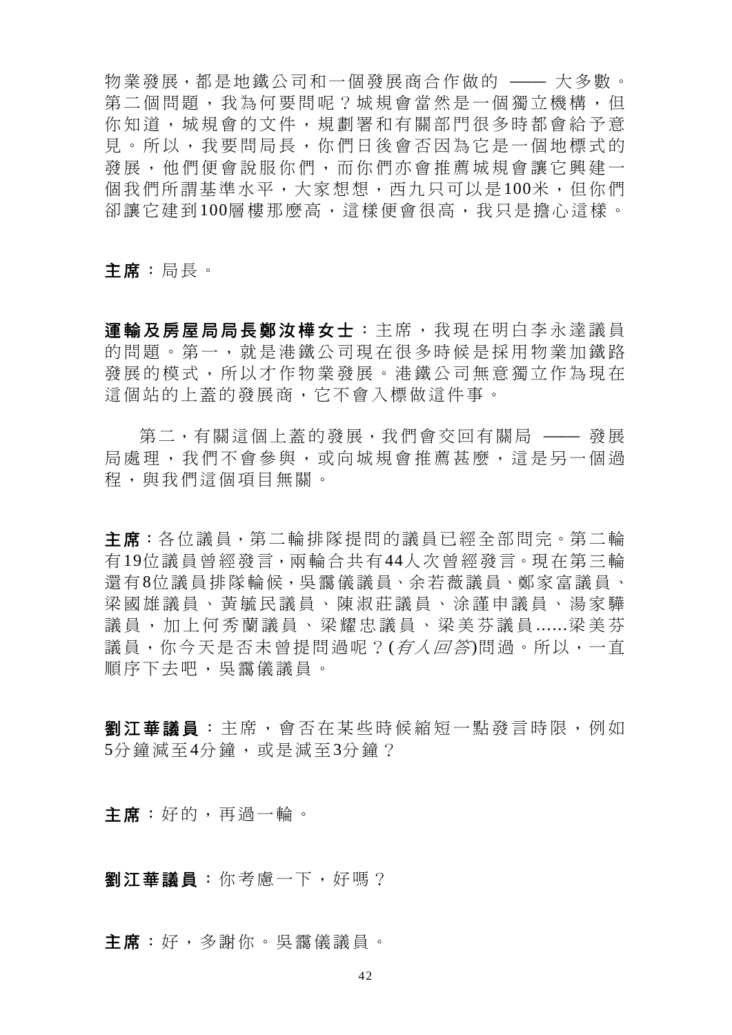物業發展，都是地鐵公司和一個發展商合作做的 —— 大多數。第二個問題，我為何要問呢？城規會當然是一個獨立機構，但你知道，城規會的文件，規劃署和有關部門很多時都會給予意見。所以，我要問局長，你們日後會否因為它是一個地標式的發展，他們便會說服你們，而你們亦會推薦城規會讓它興建一個我們所謂基準水平，大家想想，西九只可以是100米，但你們卻讓它建到100層樓那麼高，這樣便會很高，我只是擔心這樣。

**主席**：局長。

**運輸及房屋局局長鄭汝樺女士**：主席，我現在明白李永達議員的問題。第一，就是港鐵公司現在很多時候是採用物業加鐵路發展的模式，所以才作物業發展。港鐵公司無意獨立作為現在這個站的上蓋的發展商，它不會入標做這件事。

第二，有關這個上蓋的發展，我們會交回有關局 —— 發展局處理，我們不會參與，或向城規會推薦甚麼，這是另一個過程，與我們這個項目無關。

**主席**：各位議員，第二輪排隊提問的議員已經全部問完。第二輪有19位議員曾經發言，兩輪合共有44人次曾經發言。現在第三輪還有8位議員排隊輪候，吳靄儀議員、余若薇議員、鄭家富議員、梁國雄議員、黃毓民議員、陳淑莊議員、涂謹申議員、湯家驊議員，加上何秀蘭議員、梁耀忠議員、梁美芬議員......梁美芬議員，你今天是否未曾提問過呢？(*有人回答*)問過。所以，一直順序下去吧，吳靄儀議員。

**劉江華議員**：主席，會否在某些時候縮短一點發言時限，例如5分鐘減至4分鐘，或是減至3分鐘？

**主席**：好的，再過一輪。

**劉江華議員**：你考慮一下，好嗎？

**主席**：好，多謝你。吳靄儀議員。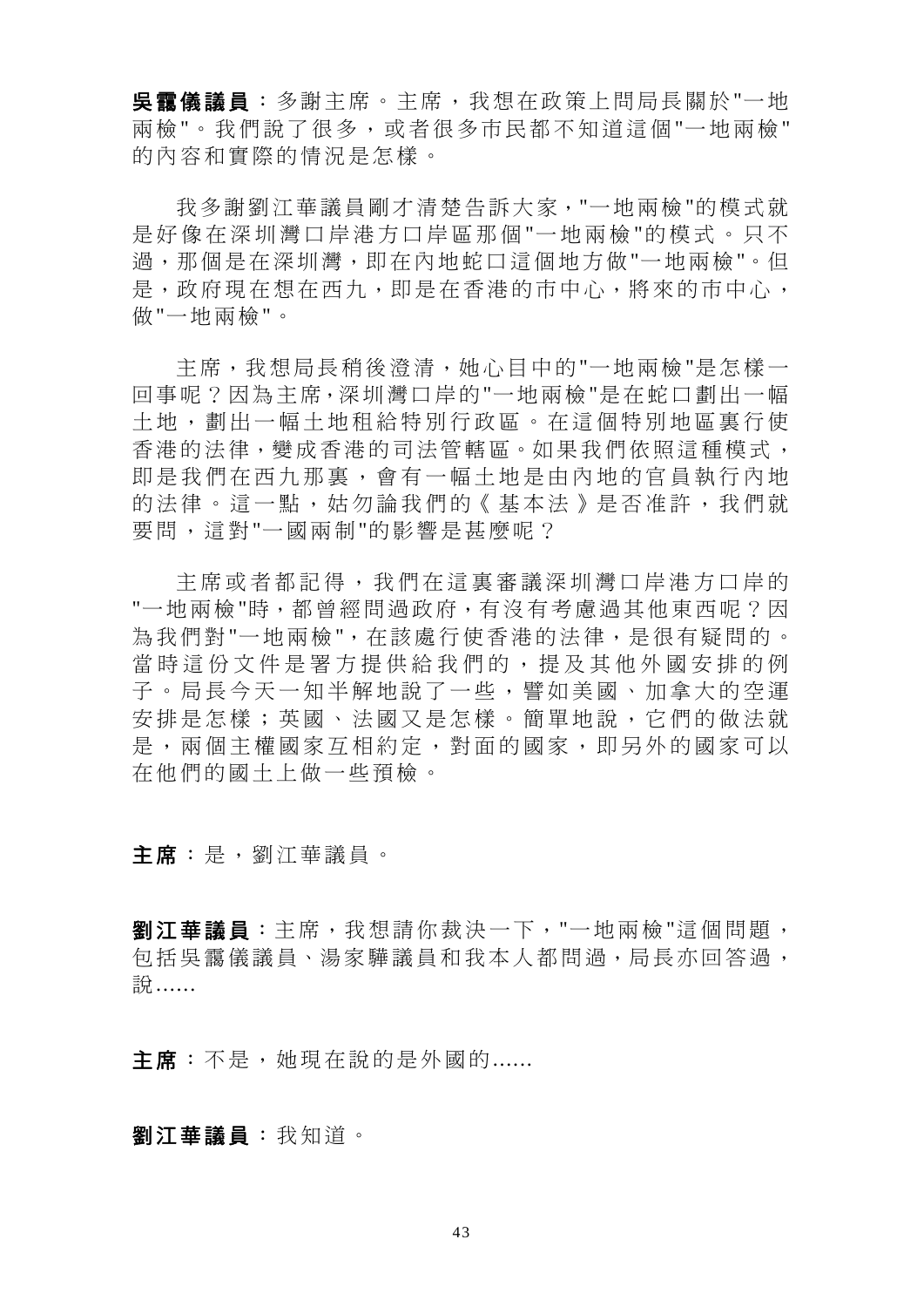**吳靄儀議員**：多謝主席。主席，我想在政策上問局長關於"一地兩檢"。我們說了很多，或者很多市民都不知道這個"一地兩檢"的內容和實際的情況是怎樣。

我多謝劉江華議員剛才清楚告訴大家，"一地兩檢"的模式就是好像在深圳灣口岸港方口岸區那個"一地兩檢"的模式。只不過，那個是在深圳灣，即在內地蛇口這個地方做"一地兩檢"。但是，政府現在想在西九，即是在香港的市中心，將來的市中心，做"一地兩檢"。

主席，我想局長稍後澄清，她心目中的"一地兩檢"是怎樣一回事呢？因為主席，深圳灣口岸的"一地兩檢"是在蛇口劃出一幅土地，劃出一幅土地租給特別行政區。在這個特別地區裏行使香港的法律，變成香港的司法管轄區。如果我們依照這種模式，即是我們在西九那裏，會有一幅土地是由內地的官員執行內地的法律。這一點，姑勿論我們的《基本法》是否准許，我們就要問，這對"一國兩制"的影響是甚麼呢？

主席或者都記得，我們在這裏審議深圳灣口岸港方口岸的"一地兩檢"時，都曾經問過政府，有沒有考慮過其他東西呢？因為我們對"一地兩檢"，在該處行使香港的法律，是很有疑問的。當時這份文件是署方提供給我們的，提及其他外國安排的例子。局長今天一知半解地說了一些，譬如美國、加拿大的空運安排是怎樣；英國、法國又是怎樣。簡單地說，它們的做法就是，兩個主權國家互相約定，對面的國家，即另外的國家可以在他們的國土上做一些預檢。

**主席**：是，劉江華議員。

**劉江華議員**：主席，我想請你裁決一下，"一地兩檢"這個問題，包括吳靄儀議員、湯家驊議員和我本人都問過，局長亦回答過，說......

**主席**：不是，她現在說的是外國的......

**劉江華議員**：我知道。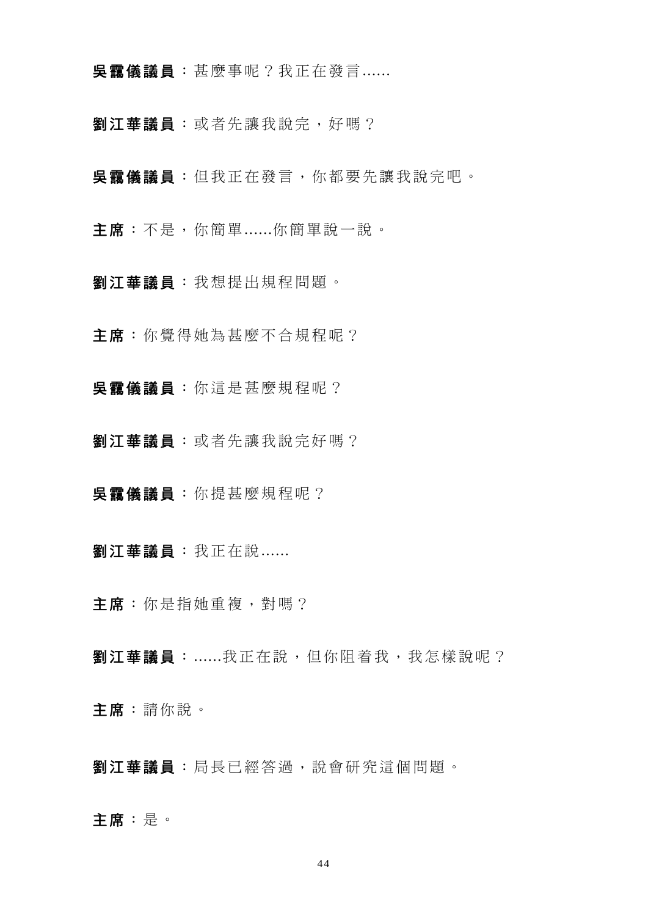**吳靄儀議員**：甚麼事呢？我正在發言......

**劉江華議員**：或者先讓我說完，好嗎？

**吳靄儀議員**：但我正在發言，你都要先讓我說完吧。

**主席**：不是，你簡單......你簡單說一說。

**劉江華議員**：我想提出規程問題。

**主席**：你覺得她為甚麼不合規程呢？

**吳靄儀議員**：你這是甚麼規程呢？

**劉江華議員**：或者先讓我說完好嗎？

**吳靄儀議員**：你提甚麼規程呢？

**劉江華議員**：我正在說......

**主席**：你是指她重複，對嗎？

**劉江華議員**：......我正在說，但你阻着我，我怎樣說呢？

**主席**：請你說。

**劉江華議員**：局長已經答過，說會研究這個問題。

**主席**：是。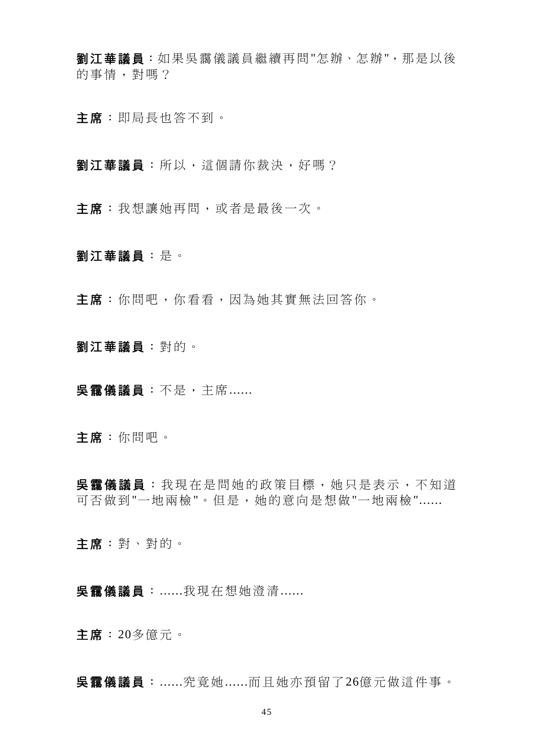**劉江華議員**：如果吳靄儀議員繼續再問"怎辦、怎辦"，那是以後的事情，對嗎？

**主席**：即局長也答不到。

**劉江華議員**：所以，這個請你裁決，好嗎？

**主席**：我想讓她再問，或者是最後一次。

**劉江華議員**：是。

**主席**：你問吧，你看看，因為她其實無法回答你。

**劉江華議員**：對的。

**吳靄儀議員**：不是，主席......

**主席**：你問吧。

**吳靄儀議員**：我現在是問她的政策目標，她只是表示，不知道可否做到"一地兩檢"。但是，她的意向是想做"一地兩檢"......

**主席**：對、對的。

**吳靄儀議員**：......我現在想她澄清......

**主席**：20多億元。

**吳靄儀議員**：......究竟她......而且她亦預留了26億元做這件事。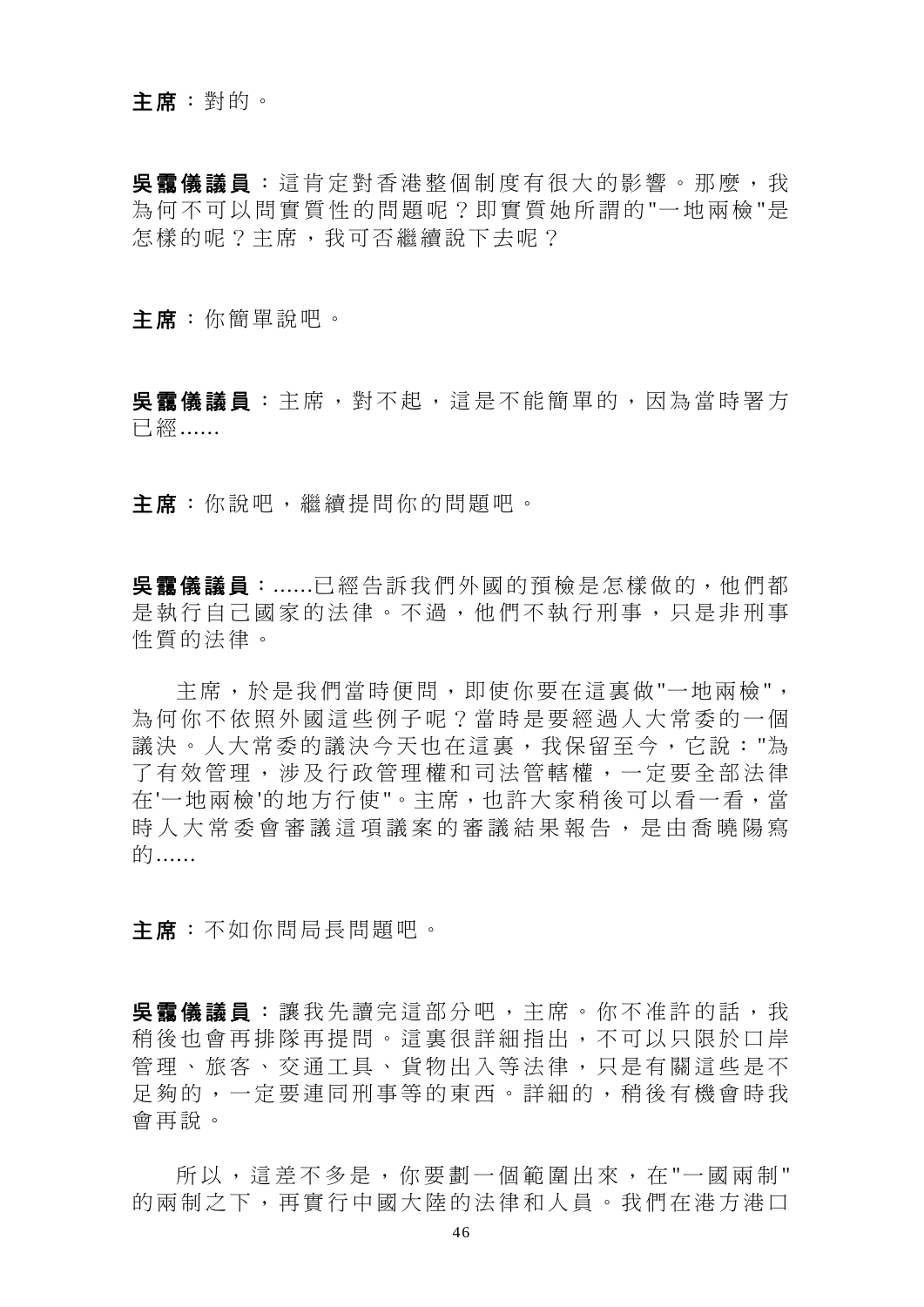**主席**：對的。

**吳靄儀議員**：這肯定對香港整個制度有很大的影響。那麼，我為何不可以問實質性的問題呢？即實質她所謂的"一地兩檢"是怎樣的呢？主席，我可否繼續說下去呢？

**主席**：你簡單說吧。

**吳靄儀議員**：主席，對不起，這是不能簡單的，因為當時署方已經......

**主席**：你說吧，繼續提問你的問題吧。

**吳靄儀議員**：......已經告訴我們外國的預檢是怎樣做的，他們都是執行自己國家的法律。不過，他們不執行刑事，只是非刑事性質的法律。

主席，於是我們當時便問，即使你要在這裏做"一地兩檢"，為何你不依照外國這些例子呢？當時是要經過人大常委的一個議決。人大常委的議決今天也在這裏，我保留至今，它說："為了有效管理，涉及行政管理權和司法管轄權，一定要全部法律在'一地兩檢'的地方行使"。主席，也許大家稍後可以看一看，當時人大常委會審議這項議案的審議結果報告，是由喬曉陽寫的......

**主席**：不如你問局長問題吧。

**吳靄儀議員**：讓我先讀完這部分吧，主席。你不准許的話，我稍後也會再排隊再提問。這裏很詳細指出，不可以只限於口岸管理、旅客、交通工具、貨物出入等法律，只是有關這些是不足夠的，一定要連同刑事等的東西。詳細的，稍後有機會時我會再說。

所以，這差不多是，你要劃一個範圍出來，在"一國兩制"的兩制之下，再實行中國大陸的法律和人員。我們在港方港口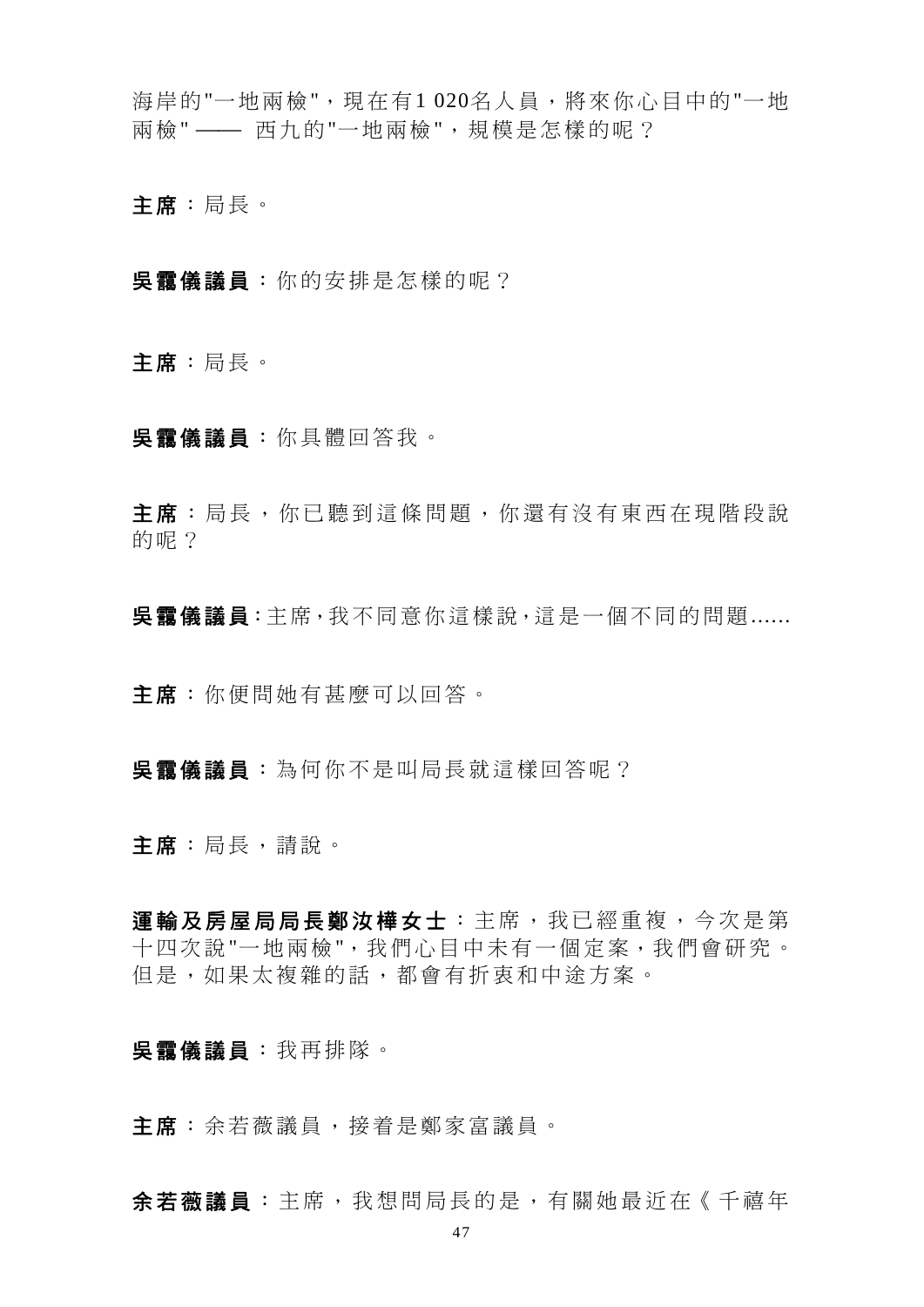海岸的"一地兩檢"，現在有1 020名人員，將來你心目中的"一地兩檢" —— 西九的"一地兩檢"，規模是怎樣的呢？

**主席**：局長。

**吳靄儀議員**：你的安排是怎樣的呢？

**主席**：局長。

**吳靄儀議員**：你具體回答我。

**主席**：局長，你已聽到這條問題，你還有沒有東西在現階段說的呢？

**吳靄儀議員**:主席,我不同意你這樣說,這是一個不同的問題......

**主席**：你便問她有甚麼可以回答。

**吳靄儀議員**：為何你不是叫局長就這樣回答呢？

**主席**：局長，請說。

**運輸及房屋局局長鄭汝樺女士**：主席，我已經重複，今次是第十四次說"一地兩檢"，我們心目中未有一個定案，我們會研究。但是，如果太複雜的話，都會有折衷和中途方案。

**吳靄儀議員**：我再排隊。

**主席**：余若薇議員，接着是鄭家富議員。

**余若薇議員**：主席，我想問局長的是，有關她最近在《千禧年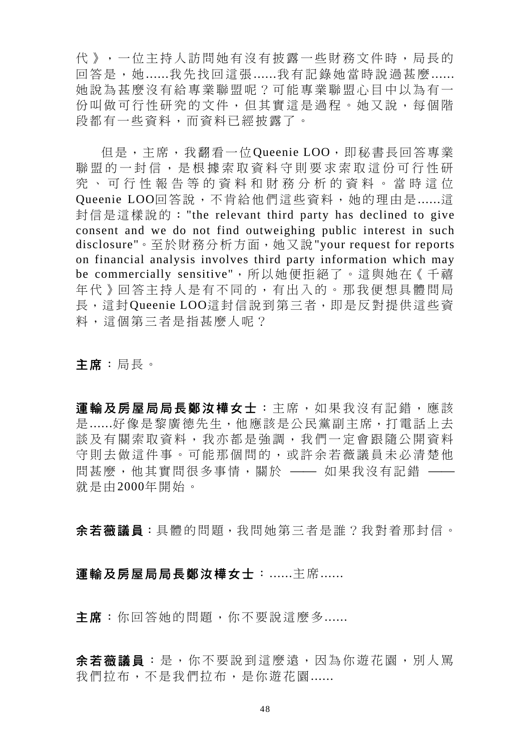代》，一位主持人訪問她有沒有披露一些財務文件時，局長的回答是，她......我先找回這張......我有記錄她當時說過甚麼......她說為甚麼沒有給專業聯盟呢？可能專業聯盟心目中以為有一份叫做可行性研究的文件，但其實這是過程。她又說，每個階段都有一些資料，而資料已經披露了。

但是，主席，我翻看一位Queenie LOO，即秘書長回答專業聯盟的一封信，是根據索取資料守則要求索取這份可行性研究、可行性報告等的資料和財務分析的資料。當時這位Queenie LOO回答說，不肯給他們這些資料，她的理由是......這封信是這樣說的："the relevant third party has declined to give consent and we do not find outweighing public interest in such disclosure"。至於財務分析方面，她又說"your request for reports on financial analysis involves third party information which may be commercially sensitive"，所以她便拒絕了。這與她在《千禧年代》回答主持人是有不同的，有出入的。那我便想具體問局長，這封Queenie LOO這封信說到第三者，即是反對提供這些資料，這個第三者是指甚麼人呢？

**主席**：局長。

**運輸及房屋局局長鄭汝樺女士**：主席，如果我沒有記錯，應該是......好像是黎廣德先生，他應該是公民黨副主席，打電話上去談及有關索取資料，我亦都是強調，我們一定會跟隨公開資料守則去做這件事。可能那個問的，或許余若薇議員未必清楚他問甚麼，他其實問很多事情，關於 —— 如果我沒有記錯 —— 就是由2000年開始。

**余若薇議員**：具體的問題，我問她第三者是誰？我對着那封信。

**運輸及房屋局局長鄭汝樺女士**：......主席......

**主席**：你回答她的問題，你不要說這麼多......

**余若薇議員**：是，你不要說到這麼遠，因為你遊花園，別人罵我們拉布，不是我們拉布，是你遊花園......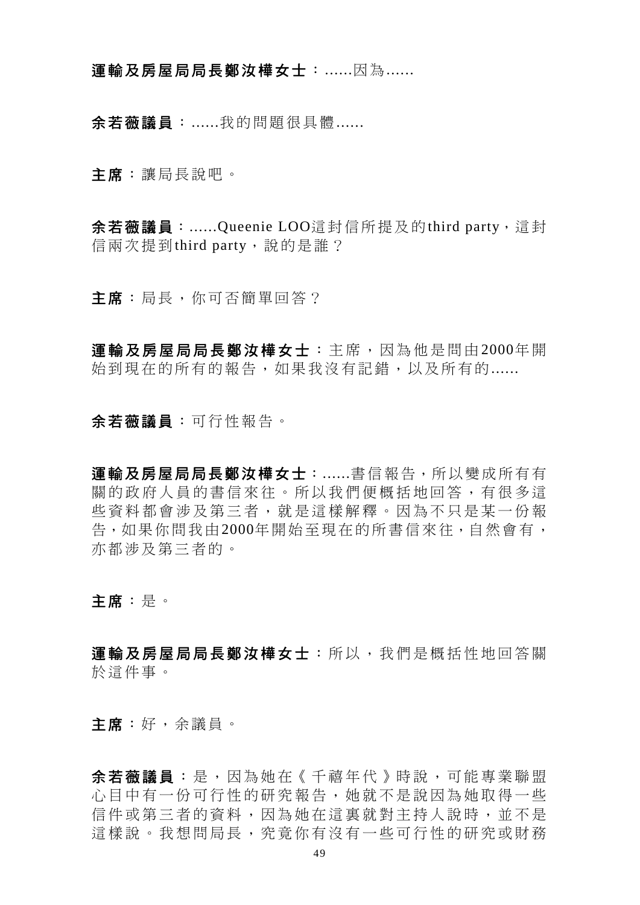**運輸及房屋局局長鄭汝樺女士**：......因為......

**余若薇議員**：......我的問題很具體......

**主席**：讓局長說吧。

**余若薇議員**：......Queenie LOO這封信所提及的third party，這封信兩次提到third party，說的是誰？

**主席**：局長，你可否簡單回答？

**運輸及房屋局局長鄭汝樺女士**：主席，因為他是問由2000年開始到現在的所有的報告，如果我沒有記錯，以及所有的......

**余若薇議員**：可行性報告。

**運輸及房屋局局長鄭汝樺女士**：......書信報告，所以變成所有有關的政府人員的書信來往。所以我們便概括地回答，有很多這些資料都會涉及第三者，就是這樣解釋。因為不只是某一份報告，如果你問我由2000年開始至現在的所書信來往，自然會有，亦都涉及第三者的。

**主席**：是。

**運輸及房屋局局長鄭汝樺女士**：所以，我們是概括性地回答關於這件事。

**主席**：好，余議員。

**余若薇議員**：是，因為她在《千禧年代》時說，可能專業聯盟心目中有一份可行性的研究報告，她就不是說因為她取得一些信件或第三者的資料，因為她在這裏就對主持人說時，並不是這樣說。我想問局長，究竟你有沒有一些可行性的研究或財務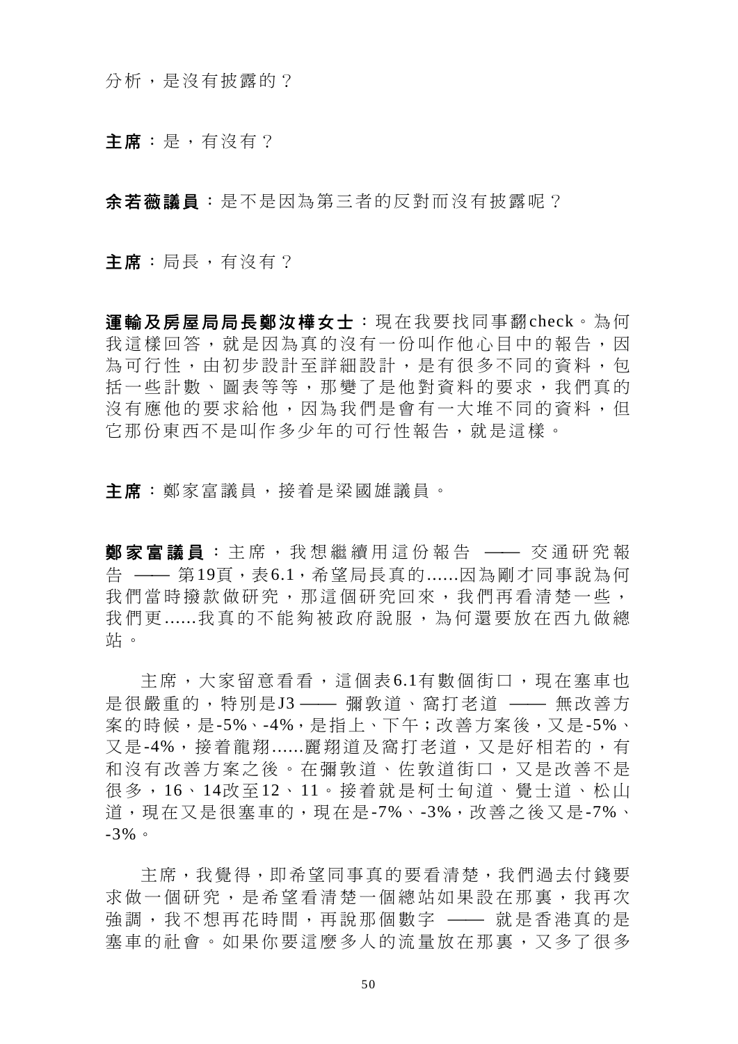分析，是沒有披露的？

**主席**：是，有沒有？

**余若薇議員**：是不是因為第三者的反對而沒有披露呢？

**主席**：局長，有沒有？

**運輸及房屋局局長鄭汝樺女士**：現在我要找同事翻check。為何我這樣回答，就是因為真的沒有一份叫作他心目中的報告，因為可行性，由初步設計至詳細設計，是有很多不同的資料，包括一些計數、圖表等等，那變了是他對資料的要求，我們真的沒有應他的要求給他，因為我們是會有一大堆不同的資料，但它那份東西不是叫作多少年的可行性報告，就是這樣。

**主席**：鄭家富議員，接着是梁國雄議員。

**鄭家富議員**：主席，我想繼續用這份報告 —— 交通研究報告 —— 第19頁，表6.1，希望局長真的......因為剛才同事說為何我們當時撥款做研究，那這個研究回來，我們再看清楚一些，我們更......我真的不能夠被政府說服，為何還要放在西九做總站。

主席，大家留意看看，這個表6.1有數個街口，現在塞車也是很嚴重的，特別是J3 —— 彌敦道、窩打老道 —— 無改善方案的時候，是-5%、-4%，是指上、下午；改善方案後，又是-5%、又是-4%，接着龍翔......麗翔道及窩打老道，又是好相若的，有和沒有改善方案之後。在彌敦道、佐敦道街口，又是改善不是很多，16、14改至12、11。接着就是柯士甸道、覺士道、松山道，現在又是很塞車的，現在是-7%、-3%，改善之後又是-7%、-3%。

主席，我覺得，即希望同事真的要看清楚，我們過去付錢要求做一個研究，是希望看清楚一個總站如果設在那裏，我再次強調，我不想再花時間，再說那個數字 —— 就是香港真的是塞車的社會。如果你要這麼多人的流量放在那裏，又多了很多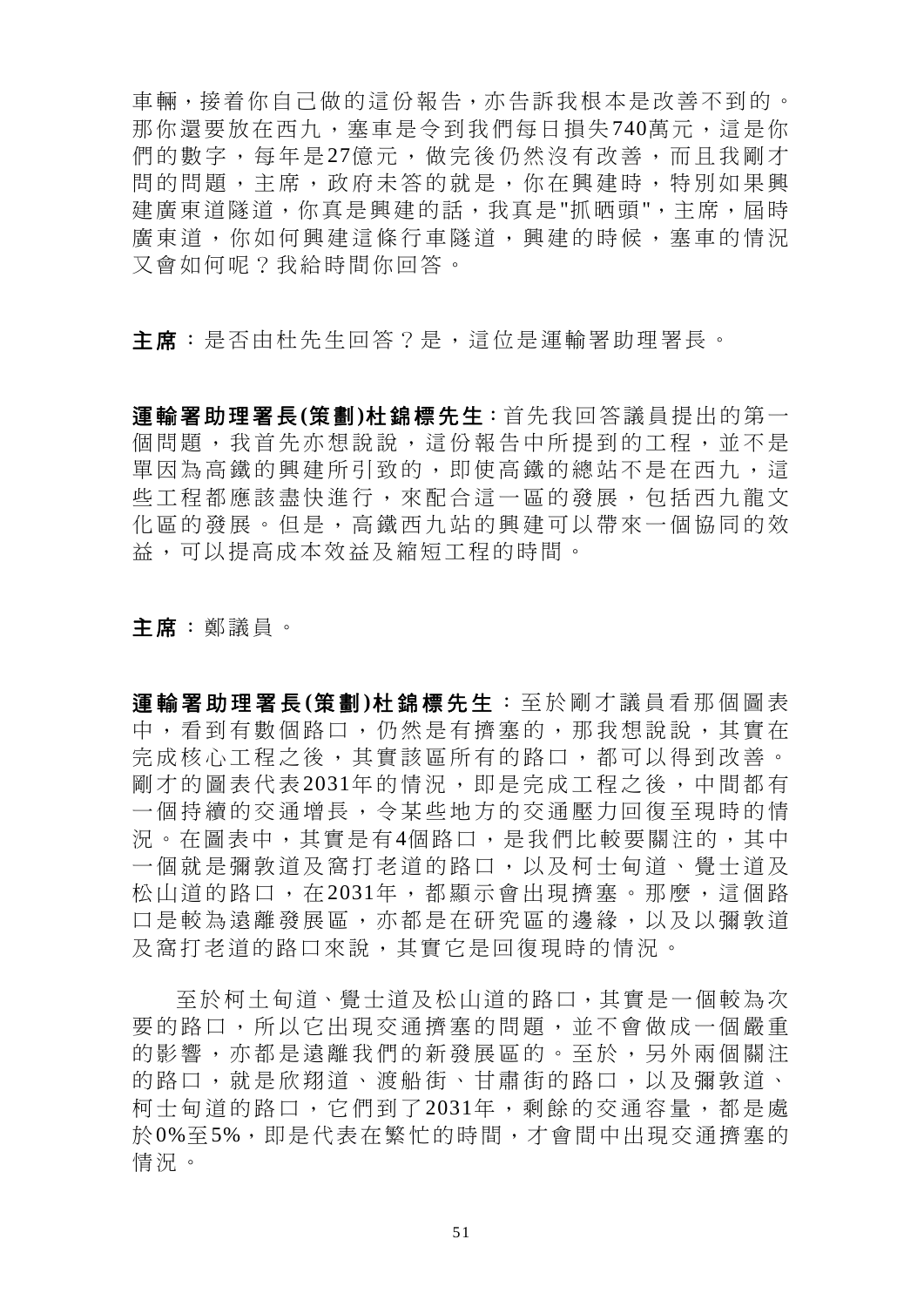車輛，接着你自己做的這份報告，亦告訴我根本是改善不到的。那你還要放在西九，塞車是令到我們每日損失740萬元，這是你們的數字，每年是27億元，做完後仍然沒有改善，而且我剛才問的問題，主席，政府未答的就是，你在興建時，特別如果興建廣東道隧道，你真是興建的話，我真是"抓晒頭"，主席，屆時廣東道，你如何興建這條行車隧道，興建的時候，塞車的情況又會如何呢？我給時間你回答。

**主席**：是否由杜先生回答？是，這位是運輸署助理署長。

**運輸署助理署長(策劃)杜錦標先生**：首先我回答議員提出的第一個問題，我首先亦想說說，這份報告中所提到的工程，並不是單因為高鐵的興建所引致的，即使高鐵的總站不是在西九，這些工程都應該盡快進行，來配合這一區的發展，包括西九龍文化區的發展。但是，高鐵西九站的興建可以帶來一個協同的效益，可以提高成本效益及縮短工程的時間。

**主席**：鄭議員。

**運輸署助理署長(策劃)杜錦標先生**：至於剛才議員看那個圖表中，看到有數個路口，仍然是有擠塞的，那我想說說，其實在完成核心工程之後，其實該區所有的路口，都可以得到改善。剛才的圖表代表2031年的情況，即是完成工程之後，中間都有一個持續的交通增長，令某些地方的交通壓力回復至現時的情況。在圖表中，其實是有4個路口，是我們比較要關注的，其中一個就是彌敦道及窩打老道的路口，以及柯士甸道、覺士道及松山道的路口，在2031年，都顯示會出現擠塞。那麼，這個路口是較為遠離發展區，亦都是在研究區的邊緣，以及以彌敦道及窩打老道的路口來說，其實它是回復現時的情況。

至於柯士甸道、覺士道及松山道的路口，其實是一個較為次要的路口，所以它出現交通擠塞的問題，並不會做成一個嚴重的影響，亦都是遠離我們的新發展區的。至於，另外兩個關注的路口，就是欣翔道、渡船街、甘肅街的路口，以及彌敦道、柯士甸道的路口，它們到了2031年，剩餘的交通容量，都是處於0%至5%，即是代表在繁忙的時間，才會間中出現交通擠塞的情況。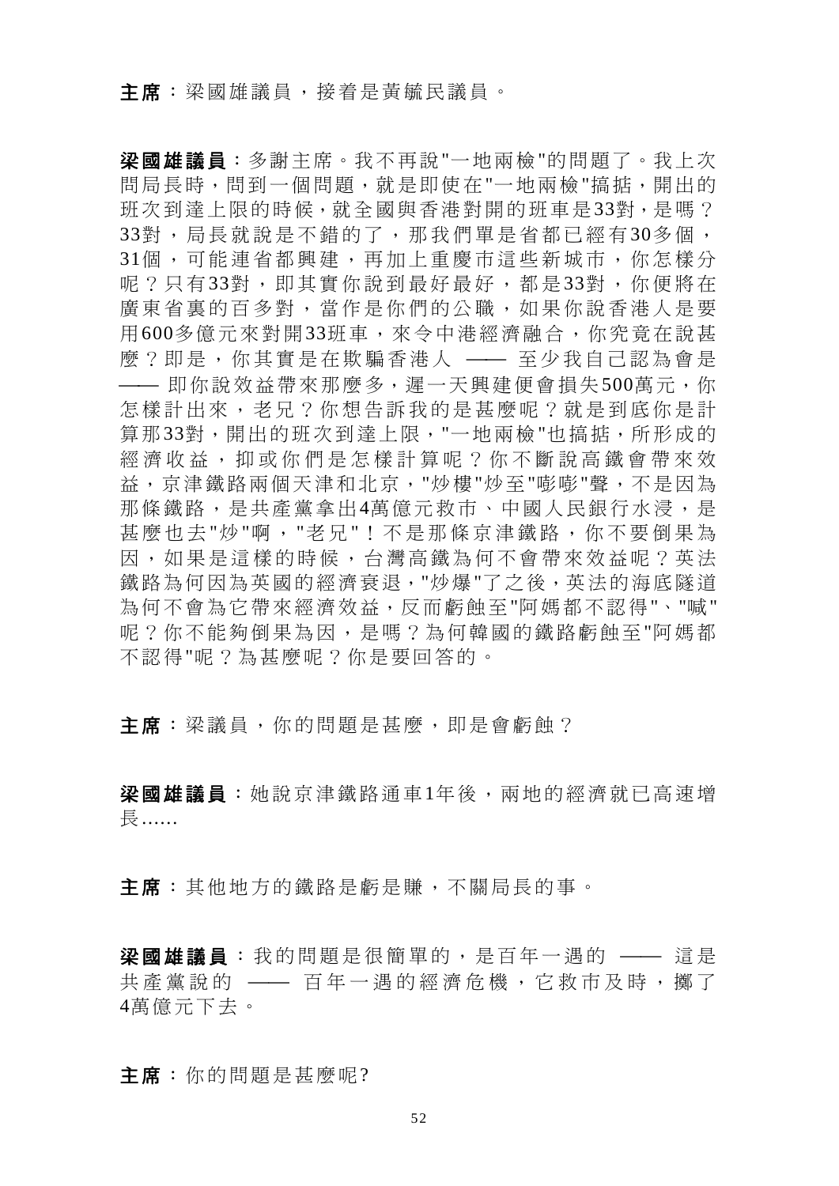**主席**：梁國雄議員，接着是黃毓民議員。

**梁國雄議員**：多謝主席。我不再說"一地兩檢"的問題了。我上次問局長時，問到一個問題，就是即使在"一地兩檢"搞掂，開出的班次到達上限的時候，就全國與香港對開的班車是33對，是嗎？33對，局長就說是不錯的了，那我們單是省都已經有30多個，31個，可能連省都興建，再加上重慶市這些新城市，你怎樣分呢？只有33對，即其實你說到最好最好，都是33對，你便將在廣東省裏的百多對，當作是你們的公職，如果你說香港人是要用600多億元來對開33班車，來令中港經濟融合，你究竟在說甚麼？即是，你其實是在欺騙香港人 —— 至少我自己認為會是 —— 即你說效益帶來那麼多，遲一天興建便會損失500萬元，你怎樣計出來，老兄？你想告訴我的是甚麼呢？就是到底你是計算那33對，開出的班次到達上限，"一地兩檢"也搞掂，所形成的經濟收益，抑或你們是怎樣計算呢？你不斷說高鐵會帶來效益，京津鐵路兩個天津和北京，"炒樓"炒至"嘭嘭"聲，不是因為那條鐵路，是共產黨拿出4萬億元救市、中國人民銀行水浸，是甚麼也去"炒"啊，"老兄"！不是那條京津鐵路，你不要倒果為因，如果是這樣的時候，台灣高鐵為何不會帶來效益呢？英法鐵路為何因為英國的經濟衰退，"炒爆"了之後，英法的海底隧道為何不會為它帶來經濟效益，反而虧蝕至"阿媽都不認得"、"喊"呢？你不能夠倒果為因，是嗎？為何韓國的鐵路虧蝕至"阿媽都不認得"呢？為甚麼呢？你是要回答的。

**主席**：梁議員，你的問題是甚麼，即是會虧蝕？

**梁國雄議員**：她說京津鐵路通車1年後，兩地的經濟就已高速增長......

**主席**：其他地方的鐵路是虧是賺，不關局長的事。

**梁國雄議員**：我的問題是很簡單的，是百年一遇的 —— 這是共產黨說的 —— 百年一遇的經濟危機，它救市及時，擲了4萬億元下去。

**主席**：你的問題是甚麼呢?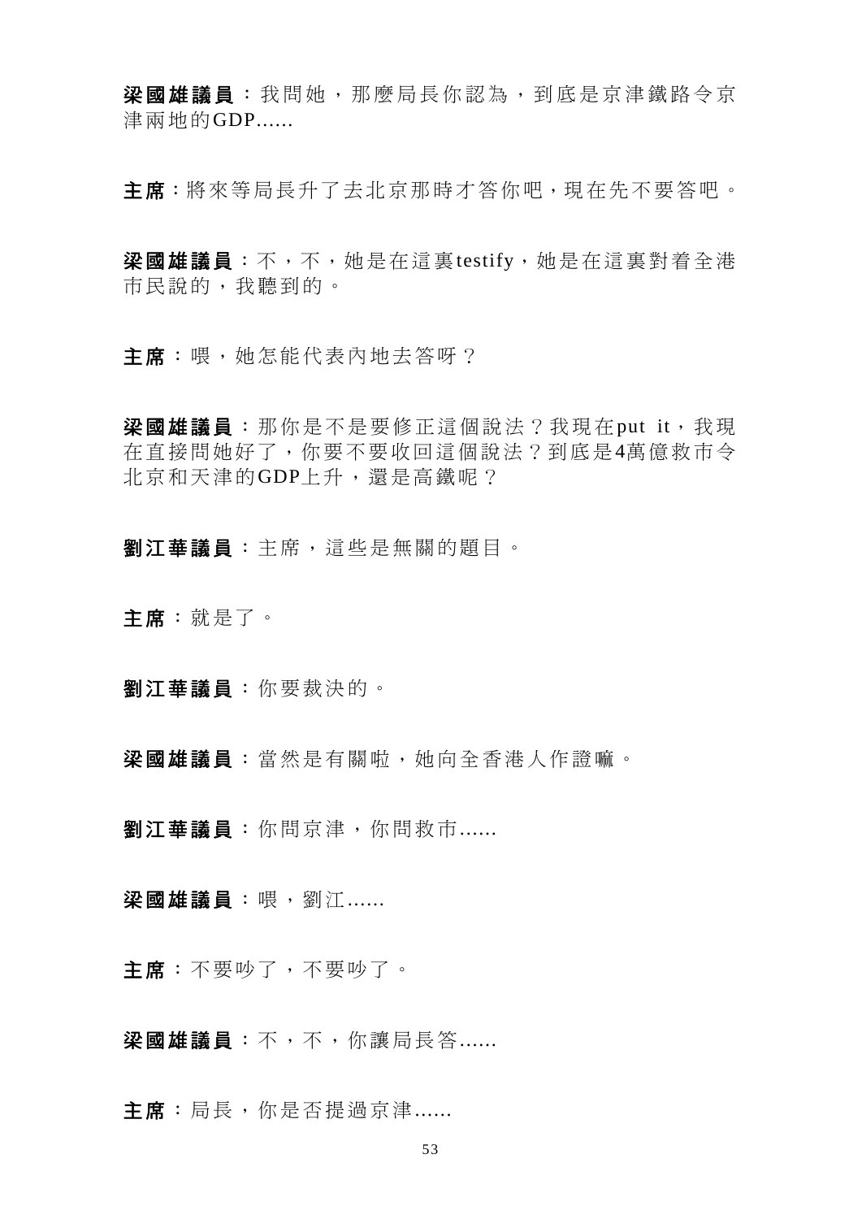**梁國雄議員**：我問她，那麼局長你認為，到底是京津鐵路令京津兩地的GDP......

**主席**：將來等局長升了去北京那時才答你吧，現在先不要答吧。

**梁國雄議員**：不，不，她是在這裏testify，她是在這裏對着全港市民說的，我聽到的。

**主席**：喂，她怎能代表內地去答呀？

**梁國雄議員**：那你是不是要修正這個說法？我現在put it，我現在直接問她好了，你要不要收回這個說法？到底是4萬億救市令北京和天津的GDP上升，還是高鐵呢？

**劉江華議員**：主席，這些是無關的題目。

**主席**：就是了。

**劉江華議員**：你要裁決的。

**梁國雄議員**：當然是有關啦，她向全香港人作證嘛。

**劉江華議員**：你問京津，你問救市......

**梁國雄議員**：喂，劉江......

**主席**：不要吵了，不要吵了。

**梁國雄議員**：不，不，你讓局長答......

**主席**：局長，你是否提過京津......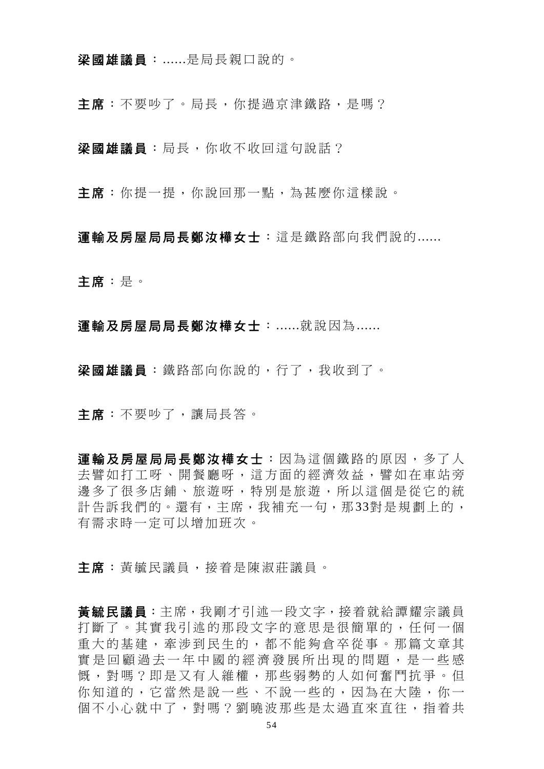**梁國雄議員**：......是局長親口說的。

**主席**：不要吵了。局長，你提過京津鐵路，是嗎？

**梁國雄議員**：局長，你收不收回這句說話？

**主席**：你提一提，你說回那一點，為甚麼你這樣說。

**運輸及房屋局局長鄭汝樺女士**：這是鐵路部向我們說的......

**主席**：是。

**運輸及房屋局局長鄭汝樺女士**：......就說因為......

**梁國雄議員**：鐵路部向你說的，行了，我收到了。

**主席**：不要吵了，讓局長答。

**運輸及房屋局局長鄭汝樺女士**：因為這個鐵路的原因，多了人去譬如打工呀、開餐廳呀，這方面的經濟效益，譬如在車站旁邊多了很多店鋪、旅遊呀，特別是旅遊，所以這個是從它的統計告訴我們的。還有，主席，我補充一句，那33對是規劃上的，有需求時一定可以增加班次。

**主席**：黃毓民議員，接着是陳淑莊議員。

**黃毓民議員**：主席，我剛才引述一段文字，接着就給譚耀宗議員打斷了。其實我引述的那段文字的意思是很簡單的，任何一個重大的基建，牽涉到民生的，都不能夠倉卒從事。那篇文章其實是回顧過去一年中國的經濟發展所出現的問題，是一些感慨，對嗎？即是又有人維權，那些弱勢的人如何奮鬥抗爭。但你知道的，它當然是說一些、不說一些的，因為在大陸，你一個不小心就中了，對嗎？劉曉波那些是太過直來直往，指着共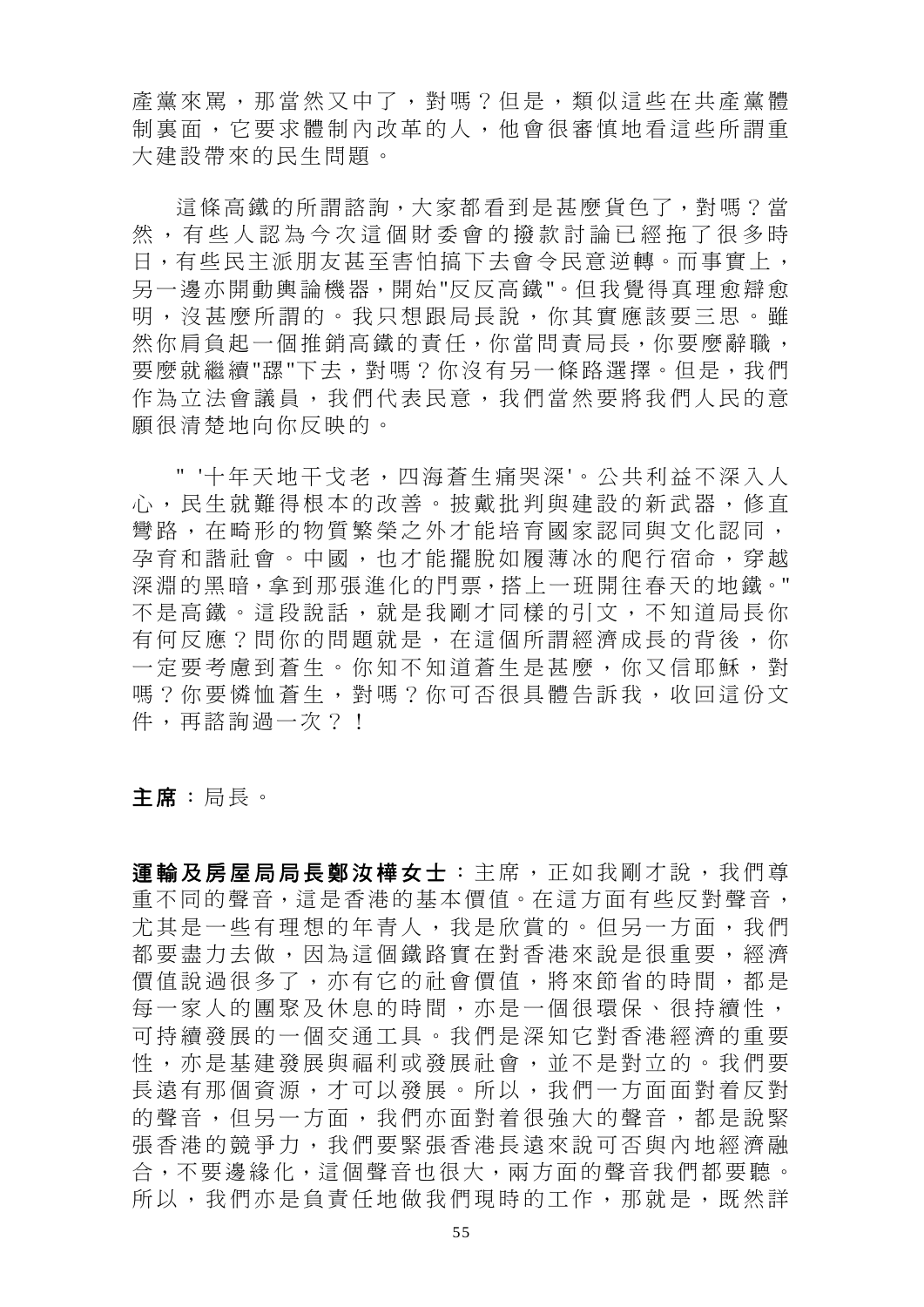產黨來罵，那當然又中了，對嗎？但是，類似這些在共產黨體制裏面，它要求體制內改革的人，他會很審慎地看這些所謂重大建設帶來的民生問題。

這條高鐵的所謂諮詢，大家都看到是甚麼貨色了，對嗎？當然，有些人認為今次這個財委會的撥款討論已經拖了很多時日，有些民主派朋友甚至害怕搞下去會令民意逆轉。而事實上，另一邊亦開動輿論機器，開始"反反高鐵"。但我覺得真理愈辯愈明，沒甚麼所謂的。我只想跟局長說，你其實應該要三思。雖然你肩負起一個推銷高鐵的責任，你當問責局長，你要麼辭職，要麼就繼續"謬"下去，對嗎？你沒有另一條路選擇。但是，我們作為立法會議員，我們代表民意，我們當然要將我們人民的意願很清楚地向你反映的。

" '十年天地干戈老，四海蒼生痛哭深'。公共利益不深入人心，民生就難得根本的改善。披戴批判與建設的新武器，修直彎路，在畸形的物質繁榮之外才能培育國家認同與文化認同，孕育和諧社會。中國，也才能擺脫如履薄冰的爬行宿命，穿越深淵的黑暗，拿到那張進化的門票，搭上一班開往春天的地鐵。" 不是高鐵。這段說話，就是我剛才同樣的引文，不知道局長你有何反應？問你的問題就是，在這個所謂經濟成長的背後，你一定要考慮到蒼生。你知不知道蒼生是甚麼，你又信耶穌，對嗎？你要憐恤蒼生，對嗎？你可否很具體告訴我，收回這份文件，再諮詢過一次？！

**主席**：局長。

**運輸及房屋局局長鄭汝樺女士**：主席，正如我剛才說，我們尊重不同的聲音，這是香港的基本價值。在這方面有些反對聲音，尤其是一些有理想的年青人，我是欣賞的。但另一方面，我們都要盡力去做，因為這個鐵路實在對香港來說是很重要，經濟價值說過很多了，亦有它的社會價值，將來節省的時間，都是每一家人的團聚及休息的時間，亦是一個很環保、很持續性，可持續發展的一個交通工具。我們是深知它對香港經濟的重要性，亦是基建發展與福利或發展社會，並不是對立的。我們要長遠有那個資源，才可以發展。所以，我們一方面面對着反對的聲音，但另一方面，我們亦面對着很強大的聲音，都是說緊張香港的競爭力，我們要緊張香港長遠來說可否與內地經濟融合，不要邊緣化，這個聲音也很大，兩方面的聲音我們都要聽。所以，我們亦是負責任地做我們現時的工作，那就是，既然詳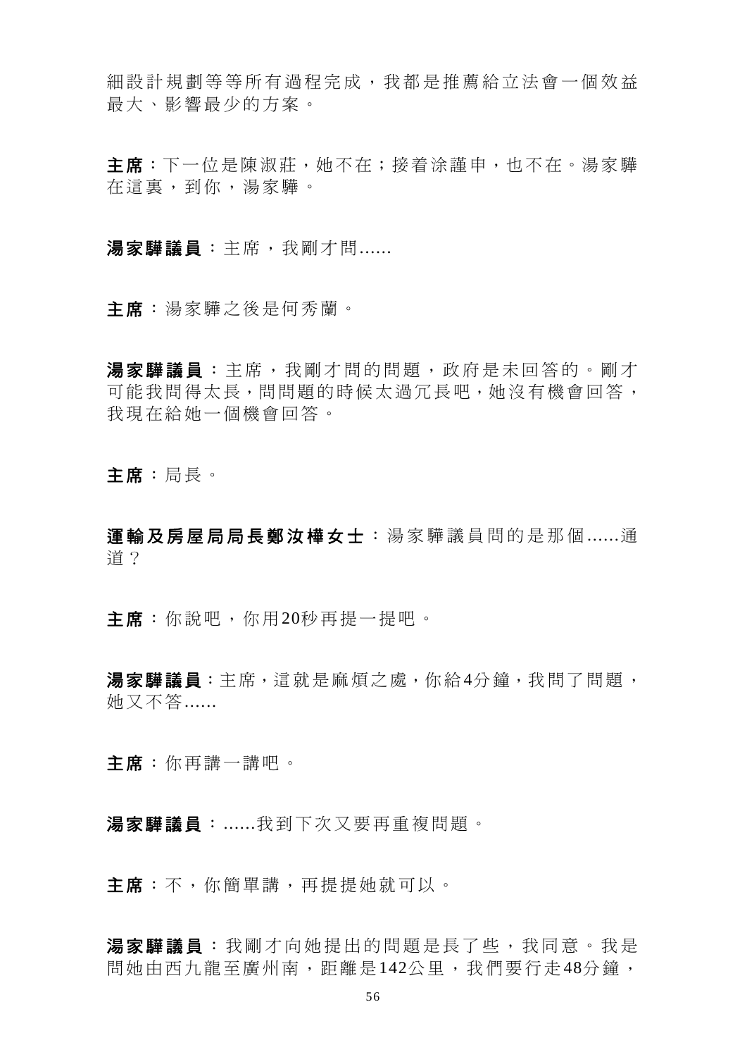細設計規劃等等所有過程完成，我都是推薦給立法會一個效益最大、影響最少的方案。

**主席**：下一位是陳淑莊，她不在；接着涂謹申，也不在。湯家驊在這裏，到你，湯家驊。

**湯家驊議員**：主席，我剛才問......

**主席**：湯家驊之後是何秀蘭。

**湯家驊議員**：主席，我剛才問的問題，政府是未回答的。剛才可能我問得太長，問問題的時候太過冗長吧，她沒有機會回答，我現在給她一個機會回答。

**主席**：局長。

**運輸及房屋局局長鄭汝樺女士**：湯家驊議員問的是那個......通道？

**主席**：你說吧，你用20秒再提一提吧。

**湯家驊議員**：主席，這就是麻煩之處，你給4分鐘，我問了問題，她又不答......

**主席**：你再講一講吧。

**湯家驊議員**：......我到下次又要再重複問題。

**主席**：不，你簡單講，再提提她就可以。

**湯家驊議員**：我剛才向她提出的問題是長了些，我同意。我是問她由西九龍至廣州南，距離是142公里，我們要行走48分鐘，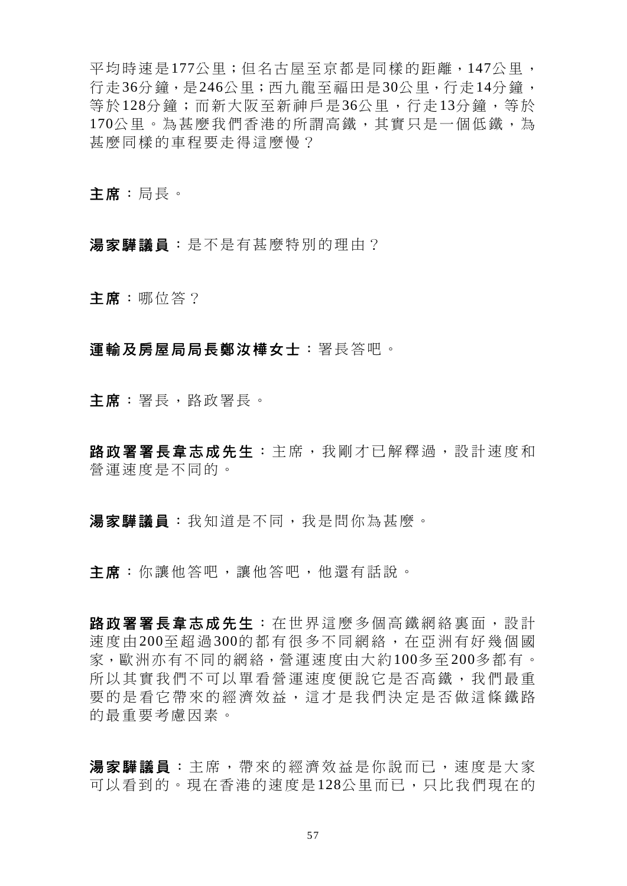平均時速是177公里；但名古屋至京都是同樣的距離，147公里，行走36分鐘，是246公里；西九龍至福田是30公里，行走14分鐘，等於128分鐘；而新大阪至新神戶是36公里，行走13分鐘，等於170公里。為甚麼我們香港的所謂高鐵，其實只是一個低鐵，為甚麼同樣的車程要走得這麼慢？

**主席**：局長。

**湯家驊議員**：是不是有甚麼特別的理由？

**主席**：哪位答？

**運輸及房屋局局長鄭汝樺女士**：署長答吧。

**主席**：署長，路政署長。

**路政署署長韋志成先生**：主席，我剛才已解釋過，設計速度和營運速度是不同的。

**湯家驊議員**：我知道是不同，我是問你為甚麼。

**主席**：你讓他答吧，讓他答吧，他還有話說。

**路政署署長韋志成先生**：在世界這麼多個高鐵網絡裏面，設計速度由200至超過300的都有很多不同網絡，在亞洲有好幾個國家，歐洲亦有不同的網絡，營運速度由大約100多至200多都有。所以其實我們不可以單看營運速度便說它是否高鐵，我們最重要的是看它帶來的經濟效益，這才是我們決定是否做這條鐵路的最重要考慮因素。

**湯家驊議員**：主席，帶來的經濟效益是你說而已，速度是大家可以看到的。現在香港的速度是128公里而已，只比我們現在的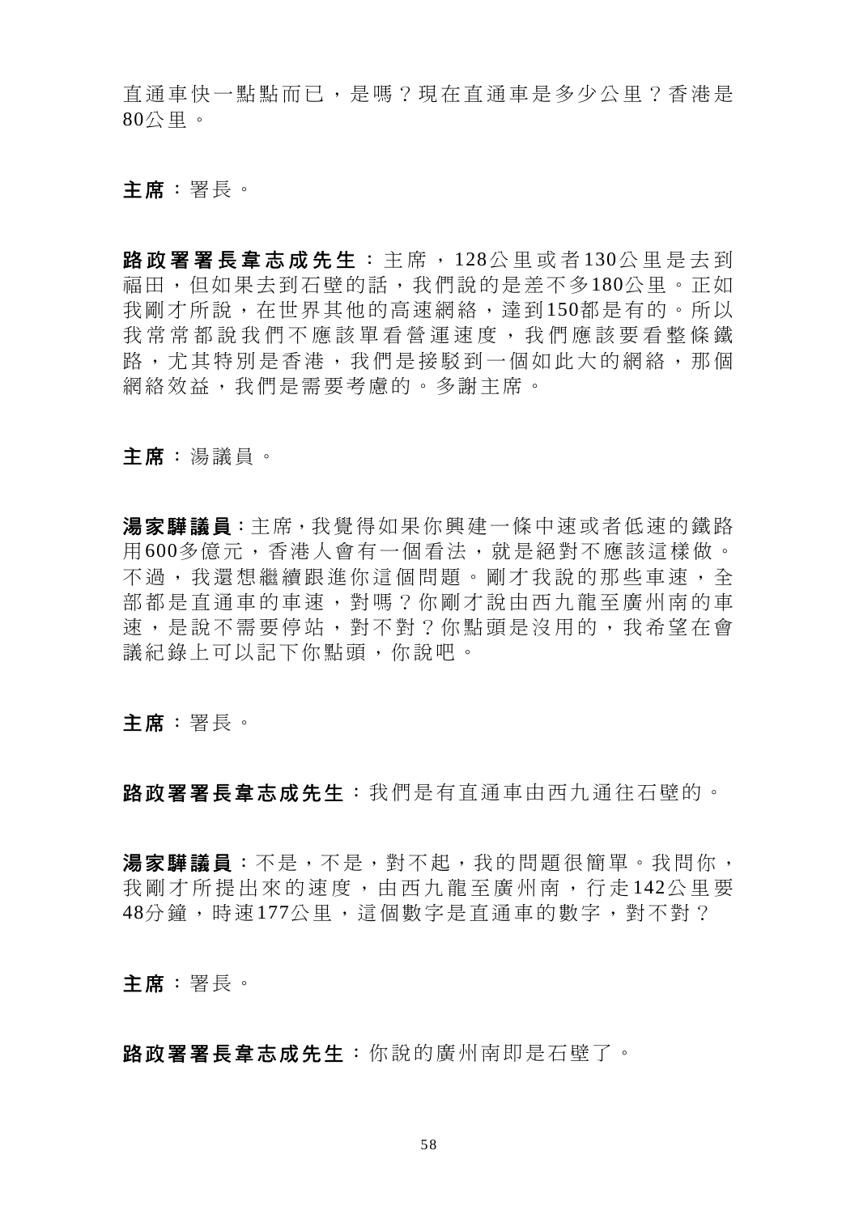直通車快一點點而已，是嗎？現在直通車是多少公里？香港是80公里。

**主席**：署長。

**路政署署長韋志成先生**：主席，128公里或者130公里是去到福田，但如果去到石壁的話，我們說的是差不多180公里。正如我剛才所說，在世界其他的高速網絡，達到150都是有的。所以我常常都說我們不應該單看營運速度，我們應該要看整條鐵路，尤其特別是香港，我們是接駁到一個如此大的網絡，那個網絡效益，我們是需要考慮的。多謝主席。

**主席**：湯議員。

**湯家驊議員**：主席，我覺得如果你興建一條中速或者低速的鐵路用600多億元，香港人會有一個看法，就是絕對不應該這樣做。不過，我還想繼續跟進你這個問題。剛才我說的那些車速，全部都是直通車的車速，對嗎？你剛才說由西九龍至廣州南的車速，是說不需要停站，對不對？你點頭是沒用的，我希望在會議紀錄上可以記下你點頭，你說吧。

**主席**：署長。

**路政署署長韋志成先生**：我們是有直通車由西九通往石壁的。

**湯家驊議員**：不是，不是，對不起，我的問題很簡單。我問你，我剛才所提出來的速度，由西九龍至廣州南，行走142公里要48分鐘，時速177公里，這個數字是直通車的數字，對不對？

**主席**：署長。

**路政署署長韋志成先生**：你說的廣州南即是石壁了。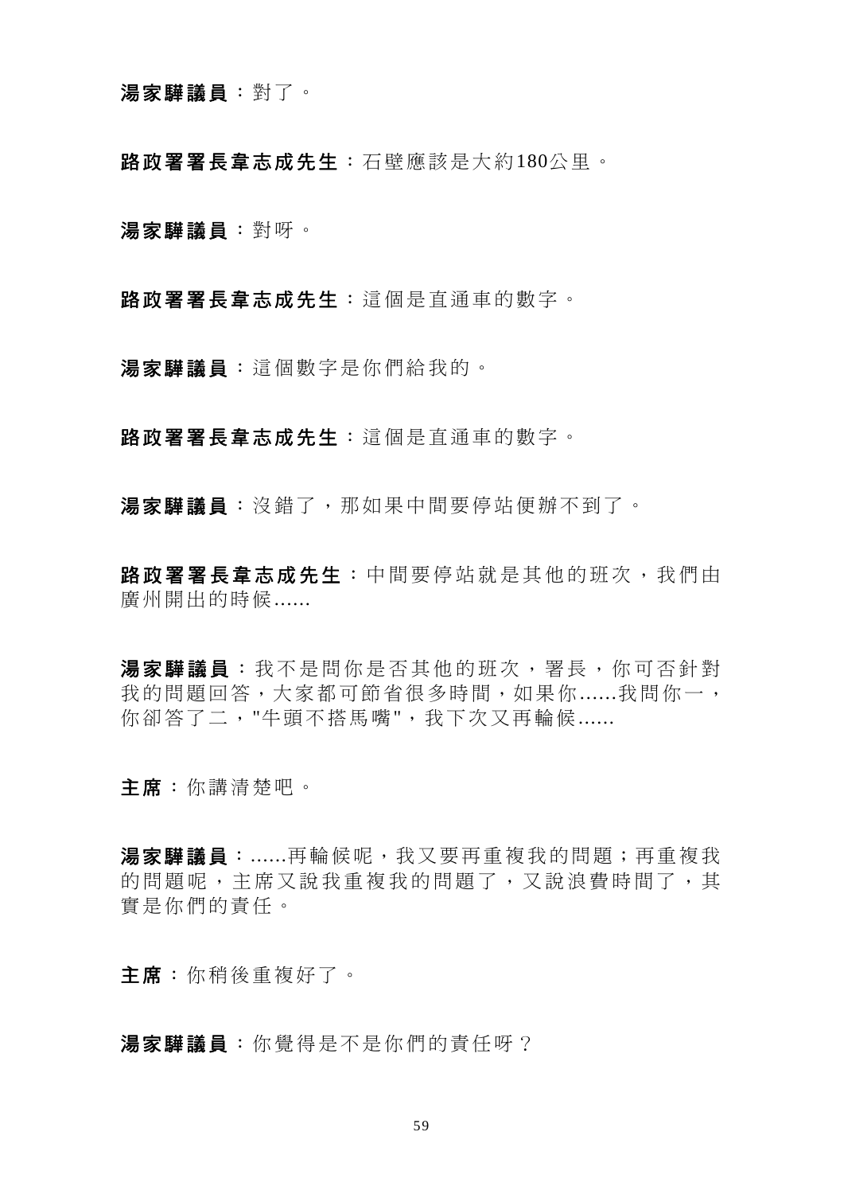**湯家驊議員**：對了。

**路政署署長韋志成先生**：石壁應該是大約180公里。

**湯家驊議員**：對呀。

**路政署署長韋志成先生**：這個是直通車的數字。

**湯家驊議員**：這個數字是你們給我的。

**路政署署長韋志成先生**：這個是直通車的數字。

**湯家驊議員**：沒錯了，那如果中間要停站便辦不到了。

**路政署署長韋志成先生**：中間要停站就是其他的班次，我們由廣州開出的時候......

**湯家驊議員**：我不是問你是否其他的班次，署長，你可否針對我的問題回答，大家都可節省很多時間，如果你......我問你一，你卻答了二，"牛頭不搭馬嘴"，我下次又再輪候......

**主席**：你講清楚吧。

**湯家驊議員**：......再輪候呢，我又要再重複我的問題；再重複我的問題呢，主席又說我重複我的問題了，又說浪費時間了，其實是你們的責任。

**主席**：你稍後重複好了。

**湯家驊議員**：你覺得是不是你們的責任呀？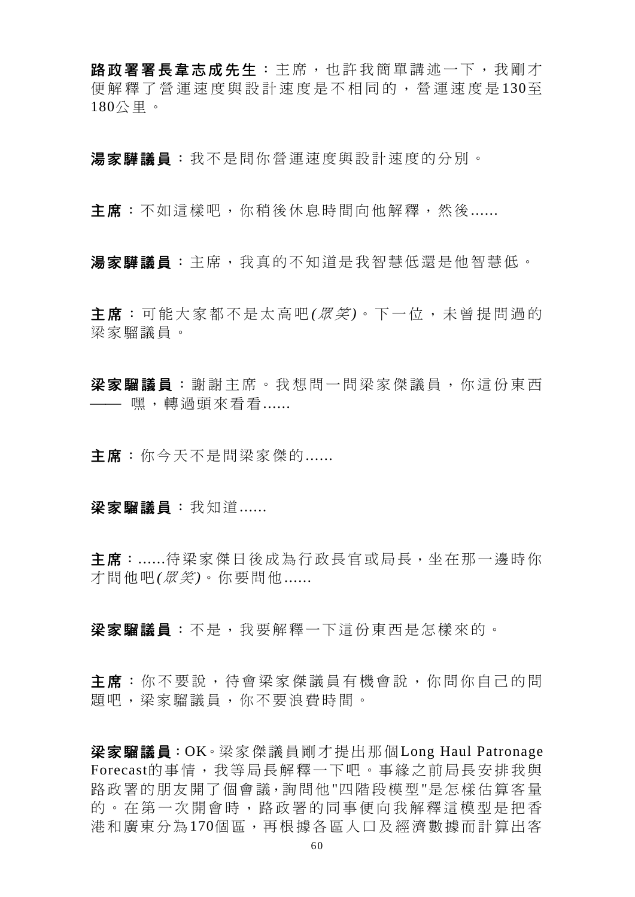**路政署署長韋志成先生**：主席，也許我簡單講述一下，我剛才便解釋了營運速度與設計速度是不相同的，營運速度是130至180公里。

**湯家驊議員**：我不是問你營運速度與設計速度的分別。

**主席**：不如這樣吧，你稍後休息時間向他解釋，然後......

**湯家驊議員**：主席，我真的不知道是我智慧低還是他智慧低。

**主席**：可能大家都不是太高吧*(眾笑)*。下一位，未曾提問過的梁家騮議員。

**梁家騮議員**：謝謝主席。我想問一問梁家傑議員，你這份東西 —— 嘿，轉過頭來看看......

**主席**：你今天不是問梁家傑的......

**梁家騮議員**：我知道......

**主席**：......待梁家傑日後成為行政長官或局長，坐在那一邊時你才問他吧*(眾笑)*。你要問他......

**梁家騮議員**：不是，我要解釋一下這份東西是怎樣來的。

**主席**：你不要說，待會梁家傑議員有機會說，你問你自己的問題吧，梁家騮議員，你不要浪費時間。

**梁家騮議員**：OK。梁家傑議員剛才提出那個Long Haul Patronage Forecast的事情，我等局長解釋一下吧。事緣之前局長安排我與路政署的朋友開了個會議，詢問他"四階段模型"是怎樣估算客量的。在第一次開會時，路政署的同事便向我解釋這模型是把香港和廣東分為170個區，再根據各區人口及經濟數據而計算出客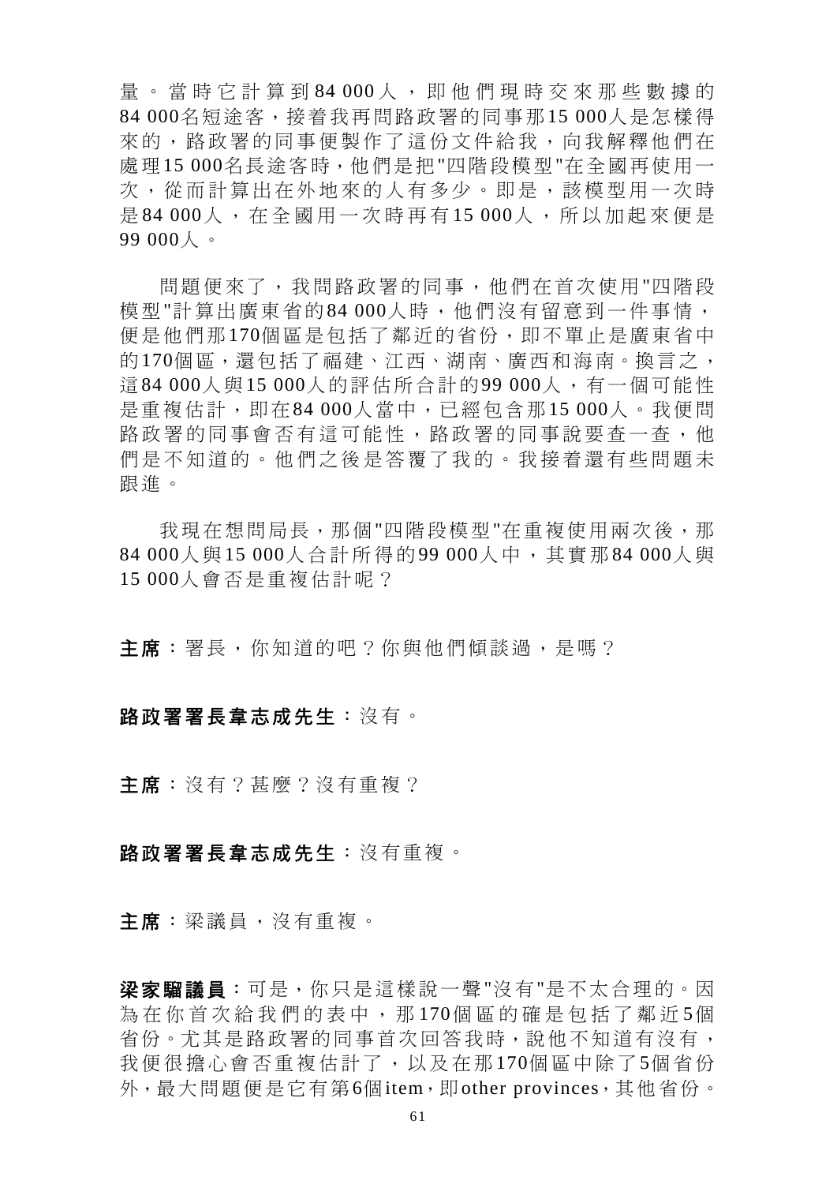量。當時它計算到84 000人，即他們現時交來那些數據的84 000名短途客，接着我再問路政署的同事那15 000人是怎樣得來的，路政署的同事便製作了這份文件給我，向我解釋他們在處理15 000名長途客時，他們是把"四階段模型"在全國再使用一次，從而計算出在外地來的人有多少。即是，該模型用一次時是84 000人，在全國用一次時再有15 000人，所以加起來便是99 000人。

問題便來了，我問路政署的同事，他們在首次使用"四階段模型"計算出廣東省的84 000人時，他們沒有留意到一件事情，便是他們那170個區是包括了鄰近的省份，即不單止是廣東省中的170個區，還包括了福建、江西、湖南、廣西和海南。換言之，這84 000人與15 000人的評估所合計的99 000人，有一個可能性是重複估計，即在84 000人當中，已經包含那15 000人。我便問路政署的同事會否有這可能性，路政署的同事說要查一查，他們是不知道的。他們之後是答覆了我的。我接着還有些問題未跟進。

我現在想問局長，那個"四階段模型"在重複使用兩次後，那84 000人與15 000人合計所得的99 000人中，其實那84 000人與15 000人會否是重複估計呢？

**主席**：署長，你知道的吧？你與他們傾談過，是嗎？

**路政署署長韋志成先生**：沒有。

**主席**：沒有？甚麼？沒有重複？

**路政署署長韋志成先生**：沒有重複。

**主席**：梁議員，沒有重複。

**梁家騮議員**：可是，你只是這樣說一聲"沒有"是不太合理的。因為在你首次給我們的表中，那170個區的確是包括了鄰近5個省份。尤其是路政署的同事首次回答我時，說他不知道有沒有，我便很擔心會否重複估計了，以及在那170個區中除了5個省份外，最大問題便是它有第6個item，即other provinces，其他省份。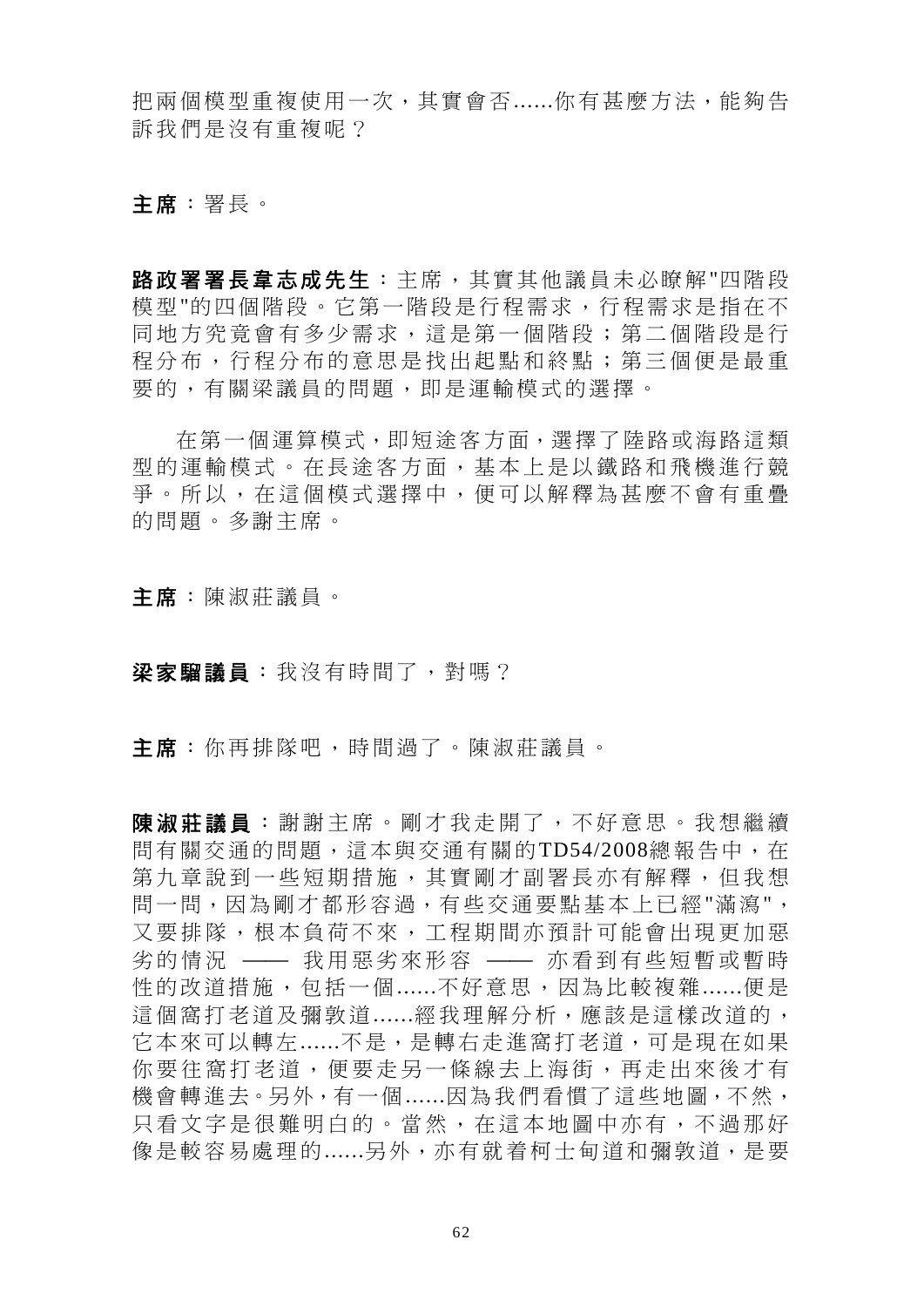把兩個模型重複使用一次，其實會否......你有甚麼方法，能夠告訴我們是沒有重複呢？

**主席**：署長。

**路政署署長韋志成先生**：主席，其實其他議員未必瞭解"四階段模型"的四個階段。它第一階段是行程需求，行程需求是指在不同地方究竟會有多少需求，這是第一個階段；第二個階段是行程分布，行程分布的意思是找出起點和終點；第三個便是最重要的，有關梁議員的問題，即是運輸模式的選擇。

在第一個運算模式，即短途客方面，選擇了陸路或海路這類型的運輸模式。在長途客方面，基本上是以鐵路和飛機進行競爭。所以，在這個模式選擇中，便可以解釋為甚麼不會有重疊的問題。多謝主席。

**主席**：陳淑莊議員。

**梁家騮議員**：我沒有時間了，對嗎？

**主席**：你再排隊吧，時間過了。陳淑莊議員。

**陳淑莊議員**：謝謝主席。剛才我走開了，不好意思。我想繼續問有關交通的問題，這本與交通有關的TD54/2008總報告中，在第九章說到一些短期措施，其實剛才副署長亦有解釋，但我想問一問，因為剛才都形容過，有些交通要點基本上已經"滿瀉"，又要排隊，根本負荷不來，工程期間亦預計可能會出現更加惡劣的情況 —— 我用惡劣來形容 —— 亦看到有些短暫或暫時性的改道措施，包括一個......不好意思，因為比較複雜......便是這個窩打老道及彌敦道......經我理解分析，應該是這樣改道的，它本來可以轉左......不是，是轉右走進窩打老道，可是現在如果你要往窩打老道，便要走另一條線去上海街，再走出來後才有機會轉進去。另外，有一個......因為我們看慣了這些地圖，不然，只看文字是很難明白的。當然，在這本地圖中亦有，不過那好像是較容易處理的......另外，亦有就着柯士甸道和彌敦道，是要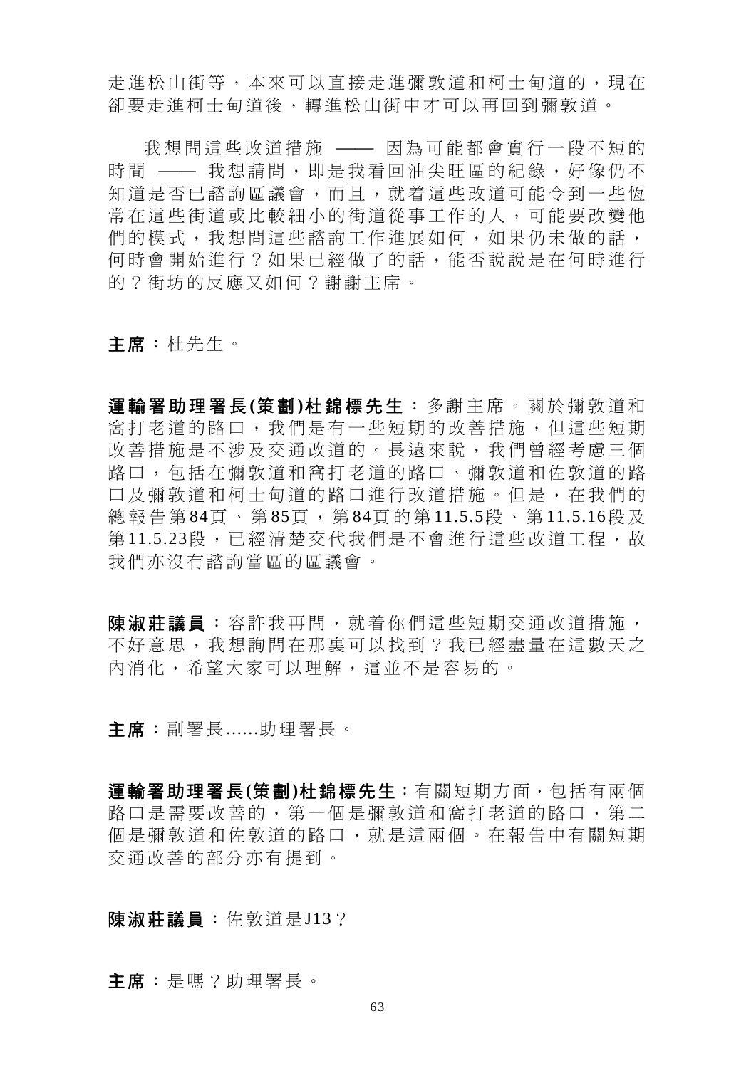走進松山街等，本來可以直接走進彌敦道和柯士甸道的，現在卻要走進柯士甸道後，轉進松山街中才可以再回到彌敦道。

我想問這些改道措施 —— 因為可能都會實行一段不短的時間 —— 我想請問，即是我看回油尖旺區的紀錄，好像仍不知道是否已諮詢區議會，而且，就着這些改道可能令到一些恆常在這些街道或比較細小的街道從事工作的人，可能要改變他們的模式，我想問這些諮詢工作進展如何，如果仍未做的話，何時會開始進行？如果已經做了的話，能否說說是在何時進行的？街坊的反應又如何？謝謝主席。

**主席**：杜先生。

**運輸署助理署長(策劃)杜錦標先生**：多謝主席。關於彌敦道和窩打老道的路口，我們是有一些短期的改善措施，但這些短期改善措施是不涉及交通改道的。長遠來說，我們曾經考慮三個路口，包括在彌敦道和窩打老道的路口、彌敦道和佐敦道的路口及彌敦道和柯士甸道的路口進行改道措施。但是，在我們的總報告第84頁、第85頁，第84頁的第11.5.5段、第11.5.16段及第11.5.23段，已經清楚交代我們是不會進行這些改道工程，故我們亦沒有諮詢當區的區議會。

**陳淑莊議員**：容許我再問，就着你們這些短期交通改道措施，不好意思，我想詢問在那裏可以找到？我已經盡量在這數天之內消化，希望大家可以理解，這並不是容易的。

**主席**：副署長......助理署長。

**運輸署助理署長(策劃)杜錦標先生**：有關短期方面，包括有兩個路口是需要改善的，第一個是彌敦道和窩打老道的路口，第二個是彌敦道和佐敦道的路口，就是這兩個。在報告中有關短期交通改善的部分亦有提到。

**陳淑莊議員**：佐敦道是J13？

**主席**：是嗎？助理署長。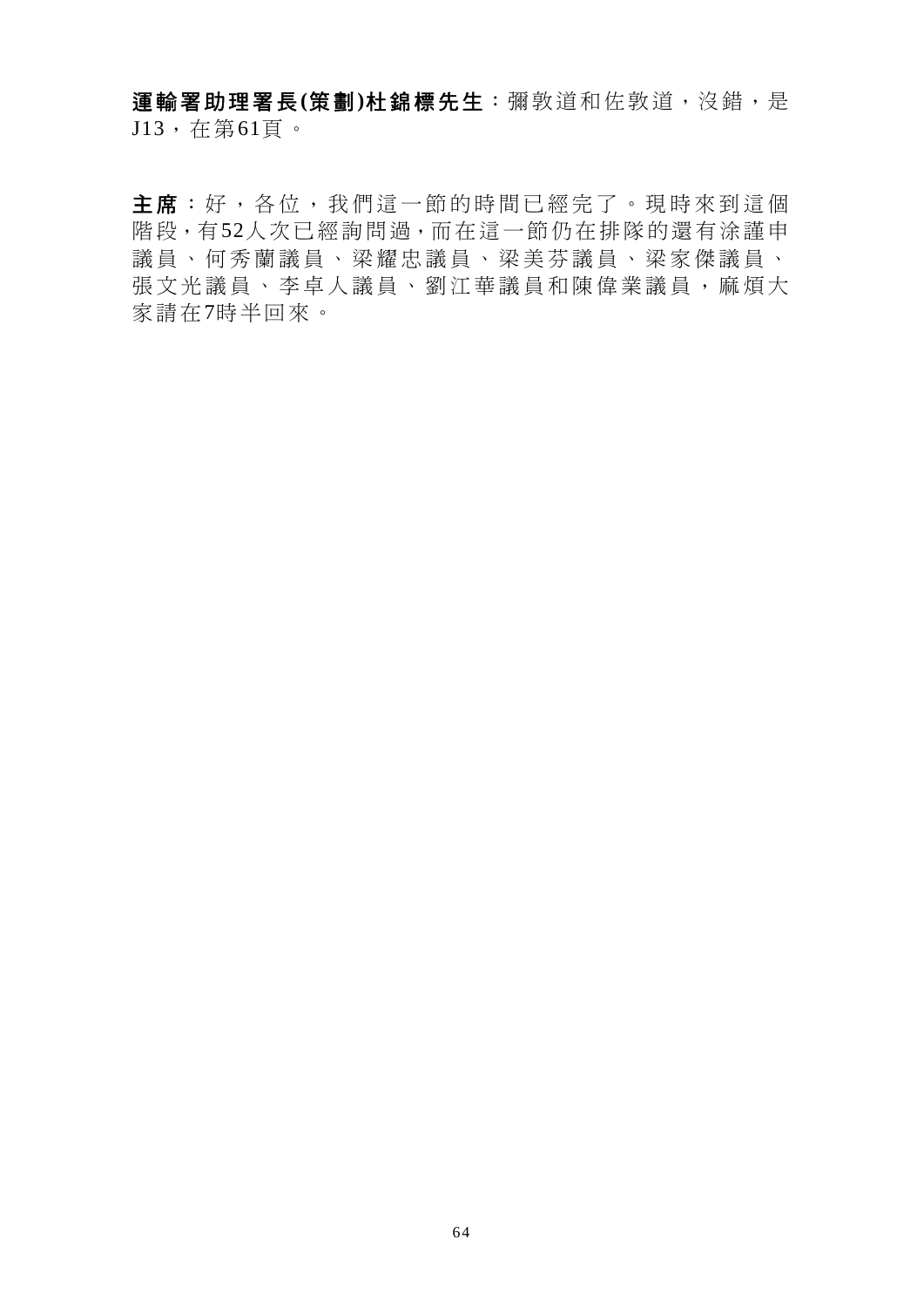**運輸署助理署長(策劃)杜錦標先生**：彌敦道和佐敦道，沒錯，是J13，在第61頁。

**主席**：好，各位，我們這一節的時間已經完了。現時來到這個階段，有52人次已經詢問過，而在這一節仍在排隊的還有涂謹申議員、何秀蘭議員、梁耀忠議員、梁美芬議員、梁家傑議員、張文光議員、李卓人議員、劉江華議員和陳偉業議員，麻煩大家請在7時半回來。